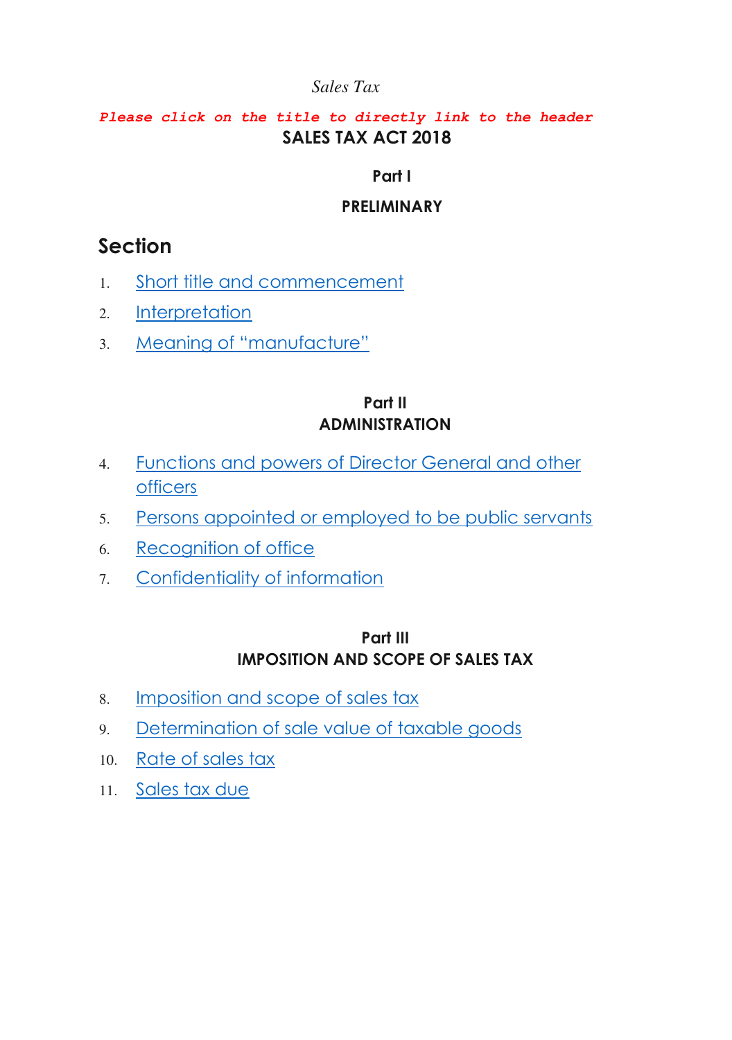*Sales Tax*

*Please click on the title to directly link to the header*

# SALES TAX ACT 2018

## Part I

## PRELIMINARY

### Section

1. Short title and commencement
2. Interpretation
3. Meaning of "manufacture"

## Part II
## ADMINISTRATION

4. Functions and powers of Director General and other officers
5. Persons appointed or employed to be public servants
6. Recognition of office
7. Confidentiality of information

## Part III
## IMPOSITION AND SCOPE OF SALES TAX

8. Imposition and scope of sales tax
9. Determination of sale value of taxable goods
10. Rate of sales tax
11. Sales tax due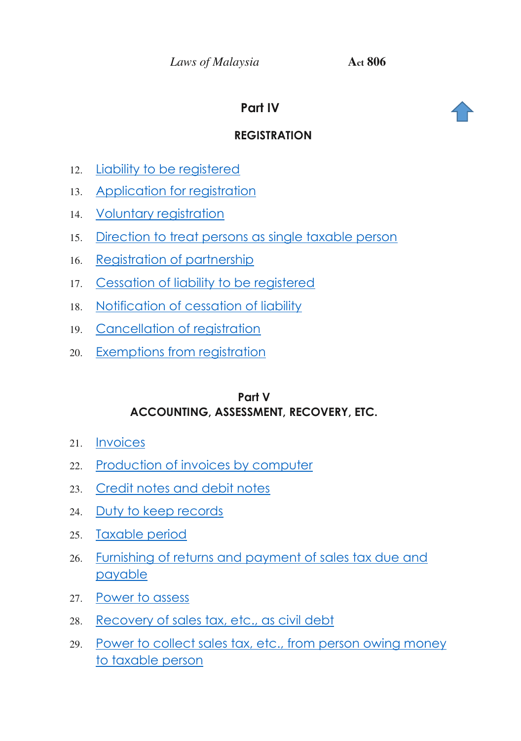## Part IV

### REGISTRATION

12. Liability to be registered
13. Application for registration
14. Voluntary registration
15. Direction to treat persons as single taxable person
16. Registration of partnership
17. Cessation of liability to be registered
18. Notification of cessation of liability
19. Cancellation of registration
20. Exemptions from registration

## Part V

### ACCOUNTING, ASSESSMENT, RECOVERY, ETC.

21. Invoices
22. Production of invoices by computer
23. Credit notes and debit notes
24. Duty to keep records
25. Taxable period
26. Furnishing of returns and payment of sales tax due and payable
27. Power to assess
28. Recovery of sales tax, etc., as civil debt
29. Power to collect sales tax, etc., from person owing money to taxable person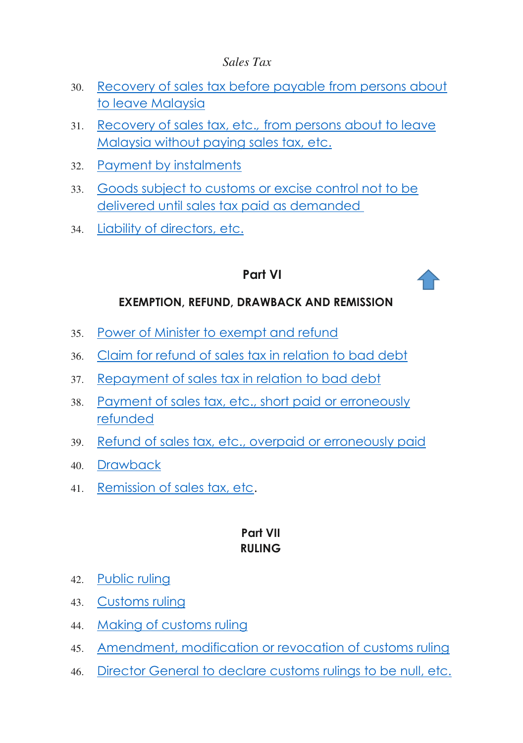*Sales Tax*

30. Recovery of sales tax before payable from persons about to leave Malaysia
31. Recovery of sales tax, etc., from persons about to leave Malaysia without paying sales tax, etc.
32. Payment by instalments
33. Goods subject to customs or excise control not to be delivered until sales tax paid as demanded
34. Liability of directors, etc.

## Part VI

### EXEMPTION, REFUND, DRAWBACK AND REMISSION

35. Power of Minister to exempt and refund
36. Claim for refund of sales tax in relation to bad debt
37. Repayment of sales tax in relation to bad debt
38. Payment of sales tax, etc., short paid or erroneously refunded
39. Refund of sales tax, etc., overpaid or erroneously paid
40. Drawback
41. Remission of sales tax, etc.

## Part VII

### RULING

42. Public ruling
43. Customs ruling
44. Making of customs ruling
45. Amendment, modification or revocation of customs ruling
46. Director General to declare customs rulings to be null, etc.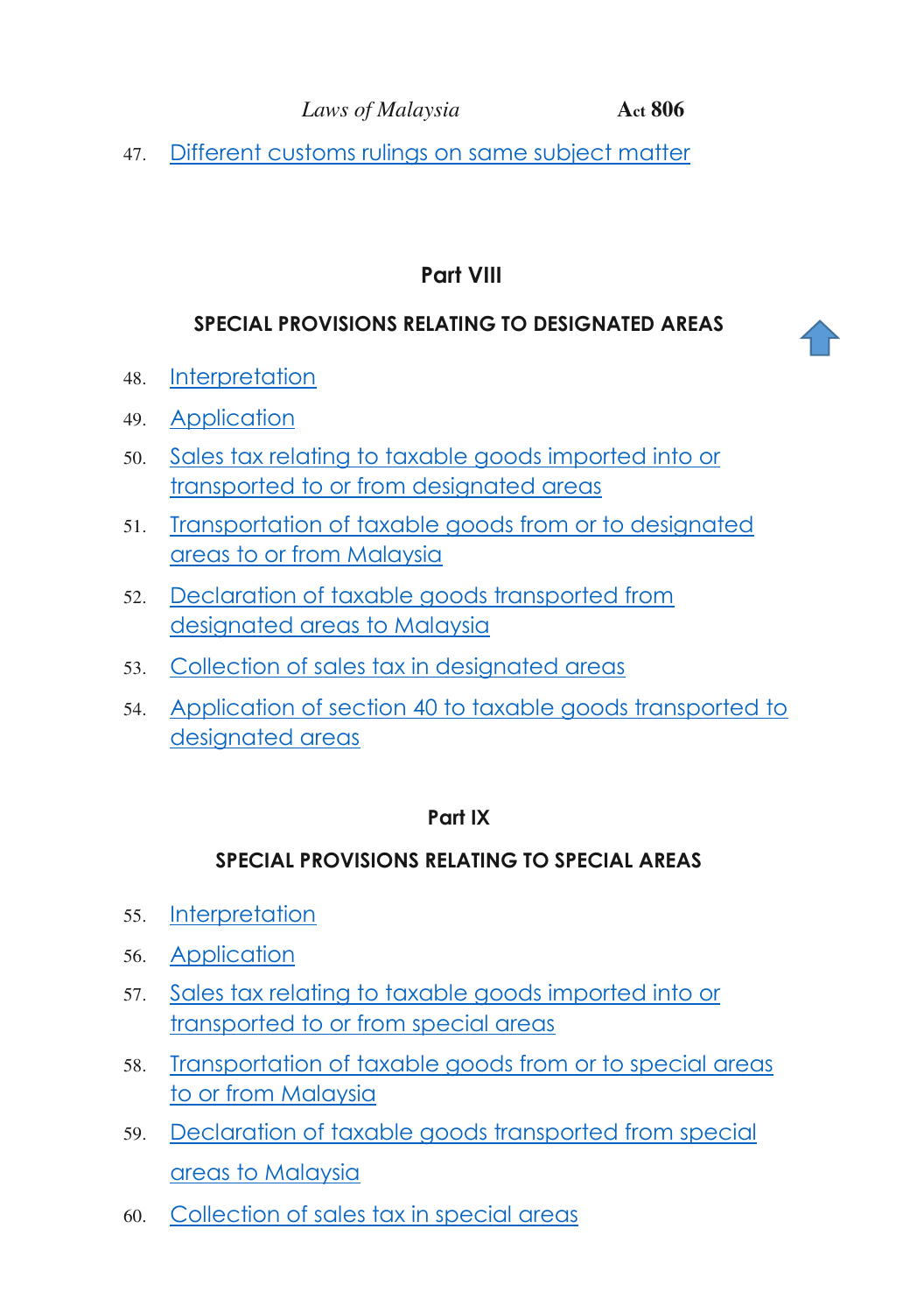47. Different customs rulings on same subject matter

## Part VIII

### SPECIAL PROVISIONS RELATING TO DESIGNATED AREAS

48. Interpretation
49. Application
50. Sales tax relating to taxable goods imported into or transported to or from designated areas
51. Transportation of taxable goods from or to designated areas to or from Malaysia
52. Declaration of taxable goods transported from designated areas to Malaysia
53. Collection of sales tax in designated areas
54. Application of section 40 to taxable goods transported to designated areas

## Part IX

### SPECIAL PROVISIONS RELATING TO SPECIAL AREAS

55. Interpretation
56. Application
57. Sales tax relating to taxable goods imported into or transported to or from special areas
58. Transportation of taxable goods from or to special areas to or from Malaysia
59. Declaration of taxable goods transported from special areas to Malaysia
60. Collection of sales tax in special areas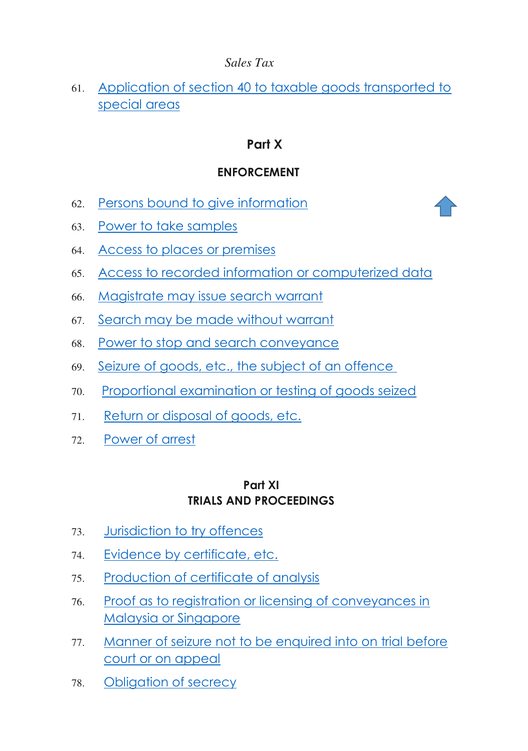*Sales Tax*

61. Application of section 40 to taxable goods transported to special areas

## Part X

## ENFORCEMENT

62. Persons bound to give information

63. Power to take samples

64. Access to places or premises

65. Access to recorded information or computerized data

66. Magistrate may issue search warrant

67. Search may be made without warrant

68. Power to stop and search conveyance

69. Seizure of goods, etc., the subject of an offence

70. Proportional examination or testing of goods seized

71. Return or disposal of goods, etc.

72. Power of arrest

## Part XI
## TRIALS AND PROCEEDINGS

73. Jurisdiction to try offences

74. Evidence by certificate, etc.

75. Production of certificate of analysis

76. Proof as to registration or licensing of conveyances in Malaysia or Singapore

77. Manner of seizure not to be enquired into on trial before court or on appeal

78. Obligation of secrecy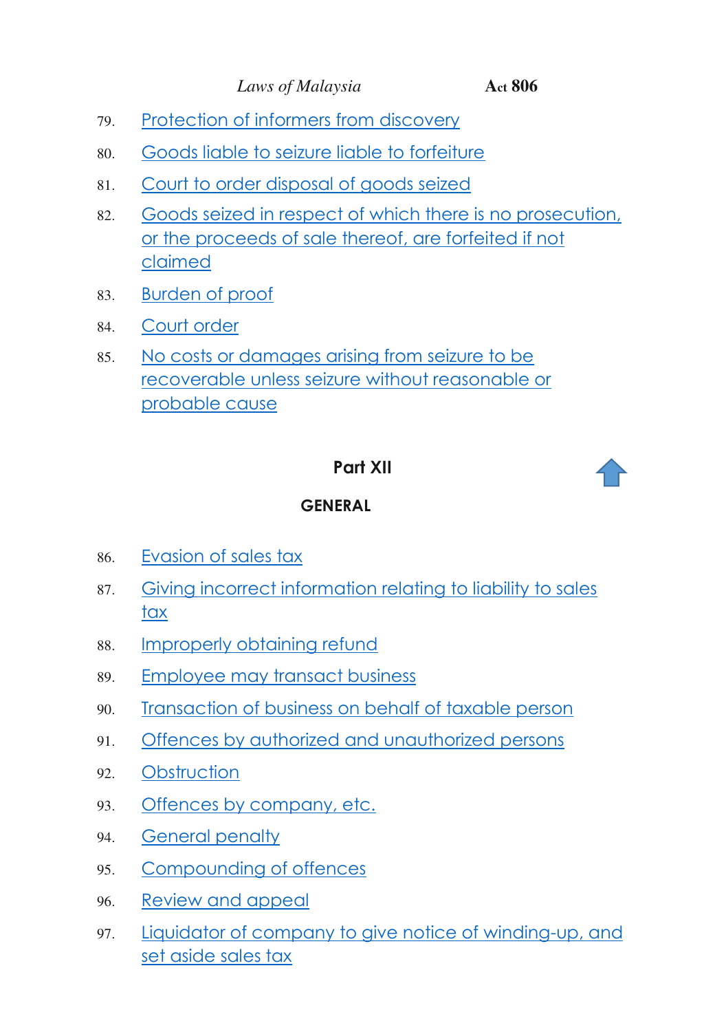79. Protection of informers from discovery

80. Goods liable to seizure liable to forfeiture

81. Court to order disposal of goods seized

82. Goods seized in respect of which there is no prosecution, or the proceeds of sale thereof, are forfeited if not claimed

83. Burden of proof

84. Court order

85. No costs or damages arising from seizure to be recoverable unless seizure without reasonable or probable cause

## Part XII

## GENERAL

86. Evasion of sales tax

87. Giving incorrect information relating to liability to sales tax

88. Improperly obtaining refund

89. Employee may transact business

90. Transaction of business on behalf of taxable person

91. Offences by authorized and unauthorized persons

92. Obstruction

93. Offences by company, etc.

94. General penalty

95. Compounding of offences

96. Review and appeal

97. Liquidator of company to give notice of winding-up, and set aside sales tax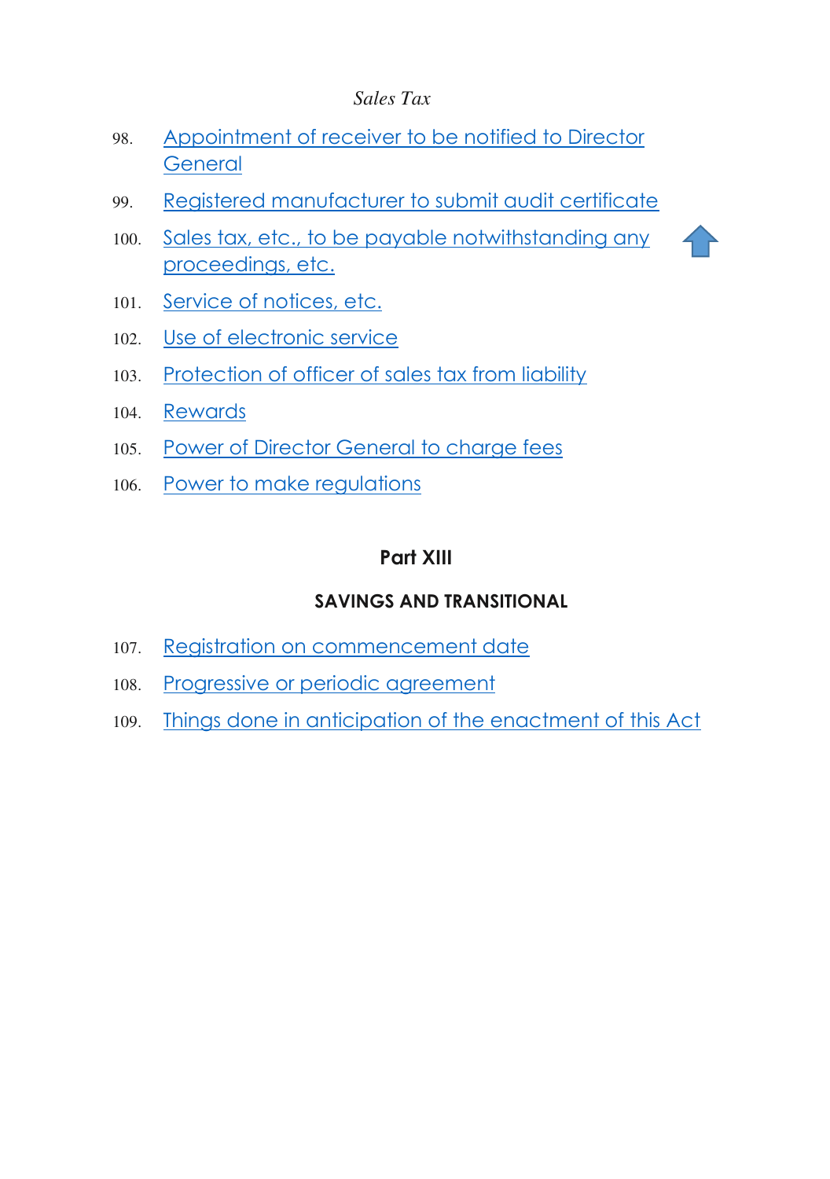98. Appointment of receiver to be notified to Director General

99. Registered manufacturer to submit audit certificate

100. Sales tax, etc., to be payable notwithstanding any proceedings, etc.

101. Service of notices, etc.

102. Use of electronic service

103. Protection of officer of sales tax from liability

104. Rewards

105. Power of Director General to charge fees

106. Power to make regulations

## Part XIII

### SAVINGS AND TRANSITIONAL

107. Registration on commencement date

108. Progressive or periodic agreement

109. Things done in anticipation of the enactment of this Act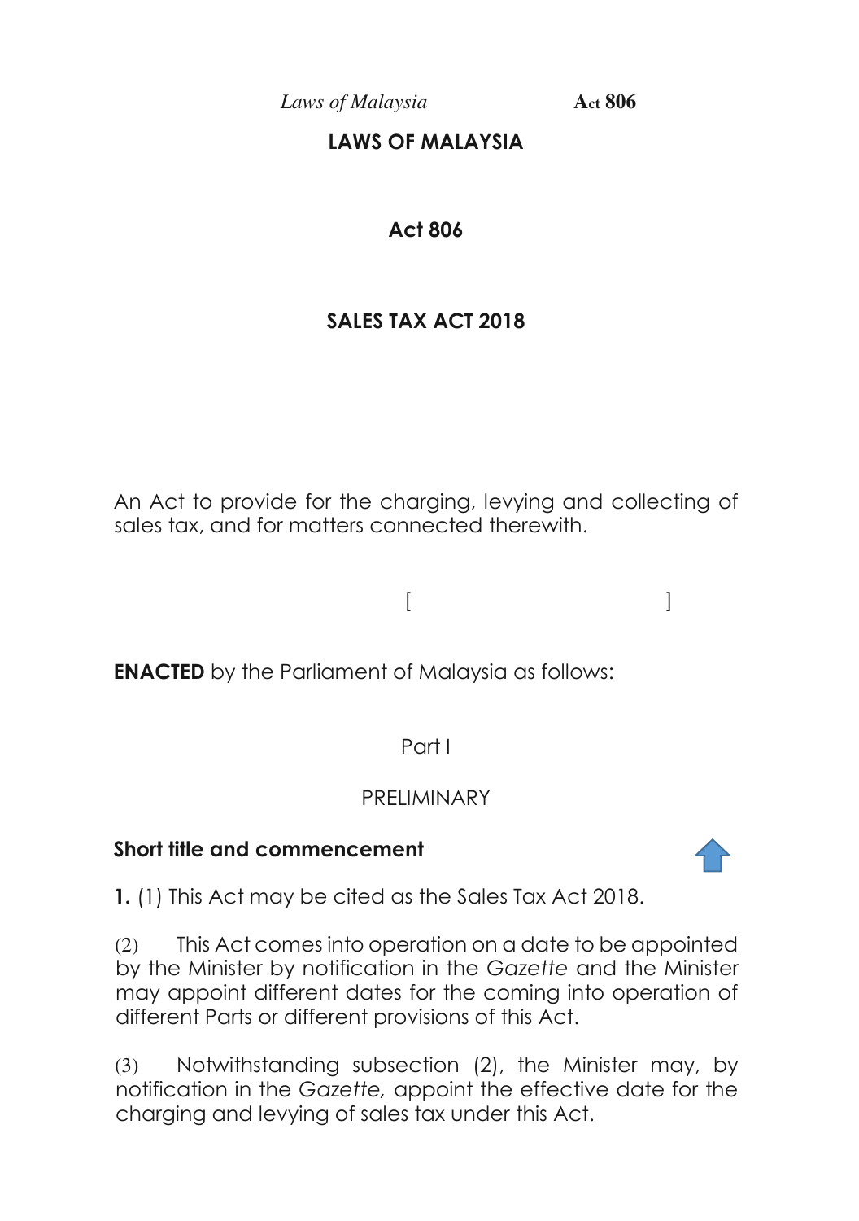# LAWS OF MALAYSIA

## Act 806

## SALES TAX ACT 2018

An Act to provide for the charging, levying and collecting of sales tax, and for matters connected therewith.

[ ]

**ENACTED** by the Parliament of Malaysia as follows:

Part I

PRELIMINARY

### Short title and commencement

**1.** (1) This Act may be cited as the Sales Tax Act 2018.

(2) This Act comes into operation on a date to be appointed by the Minister by notification in the *Gazette* and the Minister may appoint different dates for the coming into operation of different Parts or different provisions of this Act.

(3) Notwithstanding subsection (2), the Minister may, by notification in the *Gazette,* appoint the effective date for the charging and levying of sales tax under this Act.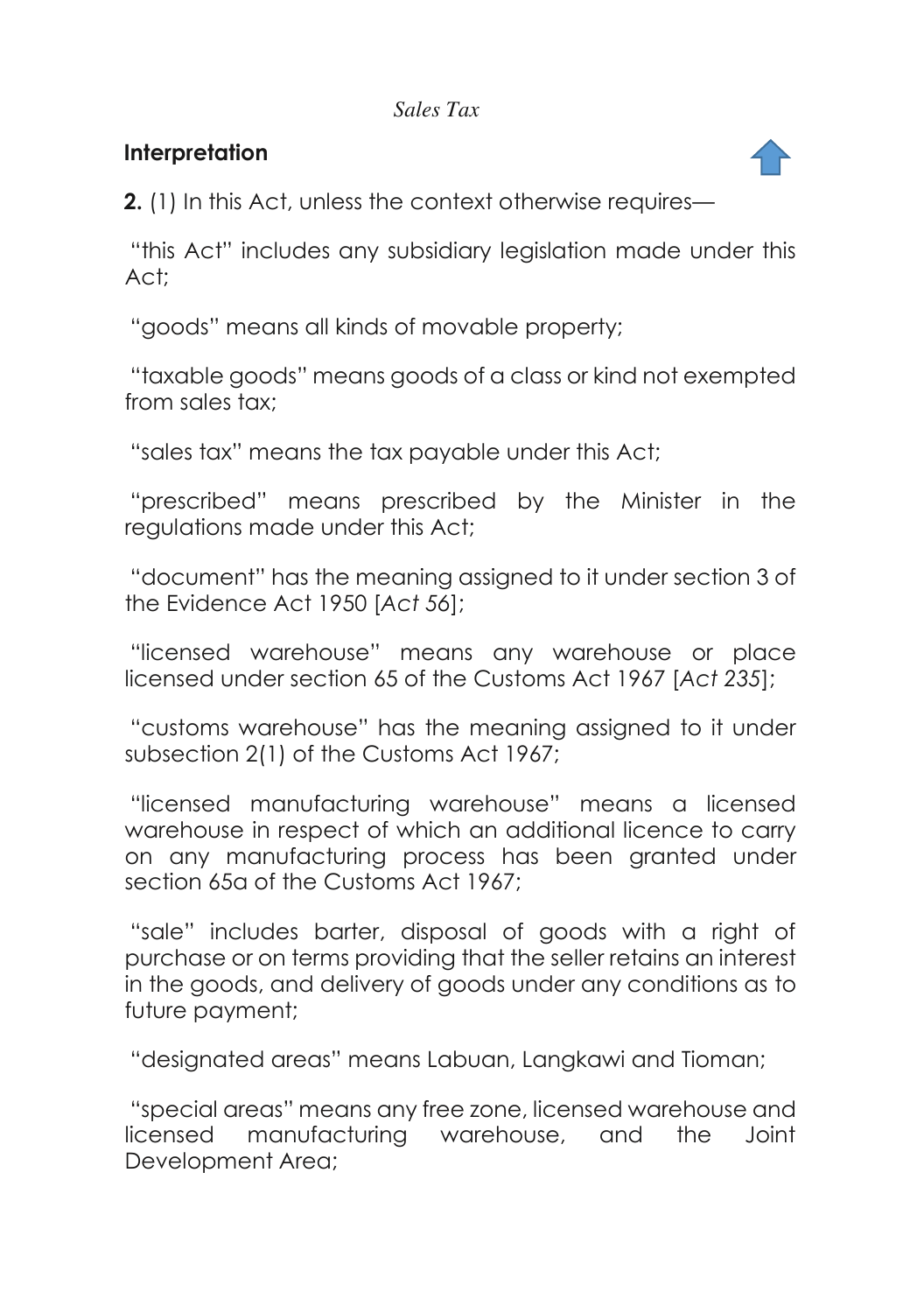*Sales Tax*

## Interpretation

**2.** (1) In this Act, unless the context otherwise requires—

"this Act" includes any subsidiary legislation made under this Act;

"goods" means all kinds of movable property;

"taxable goods" means goods of a class or kind not exempted from sales tax;

"sales tax" means the tax payable under this Act;

"prescribed" means prescribed by the Minister in the regulations made under this Act;

"document" has the meaning assigned to it under section 3 of the Evidence Act 1950 [*Act 56*];

"licensed warehouse" means any warehouse or place licensed under section 65 of the Customs Act 1967 [*Act 235*];

"customs warehouse" has the meaning assigned to it under subsection 2(1) of the Customs Act 1967;

"licensed manufacturing warehouse" means a licensed warehouse in respect of which an additional licence to carry on any manufacturing process has been granted under section 65a of the Customs Act 1967;

"sale" includes barter, disposal of goods with a right of purchase or on terms providing that the seller retains an interest in the goods, and delivery of goods under any conditions as to future payment;

"designated areas" means Labuan, Langkawi and Tioman;

"special areas" means any free zone, licensed warehouse and licensed manufacturing warehouse, and the Joint Development Area;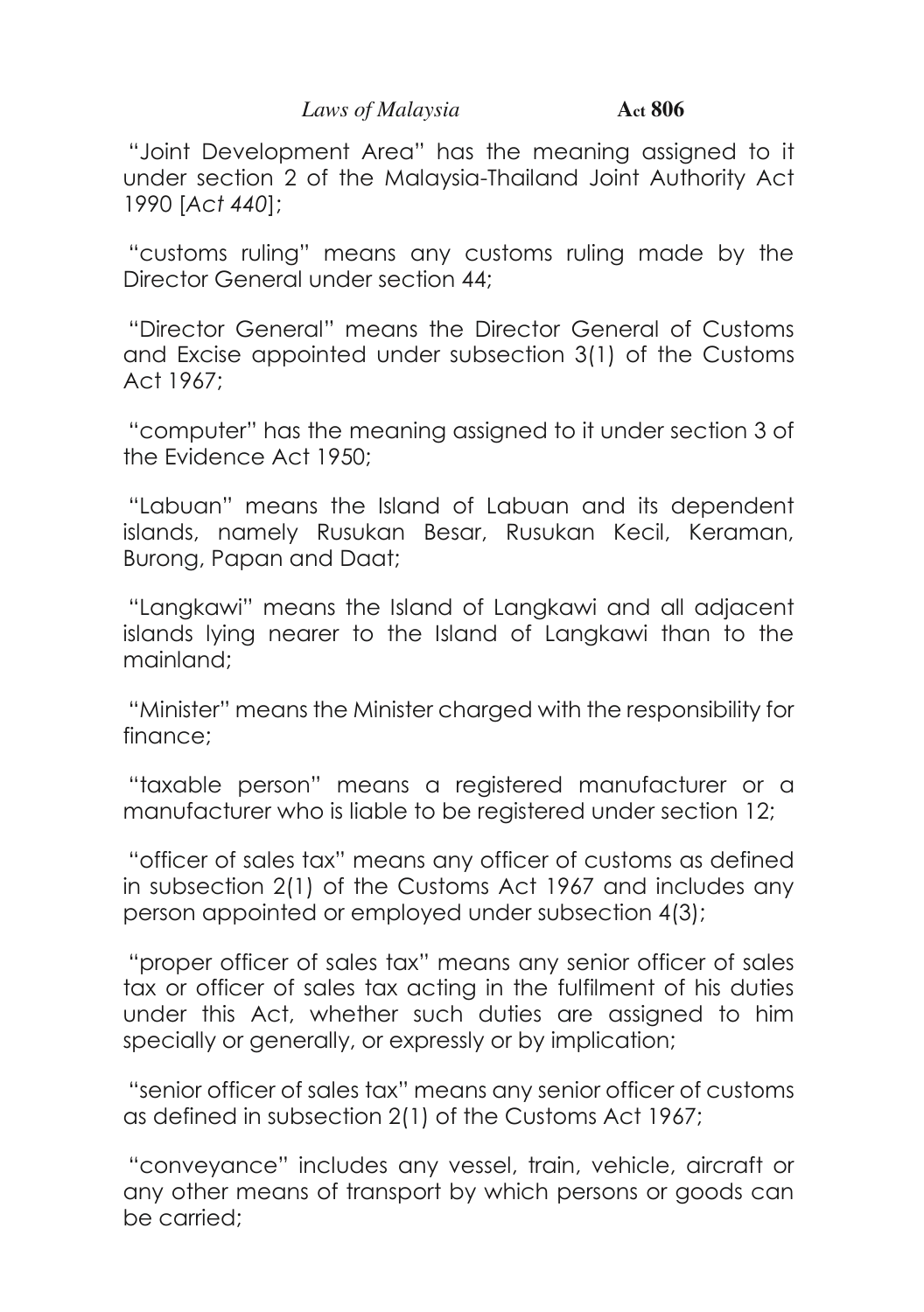"Joint Development Area" has the meaning assigned to it under section 2 of the Malaysia-Thailand Joint Authority Act 1990 [*Act 440*];

"customs ruling" means any customs ruling made by the Director General under section 44;

"Director General" means the Director General of Customs and Excise appointed under subsection 3(1) of the Customs Act 1967;

"computer" has the meaning assigned to it under section 3 of the Evidence Act 1950;

"Labuan" means the Island of Labuan and its dependent islands, namely Rusukan Besar, Rusukan Kecil, Keraman, Burong, Papan and Daat;

"Langkawi" means the Island of Langkawi and all adjacent islands lying nearer to the Island of Langkawi than to the mainland;

"Minister" means the Minister charged with the responsibility for finance;

"taxable person" means a registered manufacturer or a manufacturer who is liable to be registered under section 12;

"officer of sales tax" means any officer of customs as defined in subsection 2(1) of the Customs Act 1967 and includes any person appointed or employed under subsection 4(3);

"proper officer of sales tax" means any senior officer of sales tax or officer of sales tax acting in the fulfilment of his duties under this Act, whether such duties are assigned to him specially or generally, or expressly or by implication;

"senior officer of sales tax" means any senior officer of customs as defined in subsection 2(1) of the Customs Act 1967;

"conveyance" includes any vessel, train, vehicle, aircraft or any other means of transport by which persons or goods can be carried;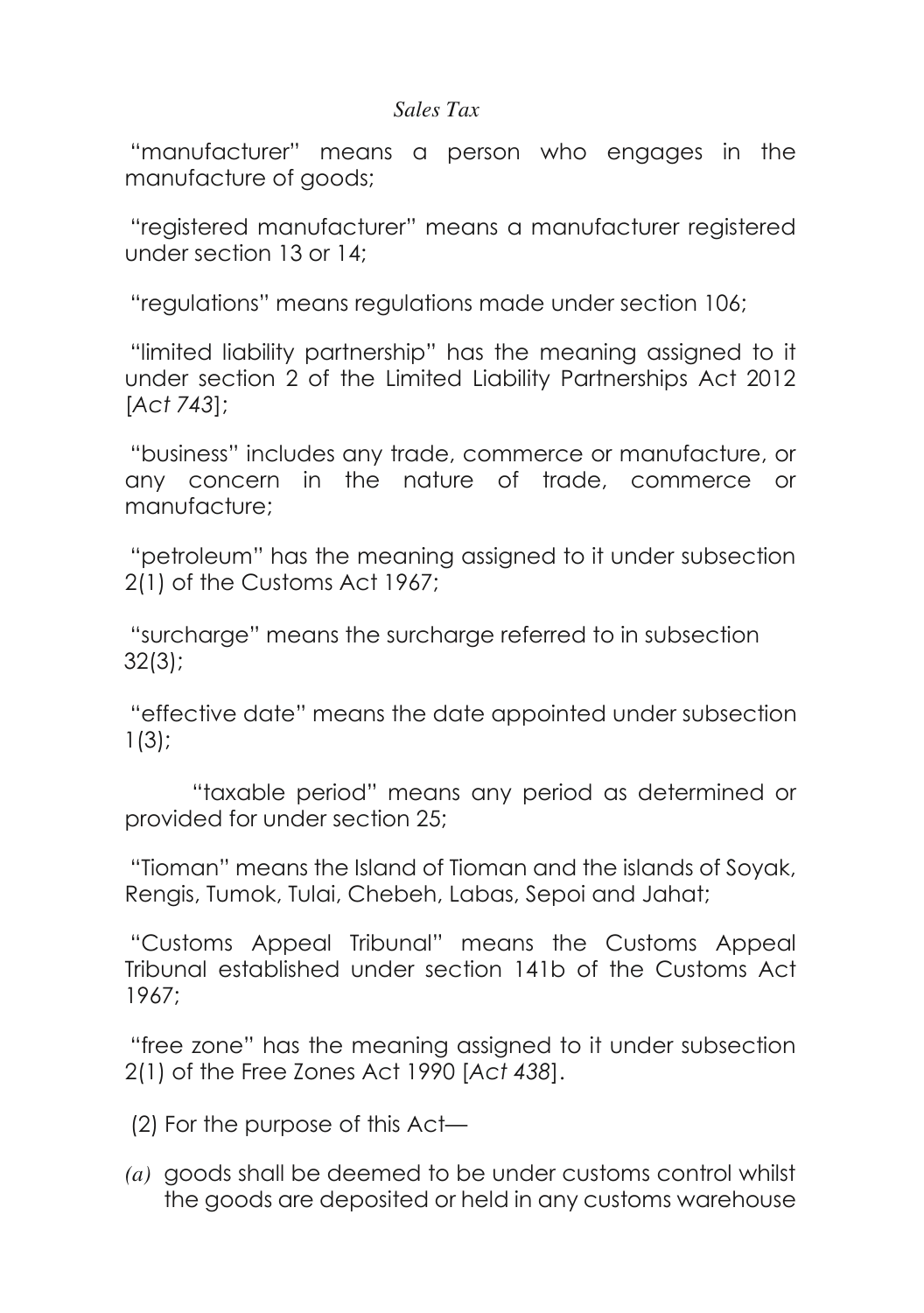"manufacturer" means a person who engages in the manufacture of goods;

"registered manufacturer" means a manufacturer registered under section 13 or 14;

"regulations" means regulations made under section 106;

"limited liability partnership" has the meaning assigned to it under section 2 of the Limited Liability Partnerships Act 2012 [*Act 743*];

"business" includes any trade, commerce or manufacture, or any concern in the nature of trade, commerce or manufacture;

"petroleum" has the meaning assigned to it under subsection 2(1) of the Customs Act 1967;

"surcharge" means the surcharge referred to in subsection 32(3);

"effective date" means the date appointed under subsection 1(3);

"taxable period" means any period as determined or provided for under section 25;

"Tioman" means the Island of Tioman and the islands of Soyak, Rengis, Tumok, Tulai, Chebeh, Labas, Sepoi and Jahat;

"Customs Appeal Tribunal" means the Customs Appeal Tribunal established under section 141b of the Customs Act 1967;

"free zone" has the meaning assigned to it under subsection 2(1) of the Free Zones Act 1990 [*Act 438*].

(2) For the purpose of this Act—

*(a)* goods shall be deemed to be under customs control whilst the goods are deposited or held in any customs warehouse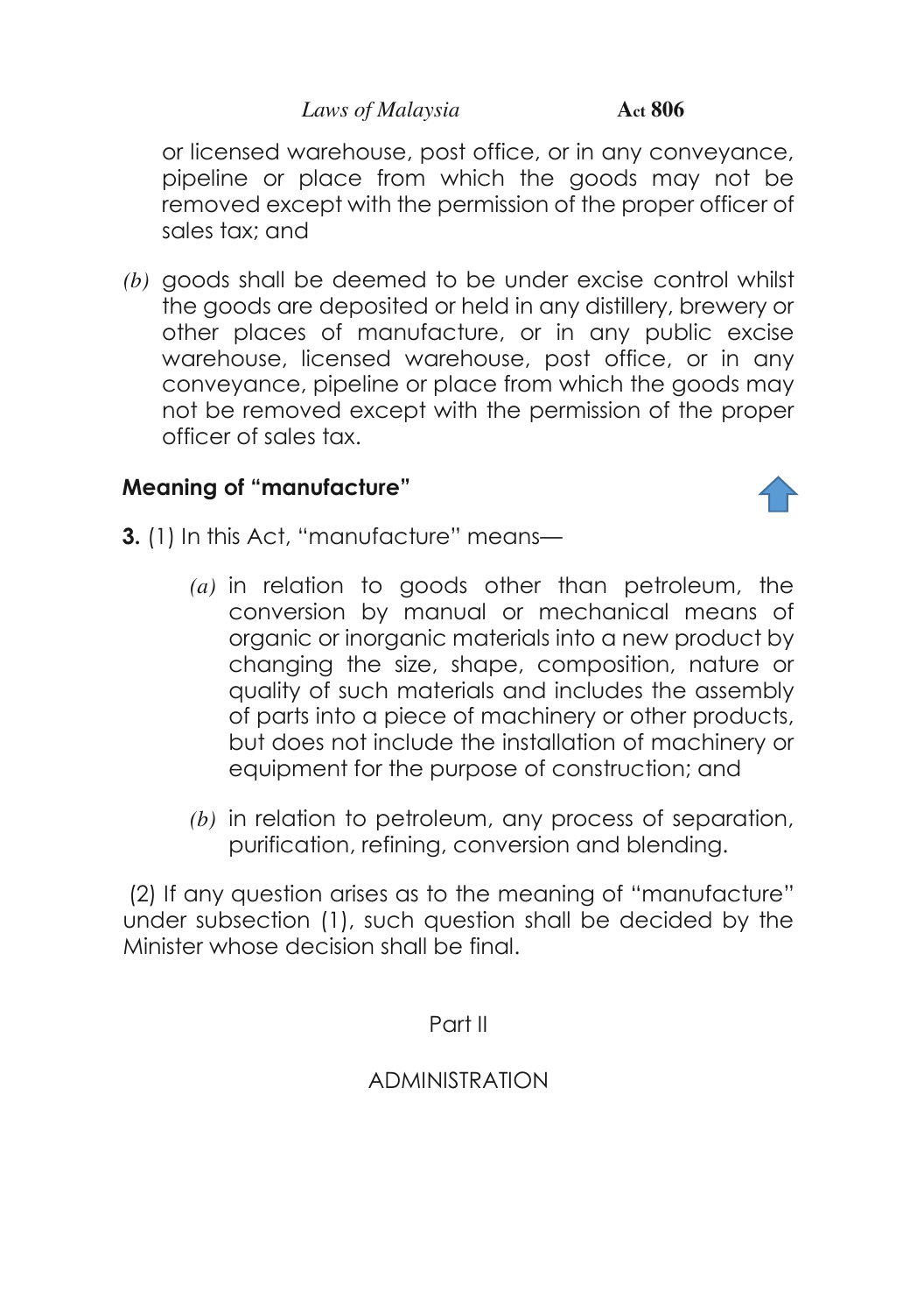or licensed warehouse, post office, or in any conveyance, pipeline or place from which the goods may not be removed except with the permission of the proper officer of sales tax; and

*(b)* goods shall be deemed to be under excise control whilst the goods are deposited or held in any distillery, brewery or other places of manufacture, or in any public excise warehouse, licensed warehouse, post office, or in any conveyance, pipeline or place from which the goods may not be removed except with the permission of the proper officer of sales tax.

**Meaning of "manufacture"**

**3.** (1) In this Act, "manufacture" means—

*(a)* in relation to goods other than petroleum, the conversion by manual or mechanical means of organic or inorganic materials into a new product by changing the size, shape, composition, nature or quality of such materials and includes the assembly of parts into a piece of machinery or other products, but does not include the installation of machinery or equipment for the purpose of construction; and

*(b)* in relation to petroleum, any process of separation, purification, refining, conversion and blending.

(2) If any question arises as to the meaning of "manufacture" under subsection (1), such question shall be decided by the Minister whose decision shall be final.

## Part II

## ADMINISTRATION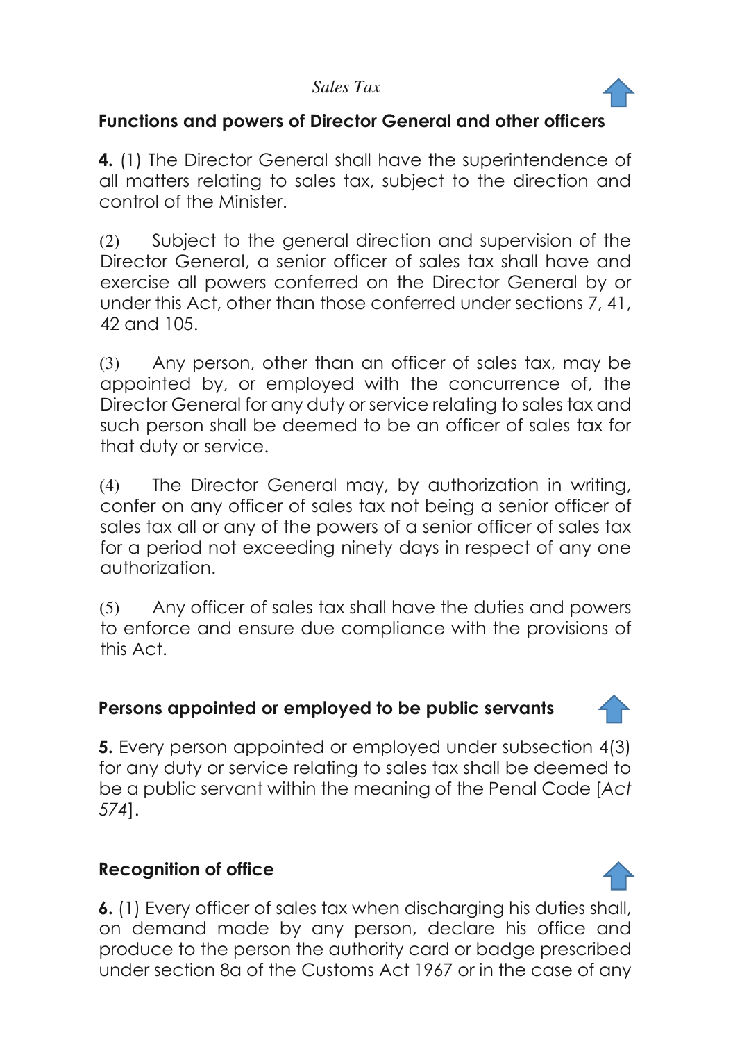## Functions and powers of Director General and other officers

**4.** (1) The Director General shall have the superintendence of all matters relating to sales tax, subject to the direction and control of the Minister.

(2) Subject to the general direction and supervision of the Director General, a senior officer of sales tax shall have and exercise all powers conferred on the Director General by or under this Act, other than those conferred under sections 7, 41, 42 and 105.

(3) Any person, other than an officer of sales tax, may be appointed by, or employed with the concurrence of, the Director General for any duty or service relating to sales tax and such person shall be deemed to be an officer of sales tax for that duty or service.

(4) The Director General may, by authorization in writing, confer on any officer of sales tax not being a senior officer of sales tax all or any of the powers of a senior officer of sales tax for a period not exceeding ninety days in respect of any one authorization.

(5) Any officer of sales tax shall have the duties and powers to enforce and ensure due compliance with the provisions of this Act.

## Persons appointed or employed to be public servants

**5.** Every person appointed or employed under subsection 4(3) for any duty or service relating to sales tax shall be deemed to be a public servant within the meaning of the Penal Code [*Act 574*].

## Recognition of office

**6.** (1) Every officer of sales tax when discharging his duties shall, on demand made by any person, declare his office and produce to the person the authority card or badge prescribed under section 8a of the Customs Act 1967 or in the case of any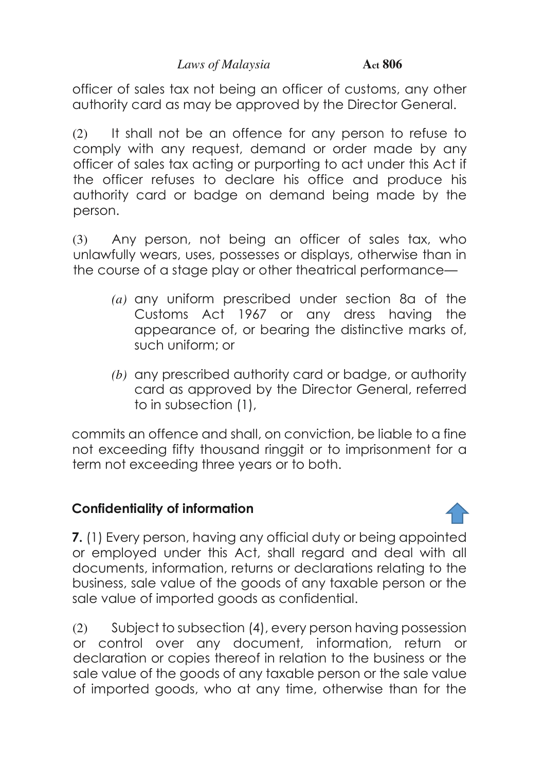officer of sales tax not being an officer of customs, any other authority card as may be approved by the Director General.

(2) It shall not be an offence for any person to refuse to comply with any request, demand or order made by any officer of sales tax acting or purporting to act under this Act if the officer refuses to declare his office and produce his authority card or badge on demand being made by the person.

(3) Any person, not being an officer of sales tax, who unlawfully wears, uses, possesses or displays, otherwise than in the course of a stage play or other theatrical performance—

*(a)* any uniform prescribed under section 8a of the Customs Act 1967 or any dress having the appearance of, or bearing the distinctive marks of, such uniform; or

*(b)* any prescribed authority card or badge, or authority card as approved by the Director General, referred to in subsection (1),

commits an offence and shall, on conviction, be liable to a fine not exceeding fifty thousand ringgit or to imprisonment for a term not exceeding three years or to both.

### Confidentiality of information

**7.** (1) Every person, having any official duty or being appointed or employed under this Act, shall regard and deal with all documents, information, returns or declarations relating to the business, sale value of the goods of any taxable person or the sale value of imported goods as confidential.

(2) Subject to subsection (4), every person having possession or control over any document, information, return or declaration or copies thereof in relation to the business or the sale value of the goods of any taxable person or the sale value of imported goods, who at any time, otherwise than for the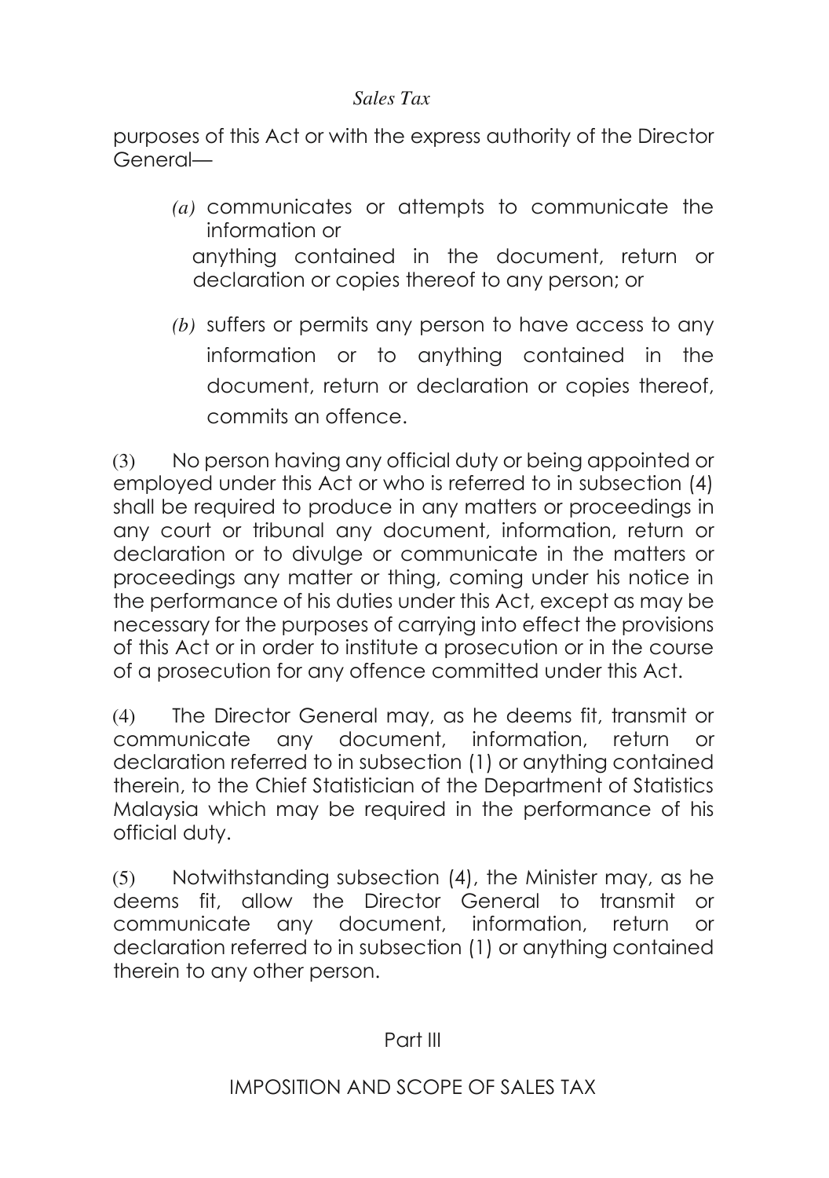purposes of this Act or with the express authority of the Director General—

*(a)* communicates or attempts to communicate the information or anything contained in the document, return or declaration or copies thereof to any person; or

*(b)* suffers or permits any person to have access to any information or to anything contained in the document, return or declaration or copies thereof,

commits an offence.

(3) No person having any official duty or being appointed or employed under this Act or who is referred to in subsection (4) shall be required to produce in any matters or proceedings in any court or tribunal any document, information, return or declaration or to divulge or communicate in the matters or proceedings any matter or thing, coming under his notice in the performance of his duties under this Act, except as may be necessary for the purposes of carrying into effect the provisions of this Act or in order to institute a prosecution or in the course of a prosecution for any offence committed under this Act.

(4) The Director General may, as he deems fit, transmit or communicate any document, information, return or declaration referred to in subsection (1) or anything contained therein, to the Chief Statistician of the Department of Statistics Malaysia which may be required in the performance of his official duty.

(5) Notwithstanding subsection (4), the Minister may, as he deems fit, allow the Director General to transmit or communicate any document, information, return or declaration referred to in subsection (1) or anything contained therein to any other person.

## Part III

## IMPOSITION AND SCOPE OF SALES TAX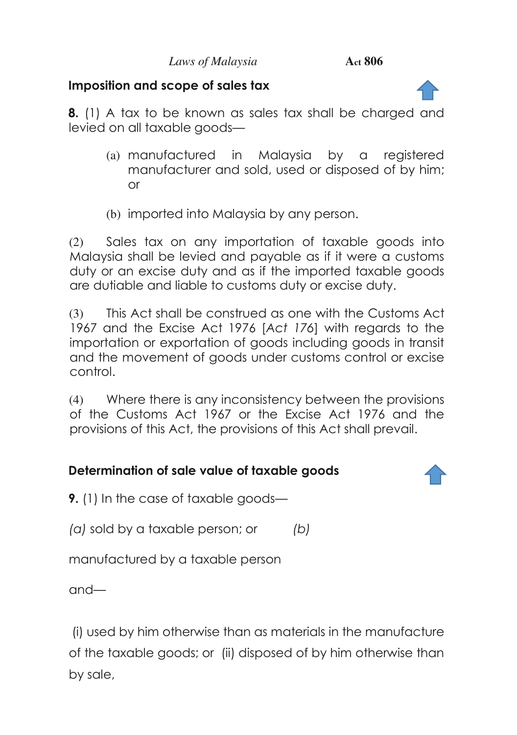## Imposition and scope of sales tax

**8.** (1) A tax to be known as sales tax shall be charged and levied on all taxable goods—

(a) manufactured in Malaysia by a registered manufacturer and sold, used or disposed of by him; or

(b) imported into Malaysia by any person.

(2) Sales tax on any importation of taxable goods into Malaysia shall be levied and payable as if it were a customs duty or an excise duty and as if the imported taxable goods are dutiable and liable to customs duty or excise duty.

(3) This Act shall be construed as one with the Customs Act 1967 and the Excise Act 1976 [*Act 176*] with regards to the importation or exportation of goods including goods in transit and the movement of goods under customs control or excise control.

(4) Where there is any inconsistency between the provisions of the Customs Act 1967 or the Excise Act 1976 and the provisions of this Act, the provisions of this Act shall prevail.

## Determination of sale value of taxable goods

**9.** (1) In the case of taxable goods—

*(a)* sold by a taxable person; or *(b)*

manufactured by a taxable person

and—

(i) used by him otherwise than as materials in the manufacture of the taxable goods; or (ii) disposed of by him otherwise than by sale,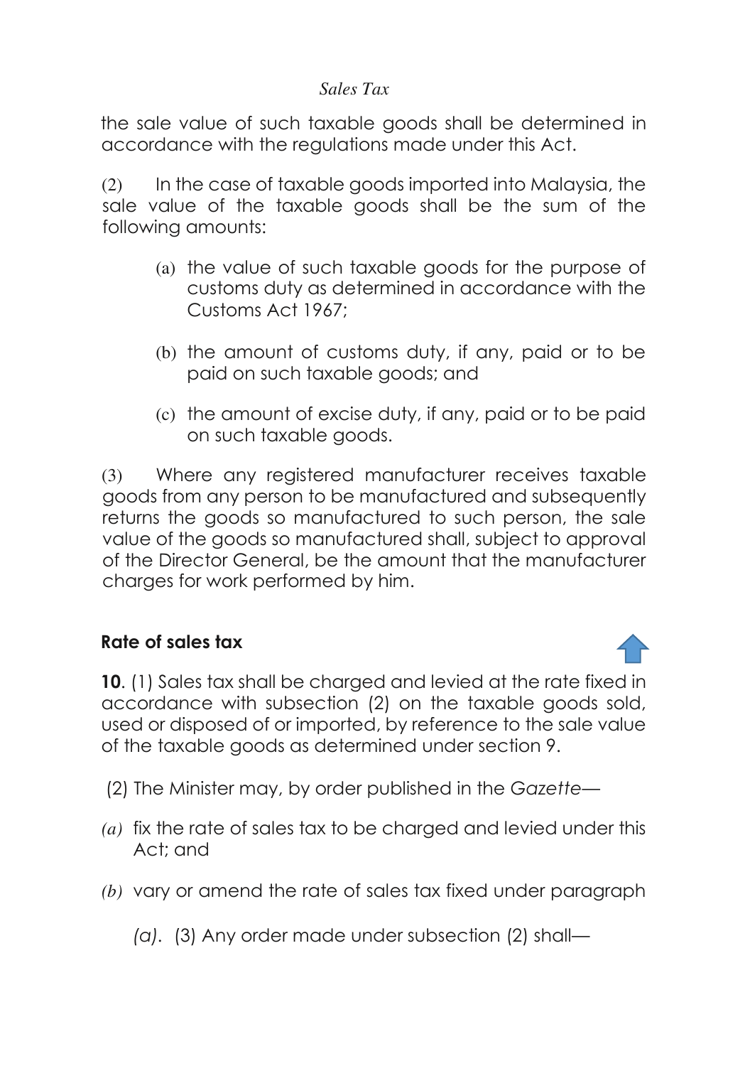the sale value of such taxable goods shall be determined in accordance with the regulations made under this Act.

(2) In the case of taxable goods imported into Malaysia, the sale value of the taxable goods shall be the sum of the following amounts:

(a) the value of such taxable goods for the purpose of customs duty as determined in accordance with the Customs Act 1967;

(b) the amount of customs duty, if any, paid or to be paid on such taxable goods; and

(c) the amount of excise duty, if any, paid or to be paid on such taxable goods.

(3) Where any registered manufacturer receives taxable goods from any person to be manufactured and subsequently returns the goods so manufactured to such person, the sale value of the goods so manufactured shall, subject to approval of the Director General, be the amount that the manufacturer charges for work performed by him.

### Rate of sales tax

**10**. (1) Sales tax shall be charged and levied at the rate fixed in accordance with subsection (2) on the taxable goods sold, used or disposed of or imported, by reference to the sale value of the taxable goods as determined under section 9.

(2) The Minister may, by order published in the *Gazette*—

*(a)* fix the rate of sales tax to be charged and levied under this Act; and

*(b)* vary or amend the rate of sales tax fixed under paragraph *(a)*.

(3) Any order made under subsection (2) shall—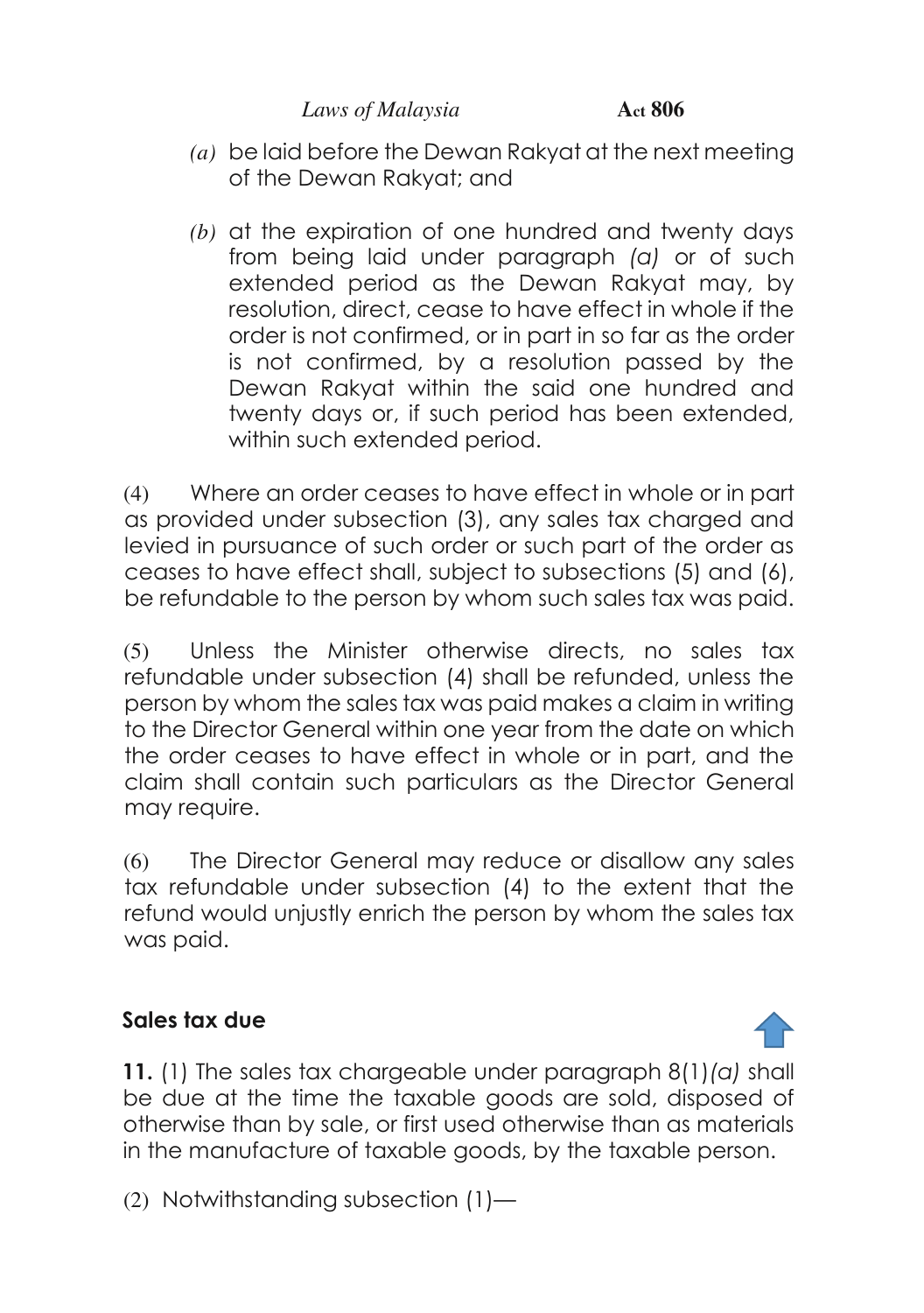*(a)* be laid before the Dewan Rakyat at the next meeting of the Dewan Rakyat; and

*(b)* at the expiration of one hundred and twenty days from being laid under paragraph *(a)* or of such extended period as the Dewan Rakyat may, by resolution, direct, cease to have effect in whole if the order is not confirmed, or in part in so far as the order is not confirmed, by a resolution passed by the Dewan Rakyat within the said one hundred and twenty days or, if such period has been extended, within such extended period.

(4) Where an order ceases to have effect in whole or in part as provided under subsection (3), any sales tax charged and levied in pursuance of such order or such part of the order as ceases to have effect shall, subject to subsections (5) and (6), be refundable to the person by whom such sales tax was paid.

(5) Unless the Minister otherwise directs, no sales tax refundable under subsection (4) shall be refunded, unless the person by whom the sales tax was paid makes a claim in writing to the Director General within one year from the date on which the order ceases to have effect in whole or in part, and the claim shall contain such particulars as the Director General may require.

(6) The Director General may reduce or disallow any sales tax refundable under subsection (4) to the extent that the refund would unjustly enrich the person by whom the sales tax was paid.

**Sales tax due**

**11.** (1) The sales tax chargeable under paragraph 8(1)*(a)* shall be due at the time the taxable goods are sold, disposed of otherwise than by sale, or first used otherwise than as materials in the manufacture of taxable goods, by the taxable person.

(2) Notwithstanding subsection (1)—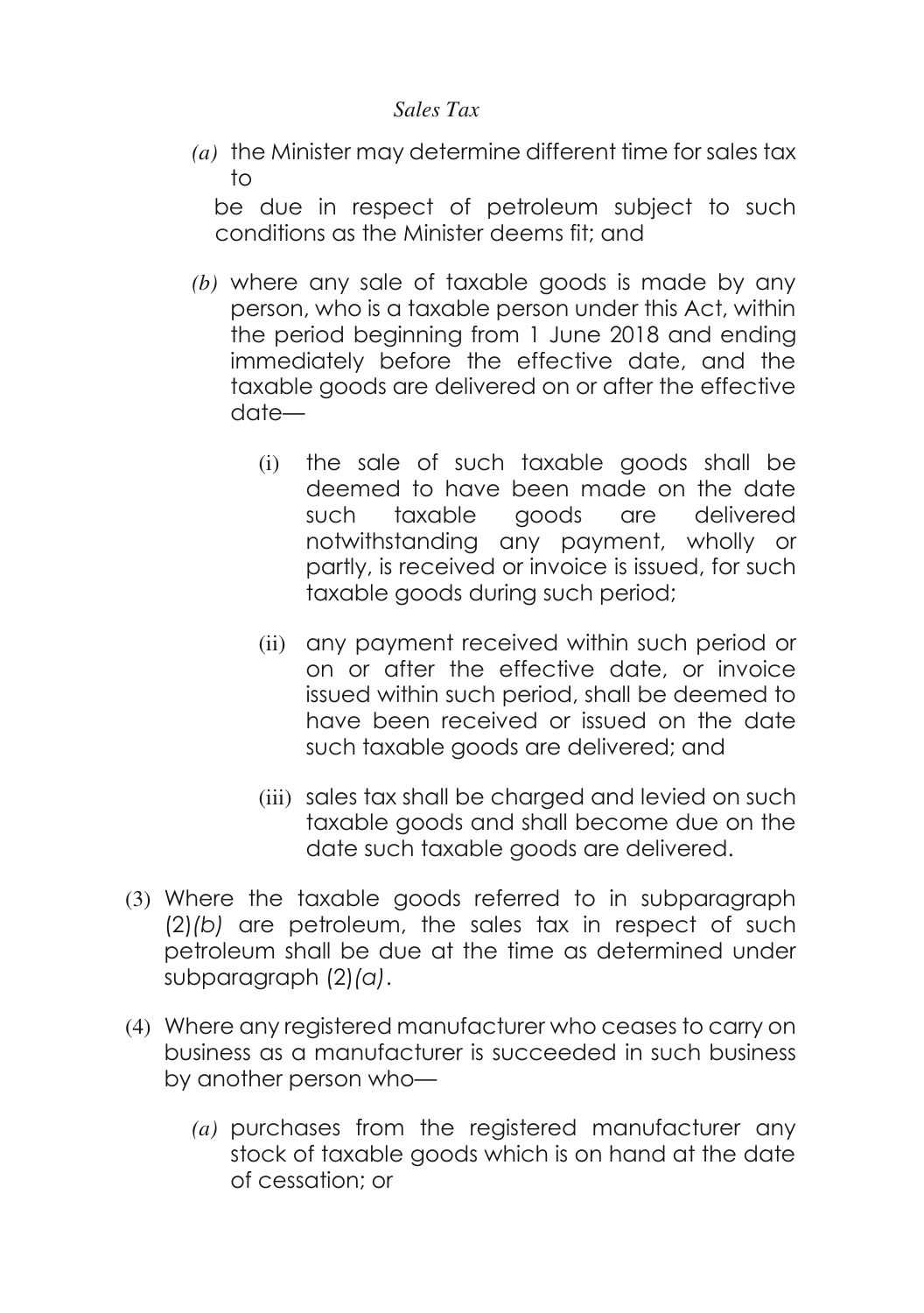*(a)* the Minister may determine different time for sales tax to be due in respect of petroleum subject to such conditions as the Minister deems fit; and

*(b)* where any sale of taxable goods is made by any person, who is a taxable person under this Act, within the period beginning from 1 June 2018 and ending immediately before the effective date, and the taxable goods are delivered on or after the effective date—

(i) the sale of such taxable goods shall be deemed to have been made on the date such taxable goods are delivered notwithstanding any payment, wholly or partly, is received or invoice is issued, for such taxable goods during such period;

(ii) any payment received within such period or on or after the effective date, or invoice issued within such period, shall be deemed to have been received or issued on the date such taxable goods are delivered; and

(iii) sales tax shall be charged and levied on such taxable goods and shall become due on the date such taxable goods are delivered.

(3) Where the taxable goods referred to in subparagraph (2)*(b)* are petroleum, the sales tax in respect of such petroleum shall be due at the time as determined under subparagraph (2)*(a)*.

(4) Where any registered manufacturer who ceases to carry on business as a manufacturer is succeeded in such business by another person who—

*(a)* purchases from the registered manufacturer any stock of taxable goods which is on hand at the date of cessation; or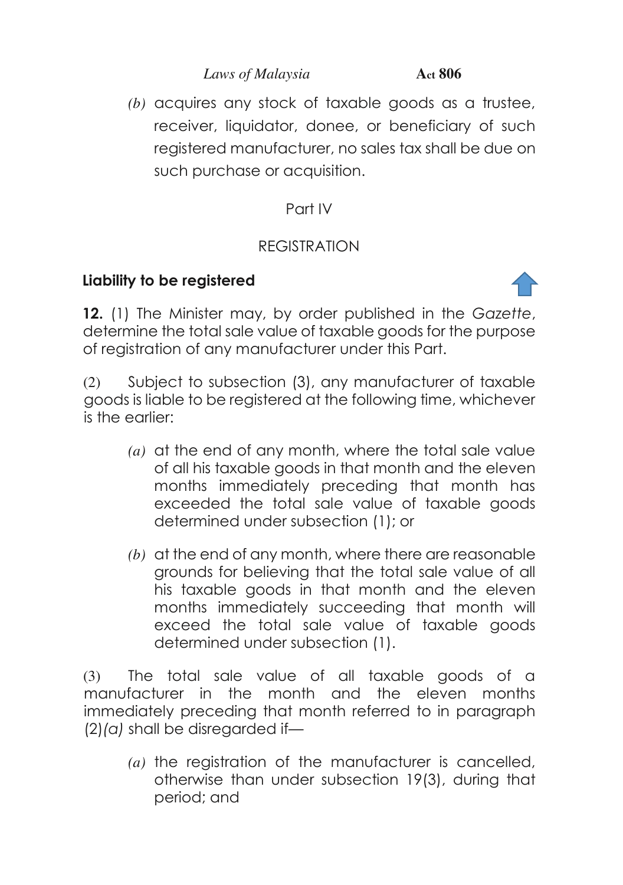*(b)* acquires any stock of taxable goods as a trustee, receiver, liquidator, donee, or beneficiary of such registered manufacturer, no sales tax shall be due on such purchase or acquisition.

## Part IV

## REGISTRATION

### Liability to be registered

**12.** (1) The Minister may, by order published in the *Gazette*, determine the total sale value of taxable goods for the purpose of registration of any manufacturer under this Part.

(2) Subject to subsection (3), any manufacturer of taxable goods is liable to be registered at the following time, whichever is the earlier:

*(a)* at the end of any month, where the total sale value of all his taxable goods in that month and the eleven months immediately preceding that month has exceeded the total sale value of taxable goods determined under subsection (1); or

*(b)* at the end of any month, where there are reasonable grounds for believing that the total sale value of all his taxable goods in that month and the eleven months immediately succeeding that month will exceed the total sale value of taxable goods determined under subsection (1).

(3) The total sale value of all taxable goods of a manufacturer in the month and the eleven months immediately preceding that month referred to in paragraph (2)*(a)* shall be disregarded if—

*(a)* the registration of the manufacturer is cancelled, otherwise than under subsection 19(3), during that period; and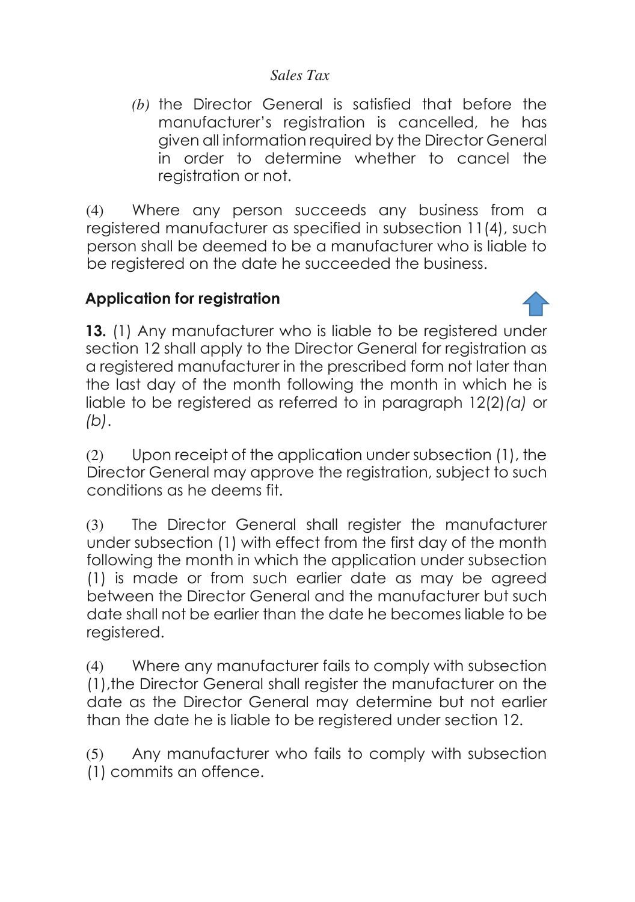*(b)* the Director General is satisfied that before the manufacturer's registration is cancelled, he has given all information required by the Director General in order to determine whether to cancel the registration or not.

(4) Where any person succeeds any business from a registered manufacturer as specified in subsection 11(4), such person shall be deemed to be a manufacturer who is liable to be registered on the date he succeeded the business.

### Application for registration

**13.** (1) Any manufacturer who is liable to be registered under section 12 shall apply to the Director General for registration as a registered manufacturer in the prescribed form not later than the last day of the month following the month in which he is liable to be registered as referred to in paragraph 12(2)*(a)* or *(b)*.

(2) Upon receipt of the application under subsection (1), the Director General may approve the registration, subject to such conditions as he deems fit.

(3) The Director General shall register the manufacturer under subsection (1) with effect from the first day of the month following the month in which the application under subsection (1) is made or from such earlier date as may be agreed between the Director General and the manufacturer but such date shall not be earlier than the date he becomes liable to be registered.

(4) Where any manufacturer fails to comply with subsection (1),the Director General shall register the manufacturer on the date as the Director General may determine but not earlier than the date he is liable to be registered under section 12.

(5) Any manufacturer who fails to comply with subsection (1) commits an offence.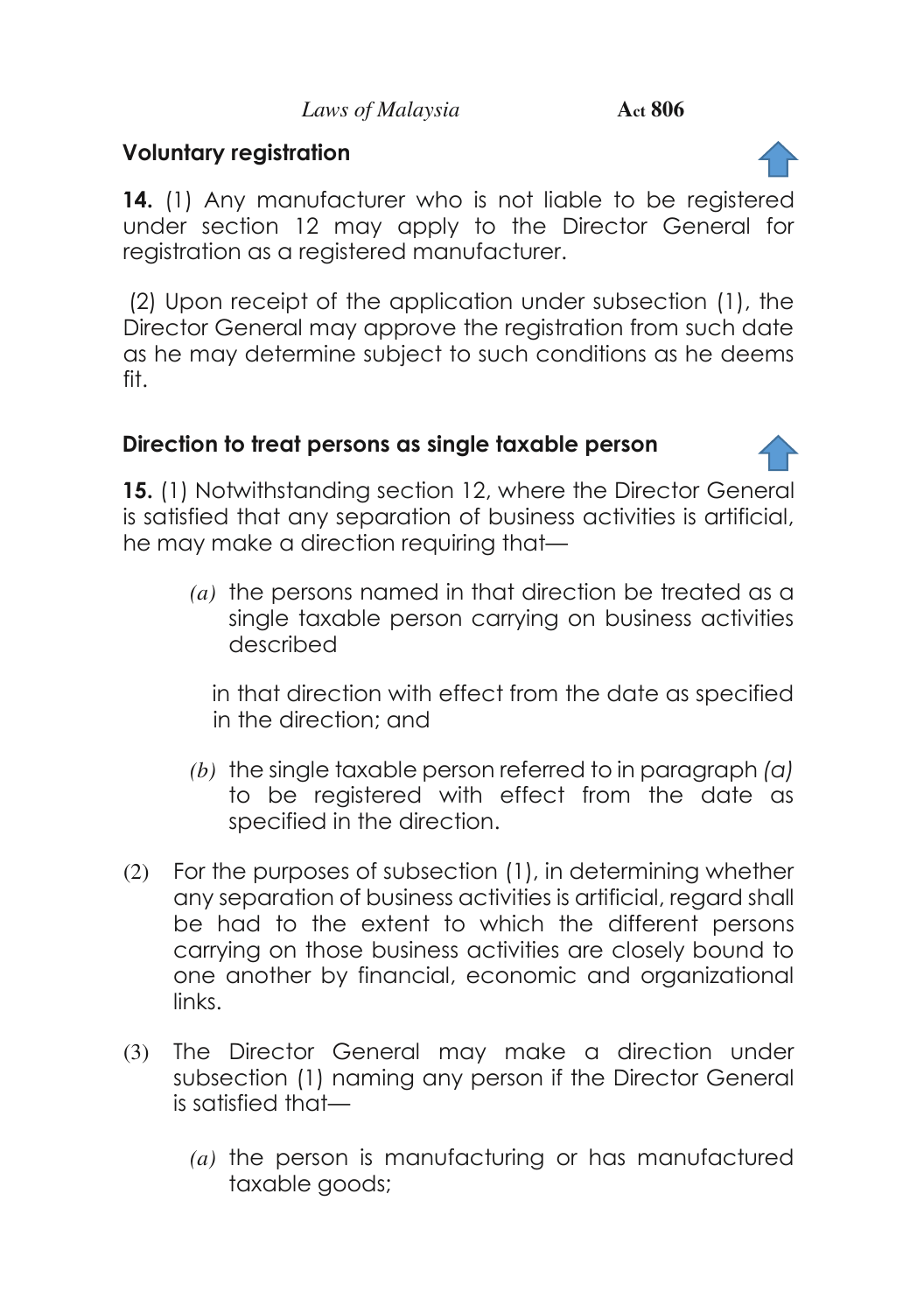### Voluntary registration

**14.** (1) Any manufacturer who is not liable to be registered under section 12 may apply to the Director General for registration as a registered manufacturer.

(2) Upon receipt of the application under subsection (1), the Director General may approve the registration from such date as he may determine subject to such conditions as he deems fit.

### Direction to treat persons as single taxable person

**15.** (1) Notwithstanding section 12, where the Director General is satisfied that any separation of business activities is artificial, he may make a direction requiring that—

*(a)* the persons named in that direction be treated as a single taxable person carrying on business activities described

in that direction with effect from the date as specified in the direction; and

*(b)* the single taxable person referred to in paragraph *(a)* to be registered with effect from the date as specified in the direction.

(2) For the purposes of subsection (1), in determining whether any separation of business activities is artificial, regard shall be had to the extent to which the different persons carrying on those business activities are closely bound to one another by financial, economic and organizational links.

(3) The Director General may make a direction under subsection (1) naming any person if the Director General is satisfied that—

*(a)* the person is manufacturing or has manufactured taxable goods;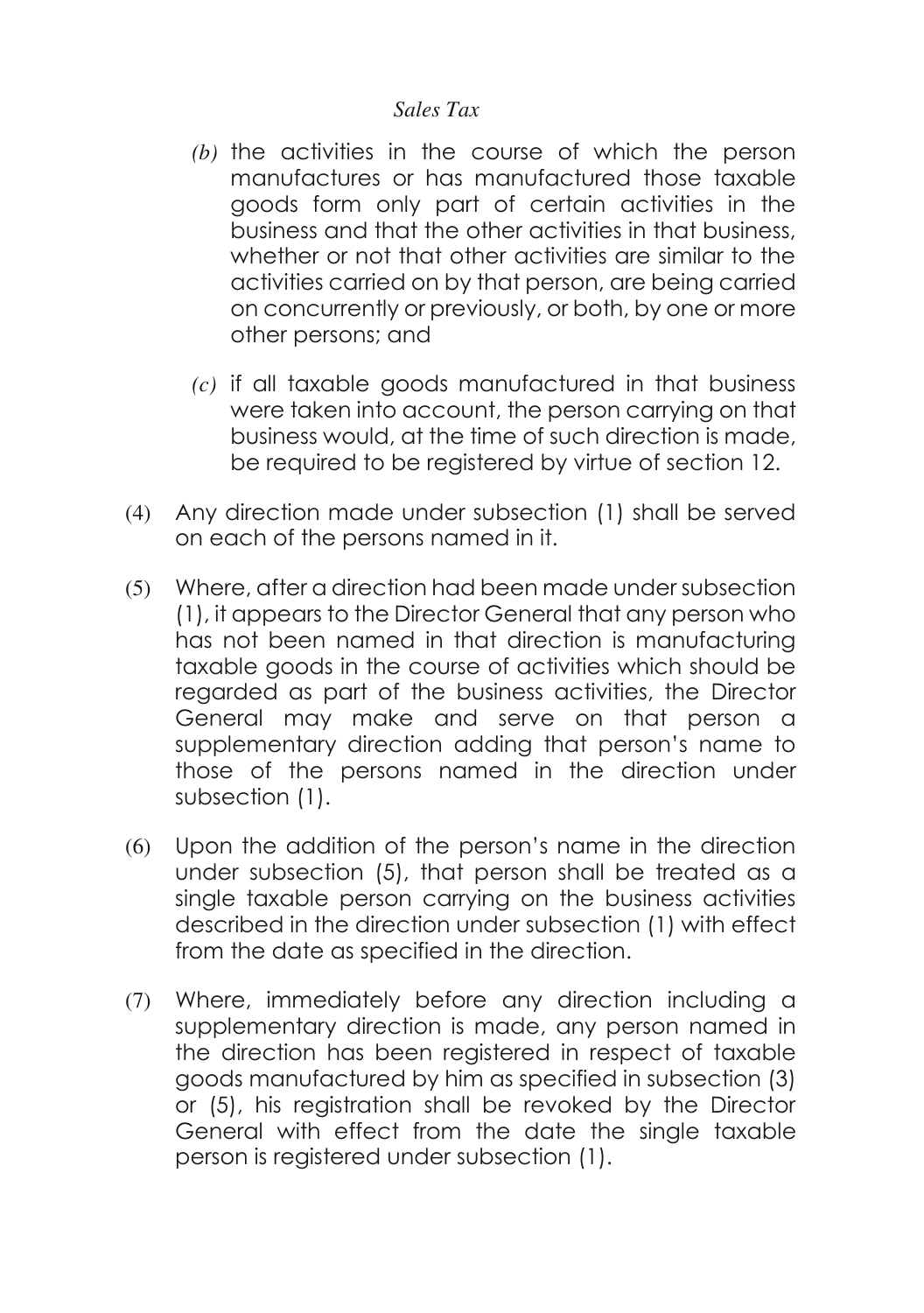*(b)* the activities in the course of which the person manufactures or has manufactured those taxable goods form only part of certain activities in the business and that the other activities in that business, whether or not that other activities are similar to the activities carried on by that person, are being carried on concurrently or previously, or both, by one or more other persons; and

*(c)* if all taxable goods manufactured in that business were taken into account, the person carrying on that business would, at the time of such direction is made, be required to be registered by virtue of section 12.

(4) Any direction made under subsection (1) shall be served on each of the persons named in it.

(5) Where, after a direction had been made under subsection (1), it appears to the Director General that any person who has not been named in that direction is manufacturing taxable goods in the course of activities which should be regarded as part of the business activities, the Director General may make and serve on that person a supplementary direction adding that person's name to those of the persons named in the direction under subsection (1).

(6) Upon the addition of the person's name in the direction under subsection (5), that person shall be treated as a single taxable person carrying on the business activities described in the direction under subsection (1) with effect from the date as specified in the direction.

(7) Where, immediately before any direction including a supplementary direction is made, any person named in the direction has been registered in respect of taxable goods manufactured by him as specified in subsection (3) or (5), his registration shall be revoked by the Director General with effect from the date the single taxable person is registered under subsection (1).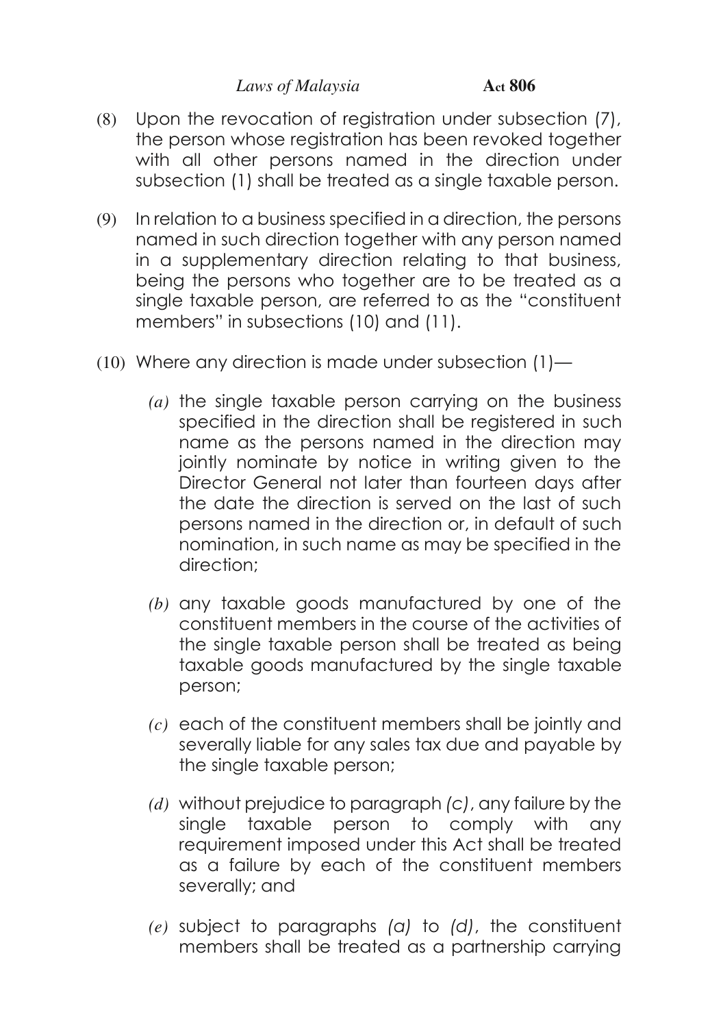(8) Upon the revocation of registration under subsection (7), the person whose registration has been revoked together with all other persons named in the direction under subsection (1) shall be treated as a single taxable person.

(9) In relation to a business specified in a direction, the persons named in such direction together with any person named in a supplementary direction relating to that business, being the persons who together are to be treated as a single taxable person, are referred to as the "constituent members" in subsections (10) and (11).

(10) Where any direction is made under subsection (1)—

*(a)* the single taxable person carrying on the business specified in the direction shall be registered in such name as the persons named in the direction may jointly nominate by notice in writing given to the Director General not later than fourteen days after the date the direction is served on the last of such persons named in the direction or, in default of such nomination, in such name as may be specified in the direction;

*(b)* any taxable goods manufactured by one of the constituent members in the course of the activities of the single taxable person shall be treated as being taxable goods manufactured by the single taxable person;

*(c)* each of the constituent members shall be jointly and severally liable for any sales tax due and payable by the single taxable person;

*(d)* without prejudice to paragraph *(c)*, any failure by the single taxable person to comply with any requirement imposed under this Act shall be treated as a failure by each of the constituent members severally; and

*(e)* subject to paragraphs *(a)* to *(d)*, the constituent members shall be treated as a partnership carrying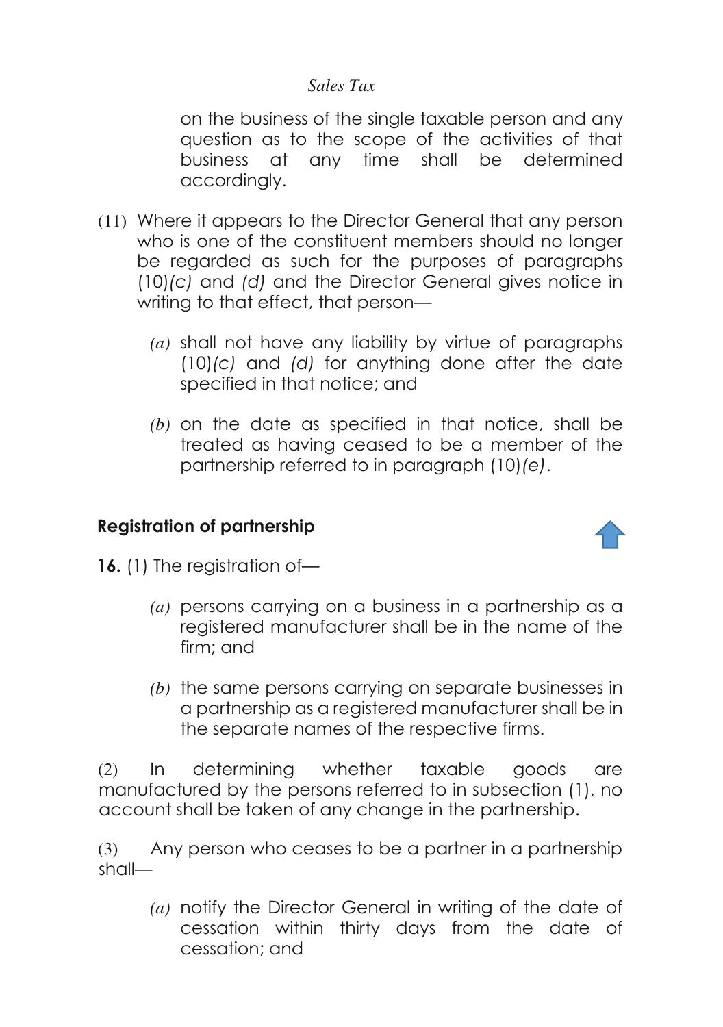on the business of the single taxable person and any question as to the scope of the activities of that business at any time shall be determined accordingly.

(11) Where it appears to the Director General that any person who is one of the constituent members should no longer be regarded as such for the purposes of paragraphs (10)*(c)* and *(d)* and the Director General gives notice in writing to that effect, that person—

*(a)* shall not have any liability by virtue of paragraphs (10)*(c)* and *(d)* for anything done after the date specified in that notice; and

*(b)* on the date as specified in that notice, shall be treated as having ceased to be a member of the partnership referred to in paragraph (10)*(e)*.

## Registration of partnership

**16.** (1) The registration of—

*(a)* persons carrying on a business in a partnership as a registered manufacturer shall be in the name of the firm; and

*(b)* the same persons carrying on separate businesses in a partnership as a registered manufacturer shall be in the separate names of the respective firms.

(2) In determining whether taxable goods are manufactured by the persons referred to in subsection (1), no account shall be taken of any change in the partnership.

(3) Any person who ceases to be a partner in a partnership shall—

*(a)* notify the Director General in writing of the date of cessation within thirty days from the date of cessation; and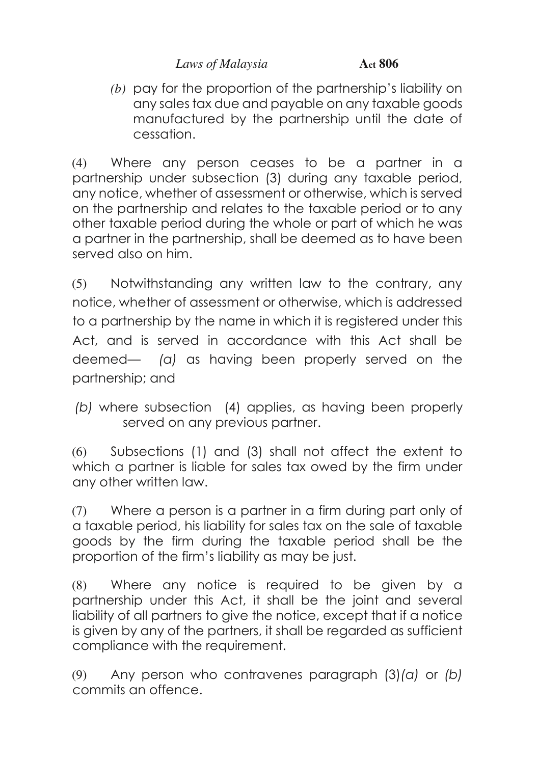*(b)* pay for the proportion of the partnership's liability on any sales tax due and payable on any taxable goods manufactured by the partnership until the date of cessation.

(4) Where any person ceases to be a partner in a partnership under subsection (3) during any taxable period, any notice, whether of assessment or otherwise, which is served on the partnership and relates to the taxable period or to any other taxable period during the whole or part of which he was a partner in the partnership, shall be deemed as to have been served also on him.

(5) Notwithstanding any written law to the contrary, any notice, whether of assessment or otherwise, which is addressed to a partnership by the name in which it is registered under this Act, and is served in accordance with this Act shall be deemed— *(a)* as having been properly served on the partnership; and

*(b)* where subsection (4) applies, as having been properly served on any previous partner.

(6) Subsections (1) and (3) shall not affect the extent to which a partner is liable for sales tax owed by the firm under any other written law.

(7) Where a person is a partner in a firm during part only of a taxable period, his liability for sales tax on the sale of taxable goods by the firm during the taxable period shall be the proportion of the firm's liability as may be just.

(8) Where any notice is required to be given by a partnership under this Act, it shall be the joint and several liability of all partners to give the notice, except that if a notice is given by any of the partners, it shall be regarded as sufficient compliance with the requirement.

(9) Any person who contravenes paragraph (3)*(a)* or *(b)* commits an offence.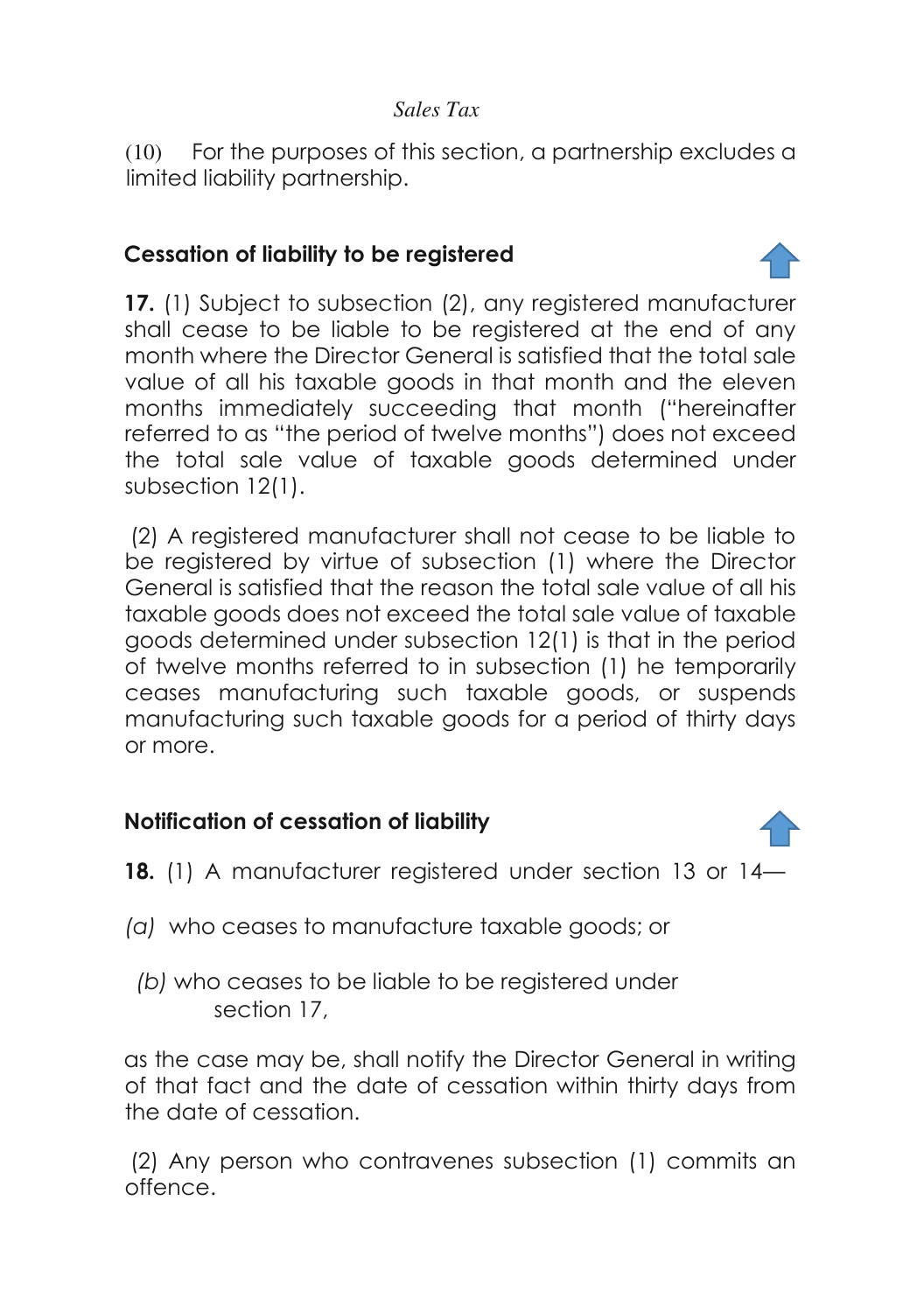(10) For the purposes of this section, a partnership excludes a limited liability partnership.

## Cessation of liability to be registered

**17.** (1) Subject to subsection (2), any registered manufacturer shall cease to be liable to be registered at the end of any month where the Director General is satisfied that the total sale value of all his taxable goods in that month and the eleven months immediately succeeding that month ("hereinafter referred to as "the period of twelve months") does not exceed the total sale value of taxable goods determined under subsection 12(1).

(2) A registered manufacturer shall not cease to be liable to be registered by virtue of subsection (1) where the Director General is satisfied that the reason the total sale value of all his taxable goods does not exceed the total sale value of taxable goods determined under subsection 12(1) is that in the period of twelve months referred to in subsection (1) he temporarily ceases manufacturing such taxable goods, or suspends manufacturing such taxable goods for a period of thirty days or more.

## Notification of cessation of liability

**18.** (1) A manufacturer registered under section 13 or 14—

*(a)* who ceases to manufacture taxable goods; or

*(b)* who ceases to be liable to be registered under section 17,

as the case may be, shall notify the Director General in writing of that fact and the date of cessation within thirty days from the date of cessation.

(2) Any person who contravenes subsection (1) commits an offence.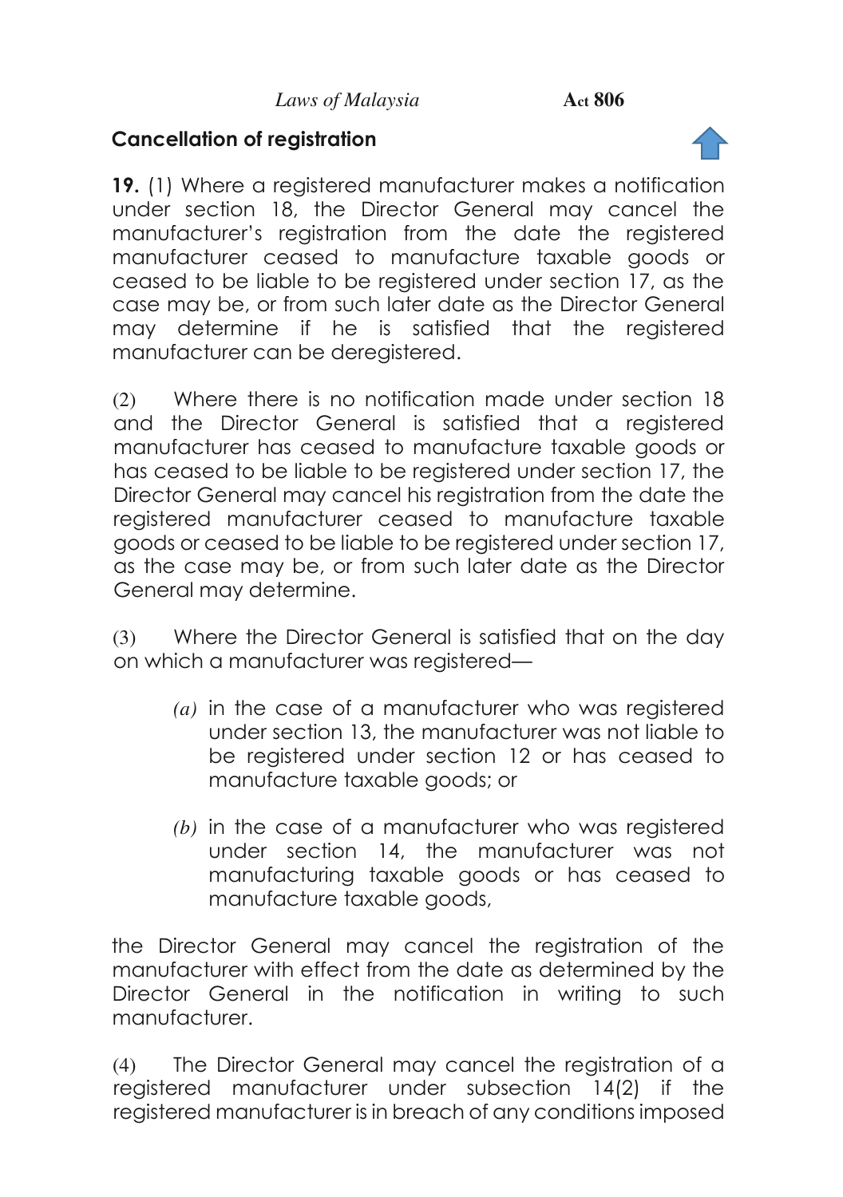## Cancellation of registration

**19.** (1) Where a registered manufacturer makes a notification under section 18, the Director General may cancel the manufacturer's registration from the date the registered manufacturer ceased to manufacture taxable goods or ceased to be liable to be registered under section 17, as the case may be, or from such later date as the Director General may determine if he is satisfied that the registered manufacturer can be deregistered.

(2) Where there is no notification made under section 18 and the Director General is satisfied that a registered manufacturer has ceased to manufacture taxable goods or has ceased to be liable to be registered under section 17, the Director General may cancel his registration from the date the registered manufacturer ceased to manufacture taxable goods or ceased to be liable to be registered under section 17, as the case may be, or from such later date as the Director General may determine.

(3) Where the Director General is satisfied that on the day on which a manufacturer was registered—

*(a)* in the case of a manufacturer who was registered under section 13, the manufacturer was not liable to be registered under section 12 or has ceased to manufacture taxable goods; or

*(b)* in the case of a manufacturer who was registered under section 14, the manufacturer was not manufacturing taxable goods or has ceased to manufacture taxable goods,

the Director General may cancel the registration of the manufacturer with effect from the date as determined by the Director General in the notification in writing to such manufacturer.

(4) The Director General may cancel the registration of a registered manufacturer under subsection 14(2) if the registered manufacturer is in breach of any conditions imposed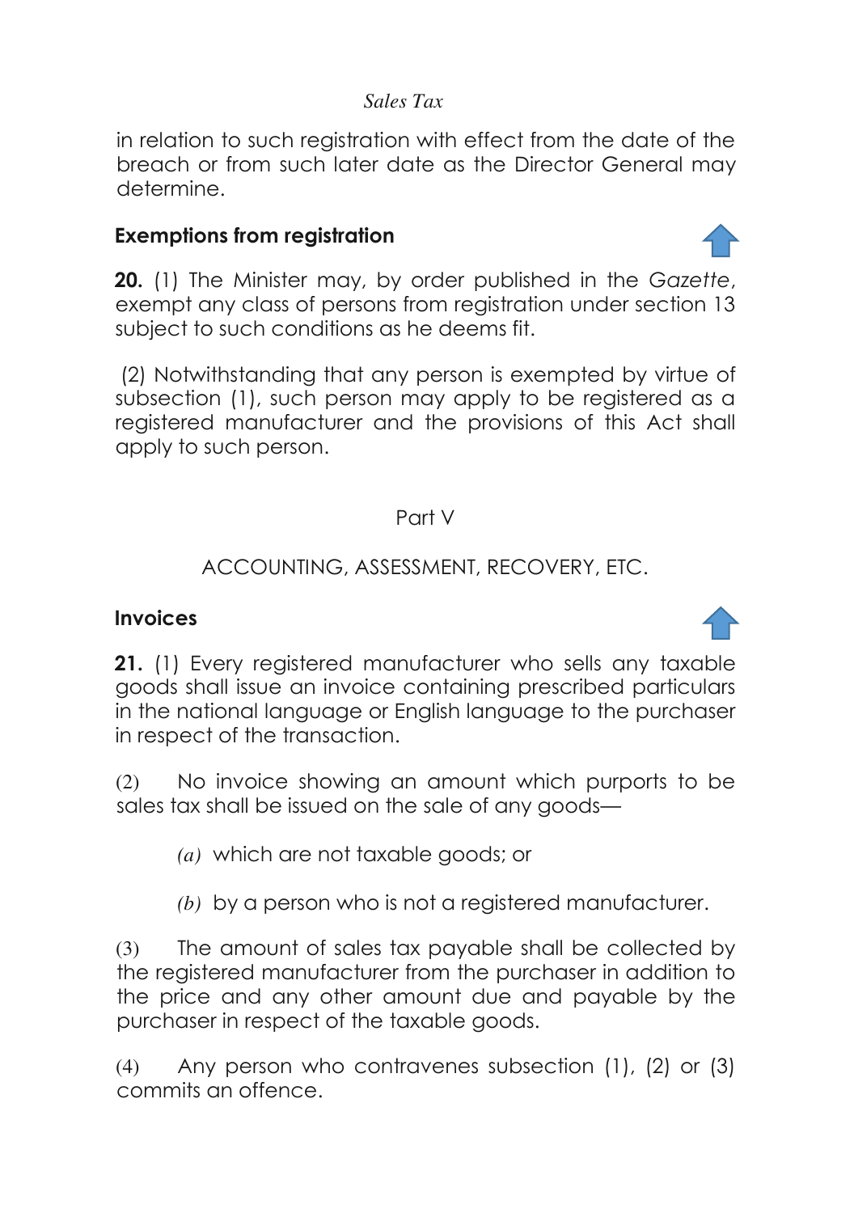in relation to such registration with effect from the date of the breach or from such later date as the Director General may determine.

### Exemptions from registration

**20.** (1) The Minister may, by order published in the *Gazette*, exempt any class of persons from registration under section 13 subject to such conditions as he deems fit.

(2) Notwithstanding that any person is exempted by virtue of subsection (1), such person may apply to be registered as a registered manufacturer and the provisions of this Act shall apply to such person.

## Part V

## ACCOUNTING, ASSESSMENT, RECOVERY, ETC.

### Invoices

**21.** (1) Every registered manufacturer who sells any taxable goods shall issue an invoice containing prescribed particulars in the national language or English language to the purchaser in respect of the transaction.

(2) No invoice showing an amount which purports to be sales tax shall be issued on the sale of any goods—

*(a)* which are not taxable goods; or

*(b)* by a person who is not a registered manufacturer.

(3) The amount of sales tax payable shall be collected by the registered manufacturer from the purchaser in addition to the price and any other amount due and payable by the purchaser in respect of the taxable goods.

(4) Any person who contravenes subsection (1), (2) or (3) commits an offence.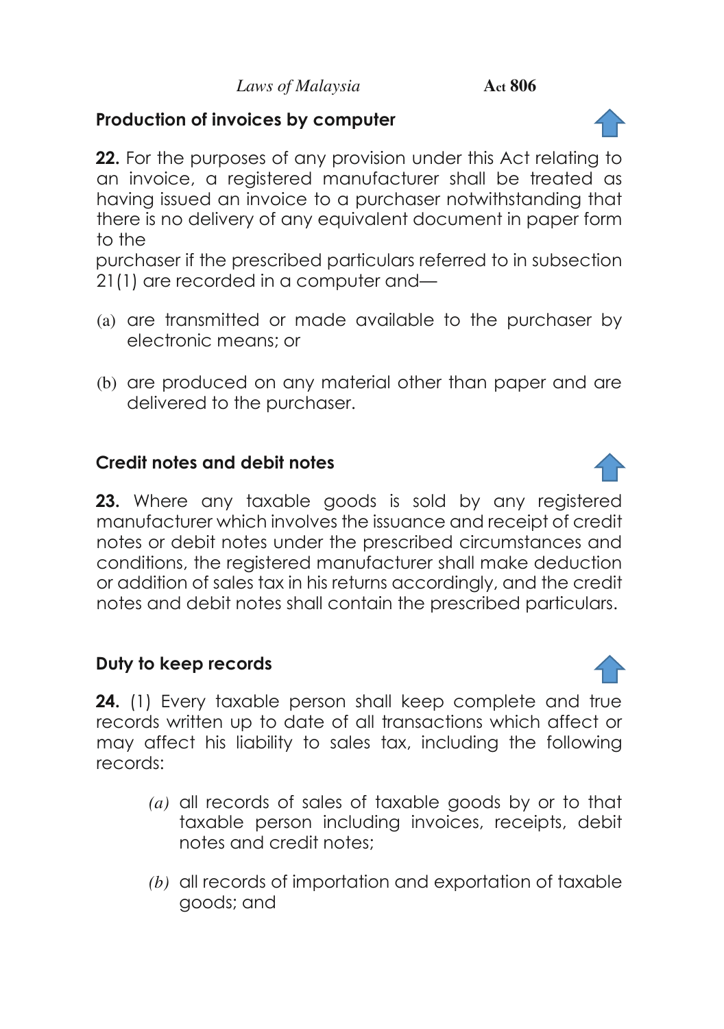## Production of invoices by computer

**22.** For the purposes of any provision under this Act relating to an invoice, a registered manufacturer shall be treated as having issued an invoice to a purchaser notwithstanding that there is no delivery of any equivalent document in paper form to the purchaser if the prescribed particulars referred to in subsection 21(1) are recorded in a computer and—

(a) are transmitted or made available to the purchaser by electronic means; or

(b) are produced on any material other than paper and are delivered to the purchaser.

## Credit notes and debit notes

**23.** Where any taxable goods is sold by any registered manufacturer which involves the issuance and receipt of credit notes or debit notes under the prescribed circumstances and conditions, the registered manufacturer shall make deduction or addition of sales tax in his returns accordingly, and the credit notes and debit notes shall contain the prescribed particulars.

## Duty to keep records

**24.** (1) Every taxable person shall keep complete and true records written up to date of all transactions which affect or may affect his liability to sales tax, including the following records:

*(a)* all records of sales of taxable goods by or to that taxable person including invoices, receipts, debit notes and credit notes;

*(b)* all records of importation and exportation of taxable goods; and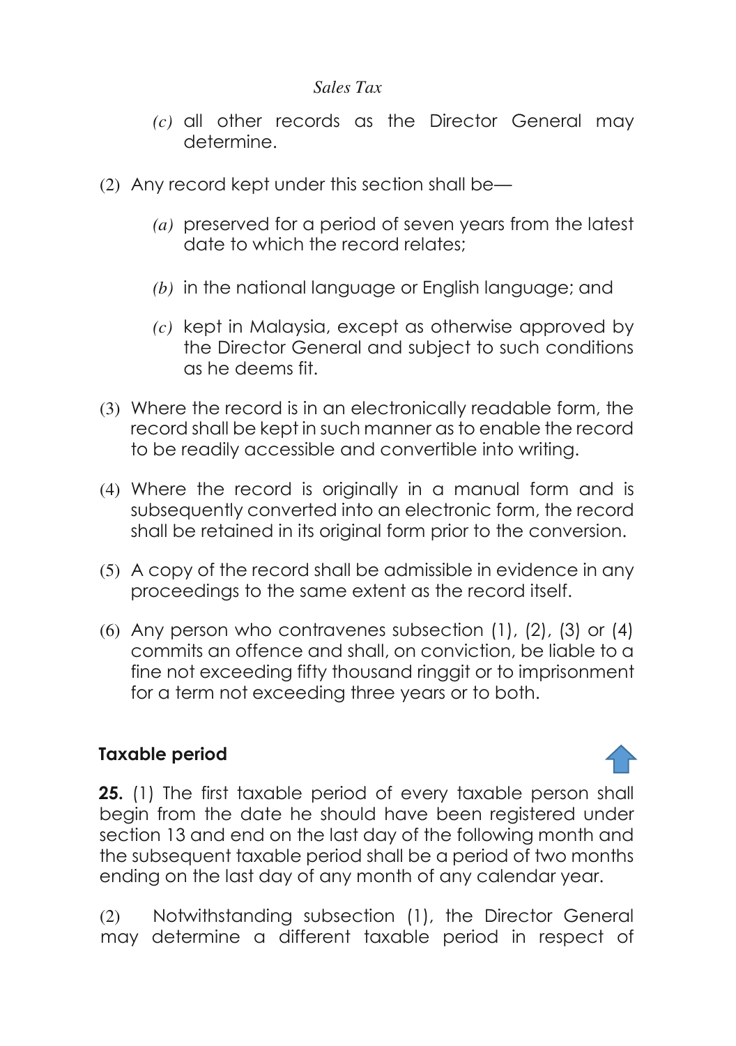*(c)* all other records as the Director General may determine.

(2) Any record kept under this section shall be—

*(a)* preserved for a period of seven years from the latest date to which the record relates;

*(b)* in the national language or English language; and

*(c)* kept in Malaysia, except as otherwise approved by the Director General and subject to such conditions as he deems fit.

(3) Where the record is in an electronically readable form, the record shall be kept in such manner as to enable the record to be readily accessible and convertible into writing.

(4) Where the record is originally in a manual form and is subsequently converted into an electronic form, the record shall be retained in its original form prior to the conversion.

(5) A copy of the record shall be admissible in evidence in any proceedings to the same extent as the record itself.

(6) Any person who contravenes subsection (1), (2), (3) or (4) commits an offence and shall, on conviction, be liable to a fine not exceeding fifty thousand ringgit or to imprisonment for a term not exceeding three years or to both.

**Taxable period**

**25.** (1) The first taxable period of every taxable person shall begin from the date he should have been registered under section 13 and end on the last day of the following month and the subsequent taxable period shall be a period of two months ending on the last day of any month of any calendar year.

(2) Notwithstanding subsection (1), the Director General may determine a different taxable period in respect of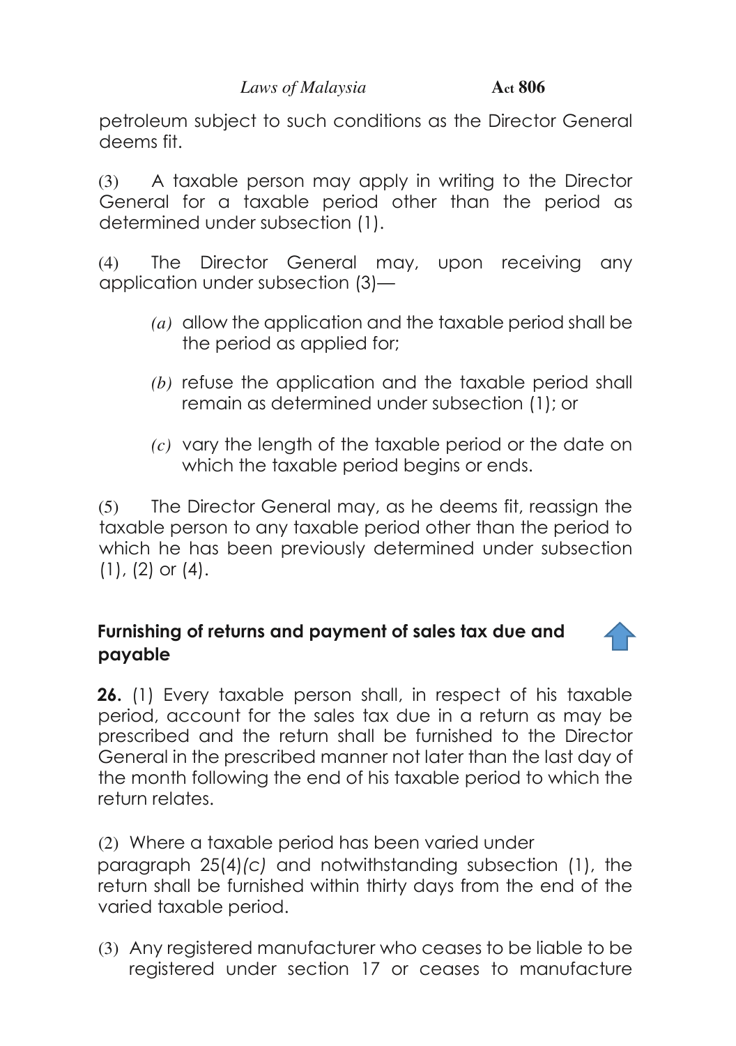petroleum subject to such conditions as the Director General deems fit.

(3) A taxable person may apply in writing to the Director General for a taxable period other than the period as determined under subsection (1).

(4) The Director General may, upon receiving any application under subsection (3)—

*(a)* allow the application and the taxable period shall be the period as applied for;

*(b)* refuse the application and the taxable period shall remain as determined under subsection (1); or

*(c)* vary the length of the taxable period or the date on which the taxable period begins or ends.

(5) The Director General may, as he deems fit, reassign the taxable person to any taxable period other than the period to which he has been previously determined under subsection (1), (2) or (4).

### Furnishing of returns and payment of sales tax due and payable

**26.** (1) Every taxable person shall, in respect of his taxable period, account for the sales tax due in a return as may be prescribed and the return shall be furnished to the Director General in the prescribed manner not later than the last day of the month following the end of his taxable period to which the return relates.

(2) Where a taxable period has been varied under paragraph 25(4)*(c)* and notwithstanding subsection (1), the return shall be furnished within thirty days from the end of the varied taxable period.

(3) Any registered manufacturer who ceases to be liable to be registered under section 17 or ceases to manufacture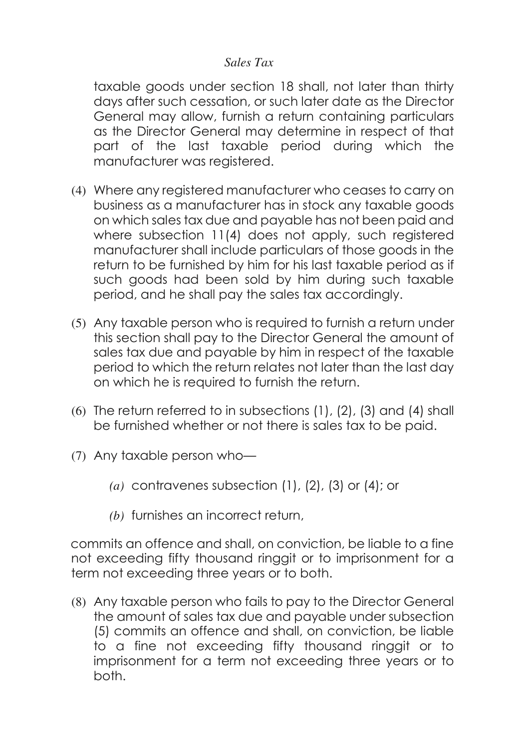taxable goods under section 18 shall, not later than thirty days after such cessation, or such later date as the Director General may allow, furnish a return containing particulars as the Director General may determine in respect of that part of the last taxable period during which the manufacturer was registered.

(4) Where any registered manufacturer who ceases to carry on business as a manufacturer has in stock any taxable goods on which sales tax due and payable has not been paid and where subsection 11(4) does not apply, such registered manufacturer shall include particulars of those goods in the return to be furnished by him for his last taxable period as if such goods had been sold by him during such taxable period, and he shall pay the sales tax accordingly.

(5) Any taxable person who is required to furnish a return under this section shall pay to the Director General the amount of sales tax due and payable by him in respect of the taxable period to which the return relates not later than the last day on which he is required to furnish the return.

(6) The return referred to in subsections (1), (2), (3) and (4) shall be furnished whether or not there is sales tax to be paid.

(7) Any taxable person who—

*(a)* contravenes subsection (1), (2), (3) or (4); or

*(b)* furnishes an incorrect return,

commits an offence and shall, on conviction, be liable to a fine not exceeding fifty thousand ringgit or to imprisonment for a term not exceeding three years or to both.

(8) Any taxable person who fails to pay to the Director General the amount of sales tax due and payable under subsection (5) commits an offence and shall, on conviction, be liable to a fine not exceeding fifty thousand ringgit or to imprisonment for a term not exceeding three years or to both.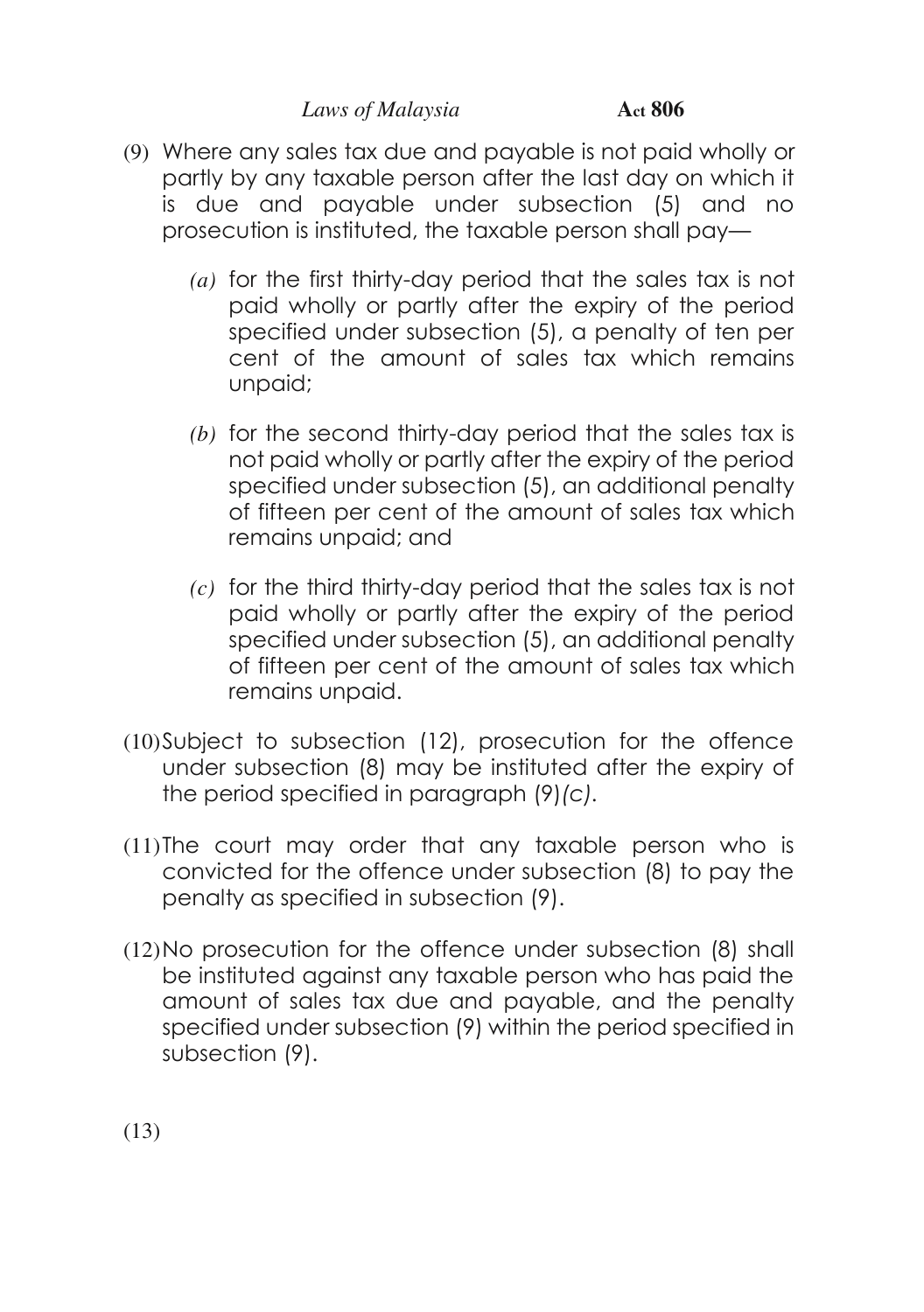(9) Where any sales tax due and payable is not paid wholly or partly by any taxable person after the last day on which it is due and payable under subsection (5) and no prosecution is instituted, the taxable person shall pay—

*(a)* for the first thirty-day period that the sales tax is not paid wholly or partly after the expiry of the period specified under subsection (5), a penalty of ten per cent of the amount of sales tax which remains unpaid;

*(b)* for the second thirty-day period that the sales tax is not paid wholly or partly after the expiry of the period specified under subsection (5), an additional penalty of fifteen per cent of the amount of sales tax which remains unpaid; and

*(c)* for the third thirty-day period that the sales tax is not paid wholly or partly after the expiry of the period specified under subsection (5), an additional penalty of fifteen per cent of the amount of sales tax which remains unpaid.

(10) Subject to subsection (12), prosecution for the offence under subsection (8) may be instituted after the expiry of the period specified in paragraph (9)*(c)*.

(11) The court may order that any taxable person who is convicted for the offence under subsection (8) to pay the penalty as specified in subsection (9).

(12) No prosecution for the offence under subsection (8) shall be instituted against any taxable person who has paid the amount of sales tax due and payable, and the penalty specified under subsection (9) within the period specified in subsection (9).

(13)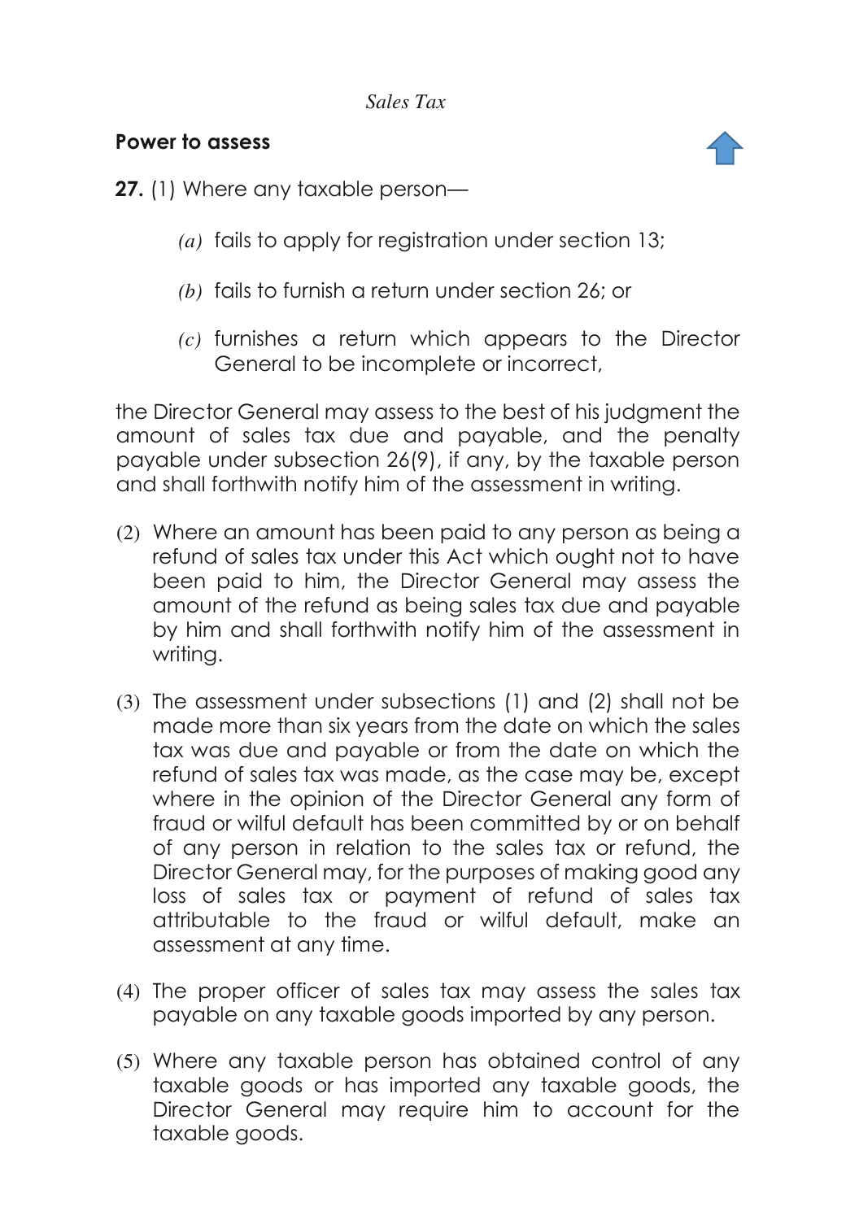## Power to assess

**27.** (1) Where any taxable person—

- *(a)* fails to apply for registration under section 13;
- *(b)* fails to furnish a return under section 26; or
- *(c)* furnishes a return which appears to the Director General to be incomplete or incorrect,

the Director General may assess to the best of his judgment the amount of sales tax due and payable, and the penalty payable under subsection 26(9), if any, by the taxable person and shall forthwith notify him of the assessment in writing.

(2) Where an amount has been paid to any person as being a refund of sales tax under this Act which ought not to have been paid to him, the Director General may assess the amount of the refund as being sales tax due and payable by him and shall forthwith notify him of the assessment in writing.

(3) The assessment under subsections (1) and (2) shall not be made more than six years from the date on which the sales tax was due and payable or from the date on which the refund of sales tax was made, as the case may be, except where in the opinion of the Director General any form of fraud or wilful default has been committed by or on behalf of any person in relation to the sales tax or refund, the Director General may, for the purposes of making good any loss of sales tax or payment of refund of sales tax attributable to the fraud or wilful default, make an assessment at any time.

(4) The proper officer of sales tax may assess the sales tax payable on any taxable goods imported by any person.

(5) Where any taxable person has obtained control of any taxable goods or has imported any taxable goods, the Director General may require him to account for the taxable goods.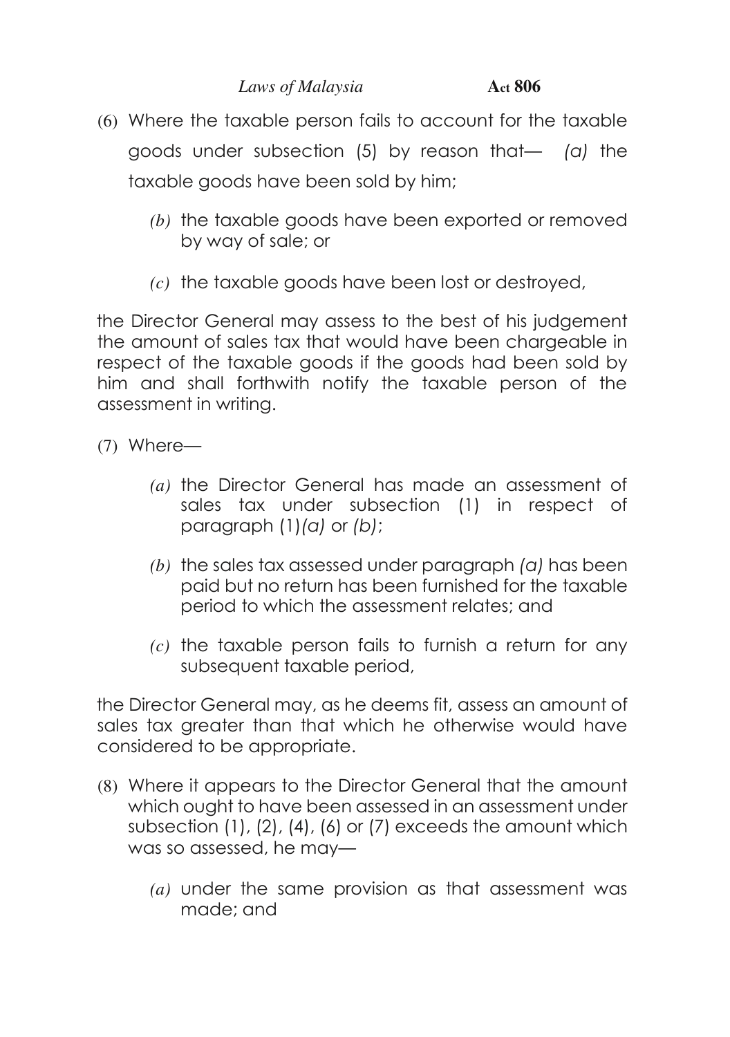(6) Where the taxable person fails to account for the taxable goods under subsection (5) by reason that— *(a)* the taxable goods have been sold by him;

*(b)* the taxable goods have been exported or removed by way of sale; or

*(c)* the taxable goods have been lost or destroyed,

the Director General may assess to the best of his judgement the amount of sales tax that would have been chargeable in respect of the taxable goods if the goods had been sold by him and shall forthwith notify the taxable person of the assessment in writing.

(7) Where—

*(a)* the Director General has made an assessment of sales tax under subsection (1) in respect of paragraph (1)*(a)* or *(b)*;

*(b)* the sales tax assessed under paragraph *(a)* has been paid but no return has been furnished for the taxable period to which the assessment relates; and

*(c)* the taxable person fails to furnish a return for any subsequent taxable period,

the Director General may, as he deems fit, assess an amount of sales tax greater than that which he otherwise would have considered to be appropriate.

(8) Where it appears to the Director General that the amount which ought to have been assessed in an assessment under subsection (1), (2), (4), (6) or (7) exceeds the amount which was so assessed, he may—

*(a)* under the same provision as that assessment was made; and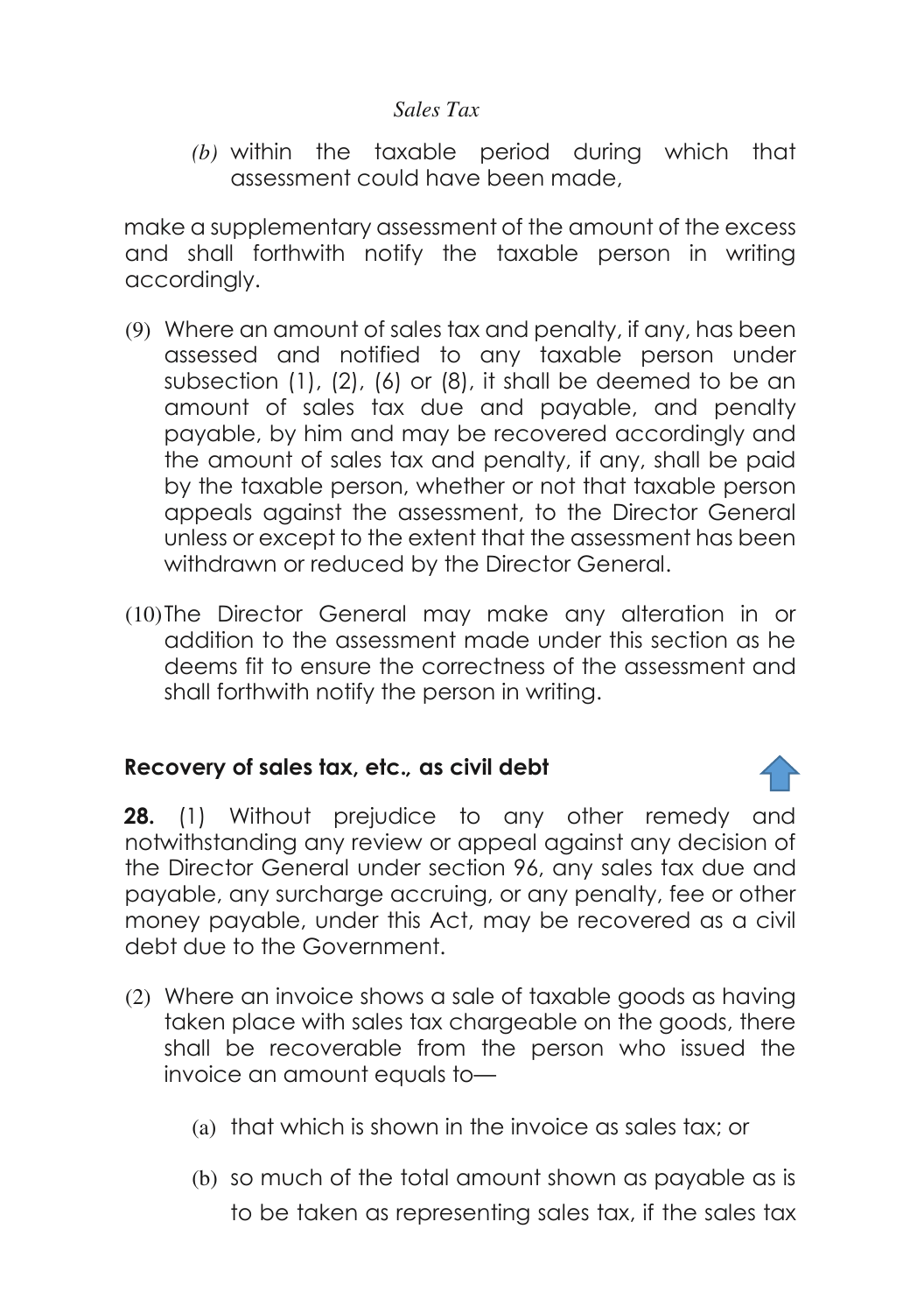(b) within the taxable period during which that assessment could have been made,

make a supplementary assessment of the amount of the excess and shall forthwith notify the taxable person in writing accordingly.

(9) Where an amount of sales tax and penalty, if any, has been assessed and notified to any taxable person under subsection (1), (2), (6) or (8), it shall be deemed to be an amount of sales tax due and payable, and penalty payable, by him and may be recovered accordingly and the amount of sales tax and penalty, if any, shall be paid by the taxable person, whether or not that taxable person appeals against the assessment, to the Director General unless or except to the extent that the assessment has been withdrawn or reduced by the Director General.

(10) The Director General may make any alteration in or addition to the assessment made under this section as he deems fit to ensure the correctness of the assessment and shall forthwith notify the person in writing.

### Recovery of sales tax, etc., as civil debt

**28.** (1) Without prejudice to any other remedy and notwithstanding any review or appeal against any decision of the Director General under section 96, any sales tax due and payable, any surcharge accruing, or any penalty, fee or other money payable, under this Act, may be recovered as a civil debt due to the Government.

(2) Where an invoice shows a sale of taxable goods as having taken place with sales tax chargeable on the goods, there shall be recoverable from the person who issued the invoice an amount equals to—

(a) that which is shown in the invoice as sales tax; or

(b) so much of the total amount shown as payable as is to be taken as representing sales tax, if the sales tax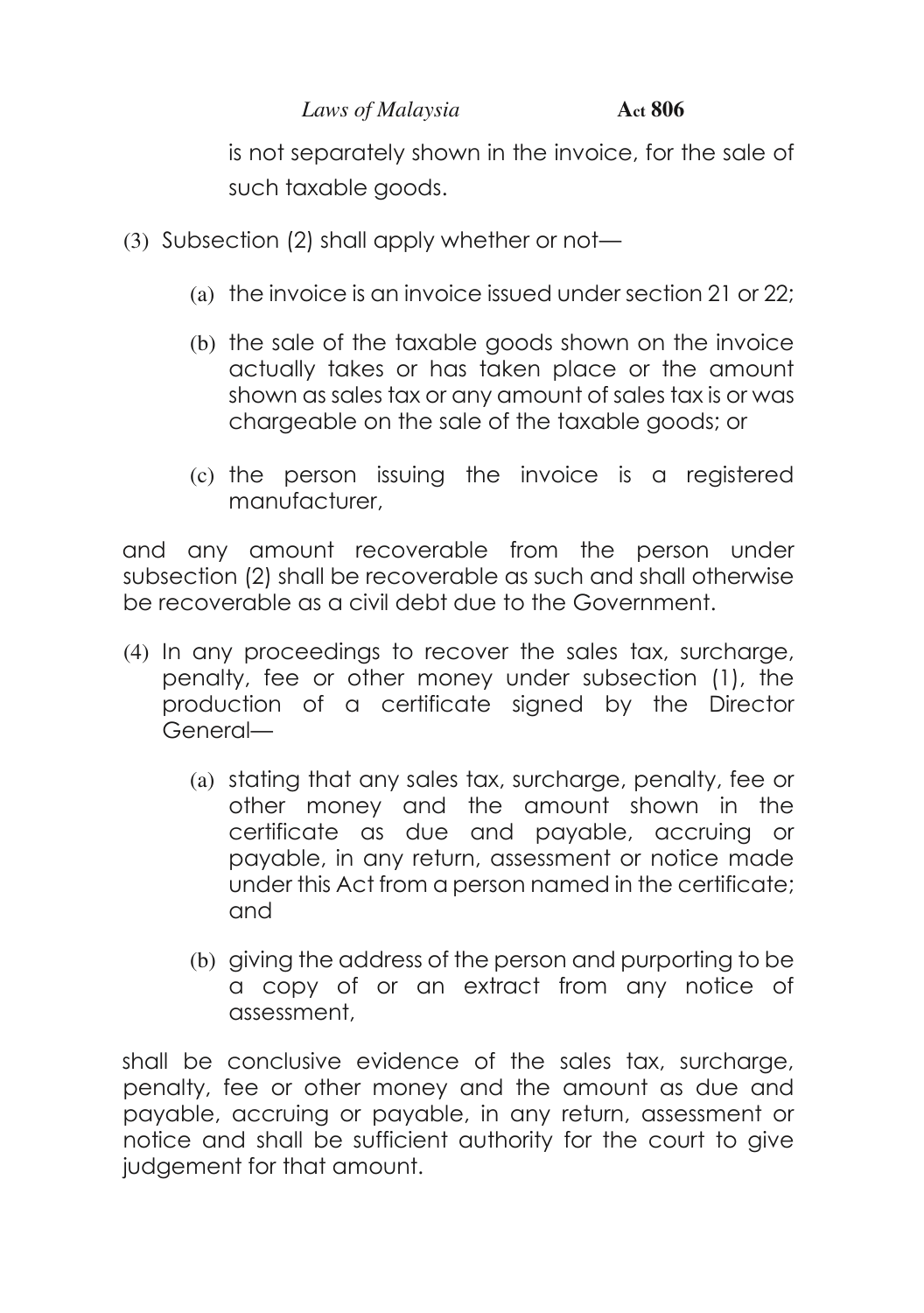is not separately shown in the invoice, for the sale of such taxable goods.

(3) Subsection (2) shall apply whether or not—

(a) the invoice is an invoice issued under section 21 or 22;

(b) the sale of the taxable goods shown on the invoice actually takes or has taken place or the amount shown as sales tax or any amount of sales tax is or was chargeable on the sale of the taxable goods; or

(c) the person issuing the invoice is a registered manufacturer,

and any amount recoverable from the person under subsection (2) shall be recoverable as such and shall otherwise be recoverable as a civil debt due to the Government.

(4) In any proceedings to recover the sales tax, surcharge, penalty, fee or other money under subsection (1), the production of a certificate signed by the Director General—

(a) stating that any sales tax, surcharge, penalty, fee or other money and the amount shown in the certificate as due and payable, accruing or payable, in any return, assessment or notice made under this Act from a person named in the certificate; and

(b) giving the address of the person and purporting to be a copy of or an extract from any notice of assessment,

shall be conclusive evidence of the sales tax, surcharge, penalty, fee or other money and the amount as due and payable, accruing or payable, in any return, assessment or notice and shall be sufficient authority for the court to give judgement for that amount.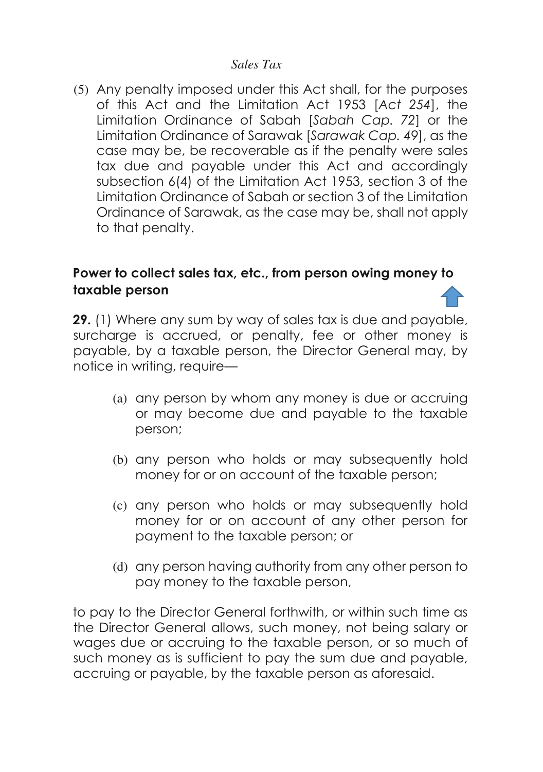(5) Any penalty imposed under this Act shall, for the purposes of this Act and the Limitation Act 1953 [*Act 254*], the Limitation Ordinance of Sabah [*Sabah Cap. 72*] or the Limitation Ordinance of Sarawak [*Sarawak Cap. 49*], as the case may be, be recoverable as if the penalty were sales tax due and payable under this Act and accordingly subsection 6(4) of the Limitation Act 1953, section 3 of the Limitation Ordinance of Sabah or section 3 of the Limitation Ordinance of Sarawak, as the case may be, shall not apply to that penalty.

**Power to collect sales tax, etc., from person owing money to taxable person**

**29.** (1) Where any sum by way of sales tax is due and payable, surcharge is accrued, or penalty, fee or other money is payable, by a taxable person, the Director General may, by notice in writing, require—

(a) any person by whom any money is due or accruing or may become due and payable to the taxable person;

(b) any person who holds or may subsequently hold money for or on account of the taxable person;

(c) any person who holds or may subsequently hold money for or on account of any other person for payment to the taxable person; or

(d) any person having authority from any other person to pay money to the taxable person,

to pay to the Director General forthwith, or within such time as the Director General allows, such money, not being salary or wages due or accruing to the taxable person, or so much of such money as is sufficient to pay the sum due and payable, accruing or payable, by the taxable person as aforesaid.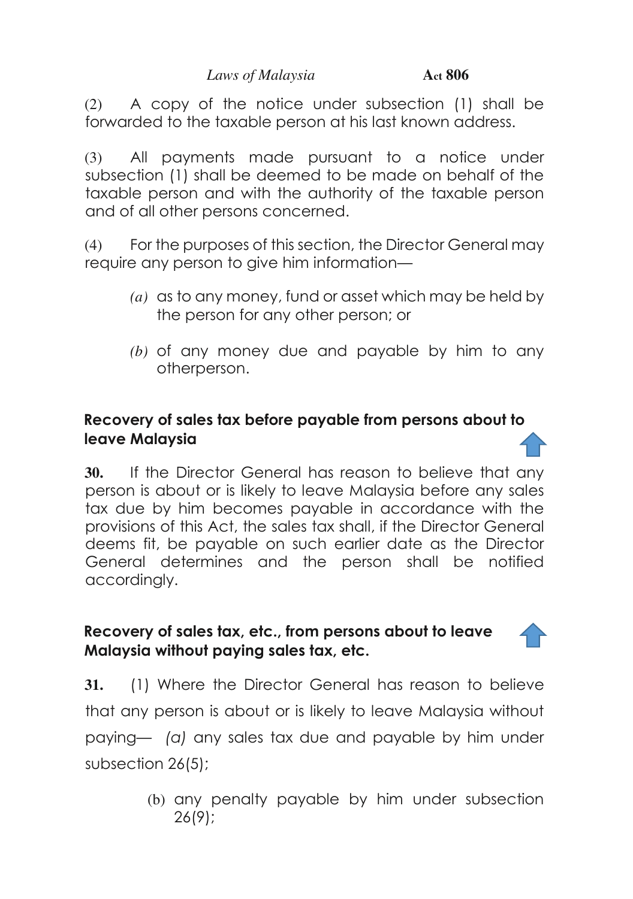(2) A copy of the notice under subsection (1) shall be forwarded to the taxable person at his last known address.

(3) All payments made pursuant to a notice under subsection (1) shall be deemed to be made on behalf of the taxable person and with the authority of the taxable person and of all other persons concerned.

(4) For the purposes of this section, the Director General may require any person to give him information—

*(a)* as to any money, fund or asset which may be held by the person for any other person; or

*(b)* of any money due and payable by him to any otherperson.

**Recovery of sales tax before payable from persons about to leave Malaysia**

**30.** If the Director General has reason to believe that any person is about or is likely to leave Malaysia before any sales tax due by him becomes payable in accordance with the provisions of this Act, the sales tax shall, if the Director General deems fit, be payable on such earlier date as the Director General determines and the person shall be notified accordingly.

**Recovery of sales tax, etc., from persons about to leave Malaysia without paying sales tax, etc.**

**31.** (1) Where the Director General has reason to believe that any person is about or is likely to leave Malaysia without paying— *(a)* any sales tax due and payable by him under subsection 26(5);

(b) any penalty payable by him under subsection 26(9);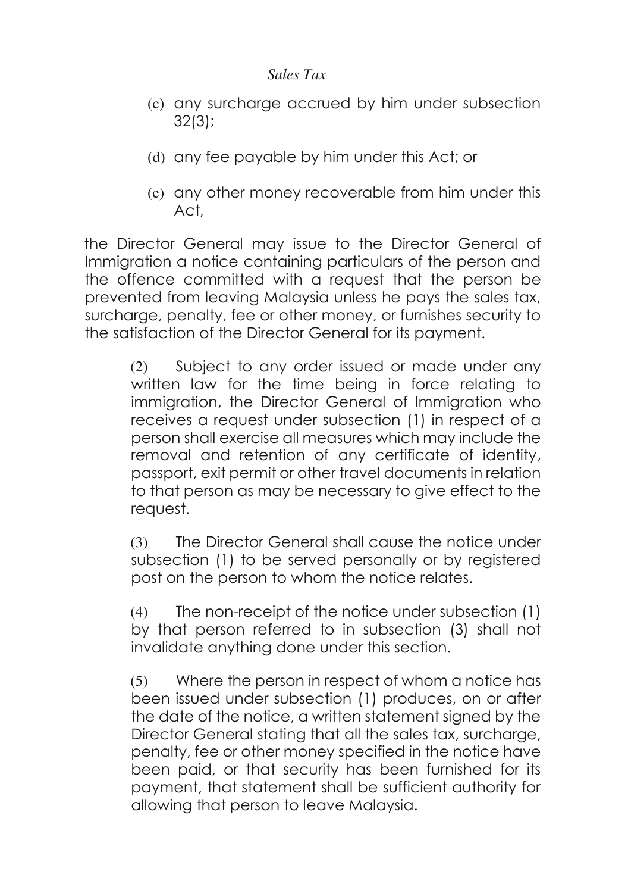(c) any surcharge accrued by him under subsection 32(3);

(d) any fee payable by him under this Act; or

(e) any other money recoverable from him under this Act,

the Director General may issue to the Director General of Immigration a notice containing particulars of the person and the offence committed with a request that the person be prevented from leaving Malaysia unless he pays the sales tax, surcharge, penalty, fee or other money, or furnishes security to the satisfaction of the Director General for its payment.

(2) Subject to any order issued or made under any written law for the time being in force relating to immigration, the Director General of Immigration who receives a request under subsection (1) in respect of a person shall exercise all measures which may include the removal and retention of any certificate of identity, passport, exit permit or other travel documents in relation to that person as may be necessary to give effect to the request.

(3) The Director General shall cause the notice under subsection (1) to be served personally or by registered post on the person to whom the notice relates.

(4) The non-receipt of the notice under subsection (1) by that person referred to in subsection (3) shall not invalidate anything done under this section.

(5) Where the person in respect of whom a notice has been issued under subsection (1) produces, on or after the date of the notice, a written statement signed by the Director General stating that all the sales tax, surcharge, penalty, fee or other money specified in the notice have been paid, or that security has been furnished for its payment, that statement shall be sufficient authority for allowing that person to leave Malaysia.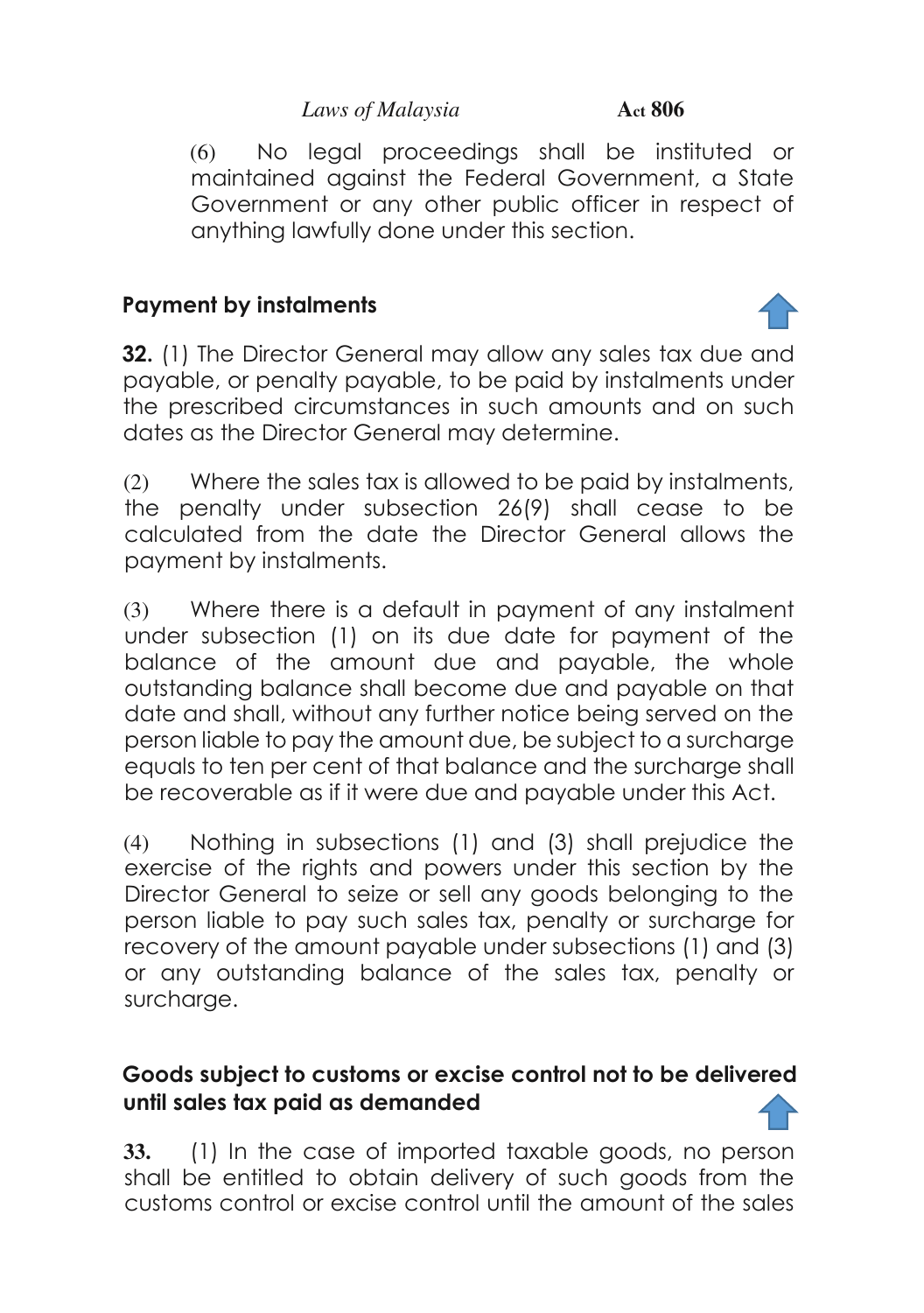(6) No legal proceedings shall be instituted or maintained against the Federal Government, a State Government or any other public officer in respect of anything lawfully done under this section.

**Payment by instalments**

**32.** (1) The Director General may allow any sales tax due and payable, or penalty payable, to be paid by instalments under the prescribed circumstances in such amounts and on such dates as the Director General may determine.

(2) Where the sales tax is allowed to be paid by instalments, the penalty under subsection 26(9) shall cease to be calculated from the date the Director General allows the payment by instalments.

(3) Where there is a default in payment of any instalment under subsection (1) on its due date for payment of the balance of the amount due and payable, the whole outstanding balance shall become due and payable on that date and shall, without any further notice being served on the person liable to pay the amount due, be subject to a surcharge equals to ten per cent of that balance and the surcharge shall be recoverable as if it were due and payable under this Act.

(4) Nothing in subsections (1) and (3) shall prejudice the exercise of the rights and powers under this section by the Director General to seize or sell any goods belonging to the person liable to pay such sales tax, penalty or surcharge for recovery of the amount payable under subsections (1) and (3) or any outstanding balance of the sales tax, penalty or surcharge.

**Goods subject to customs or excise control not to be delivered until sales tax paid as demanded**

**33.** (1) In the case of imported taxable goods, no person shall be entitled to obtain delivery of such goods from the customs control or excise control until the amount of the sales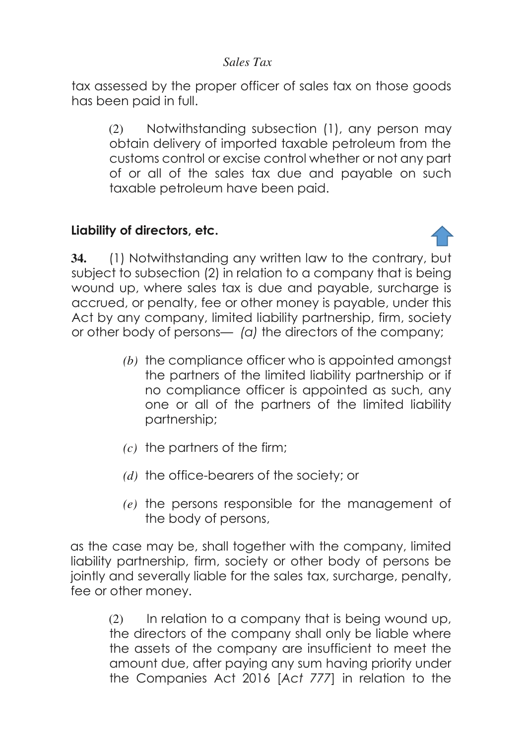tax assessed by the proper officer of sales tax on those goods has been paid in full.

(2) Notwithstanding subsection (1), any person may obtain delivery of imported taxable petroleum from the customs control or excise control whether or not any part of or all of the sales tax due and payable on such taxable petroleum have been paid.

## Liability of directors, etc.

**34.** (1) Notwithstanding any written law to the contrary, but subject to subsection (2) in relation to a company that is being wound up, where sales tax is due and payable, surcharge is accrued, or penalty, fee or other money is payable, under this Act by any company, limited liability partnership, firm, society or other body of persons— *(a)* the directors of the company;

*(b)* the compliance officer who is appointed amongst the partners of the limited liability partnership or if no compliance officer is appointed as such, any one or all of the partners of the limited liability partnership;

*(c)* the partners of the firm;

*(d)* the office-bearers of the society; or

*(e)* the persons responsible for the management of the body of persons,

as the case may be, shall together with the company, limited liability partnership, firm, society or other body of persons be jointly and severally liable for the sales tax, surcharge, penalty, fee or other money.

(2) In relation to a company that is being wound up, the directors of the company shall only be liable where the assets of the company are insufficient to meet the amount due, after paying any sum having priority under the Companies Act 2016 [*Act 777*] in relation to the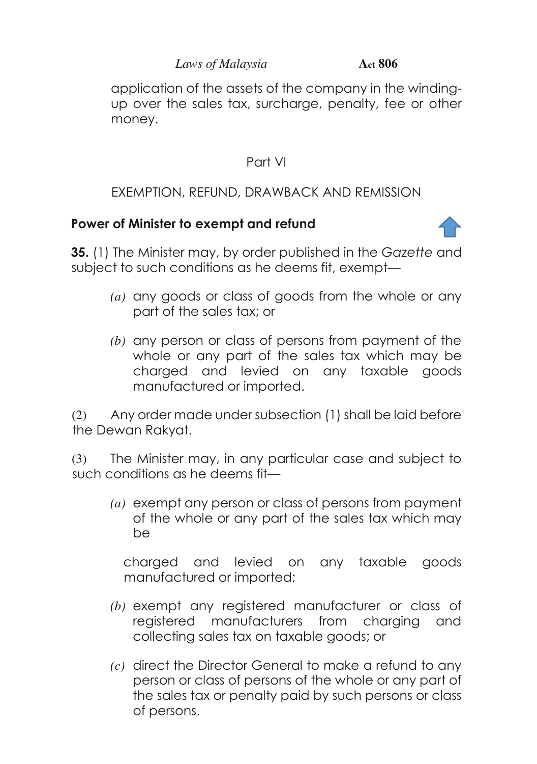application of the assets of the company in the winding-up over the sales tax, surcharge, penalty, fee or other money.

## Part VI

## EXEMPTION, REFUND, DRAWBACK AND REMISSION

### Power of Minister to exempt and refund

**35.** (1) The Minister may, by order published in the *Gazette* and subject to such conditions as he deems fit, exempt—

*(a)* any goods or class of goods from the whole or any part of the sales tax; or

*(b)* any person or class of persons from payment of the whole or any part of the sales tax which may be charged and levied on any taxable goods manufactured or imported.

(2) Any order made under subsection (1) shall be laid before the Dewan Rakyat.

(3) The Minister may, in any particular case and subject to such conditions as he deems fit—

*(a)* exempt any person or class of persons from payment of the whole or any part of the sales tax which may be

charged and levied on any taxable goods manufactured or imported;

*(b)* exempt any registered manufacturer or class of registered manufacturers from charging and collecting sales tax on taxable goods; or

*(c)* direct the Director General to make a refund to any person or class of persons of the whole or any part of the sales tax or penalty paid by such persons or class of persons.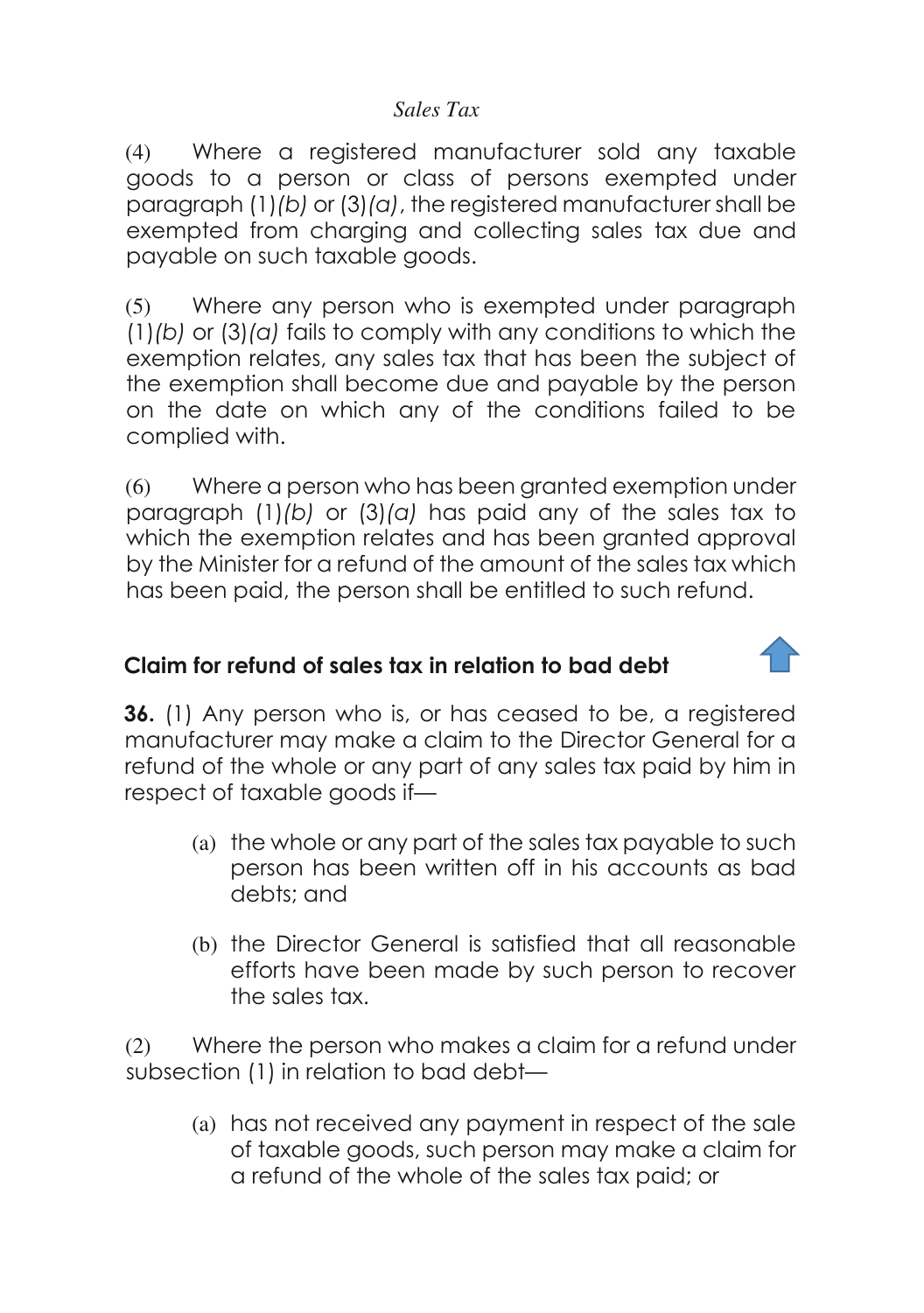(4) Where a registered manufacturer sold any taxable goods to a person or class of persons exempted under paragraph (1)*(b)* or (3)*(a)*, the registered manufacturer shall be exempted from charging and collecting sales tax due and payable on such taxable goods.

(5) Where any person who is exempted under paragraph (1)*(b)* or (3)*(a)* fails to comply with any conditions to which the exemption relates, any sales tax that has been the subject of the exemption shall become due and payable by the person on the date on which any of the conditions failed to be complied with.

(6) Where a person who has been granted exemption under paragraph (1)*(b)* or (3)*(a)* has paid any of the sales tax to which the exemption relates and has been granted approval by the Minister for a refund of the amount of the sales tax which has been paid, the person shall be entitled to such refund.

### Claim for refund of sales tax in relation to bad debt

**36.** (1) Any person who is, or has ceased to be, a registered manufacturer may make a claim to the Director General for a refund of the whole or any part of any sales tax paid by him in respect of taxable goods if—

(a) the whole or any part of the sales tax payable to such person has been written off in his accounts as bad debts; and

(b) the Director General is satisfied that all reasonable efforts have been made by such person to recover the sales tax.

(2) Where the person who makes a claim for a refund under subsection (1) in relation to bad debt—

(a) has not received any payment in respect of the sale of taxable goods, such person may make a claim for a refund of the whole of the sales tax paid; or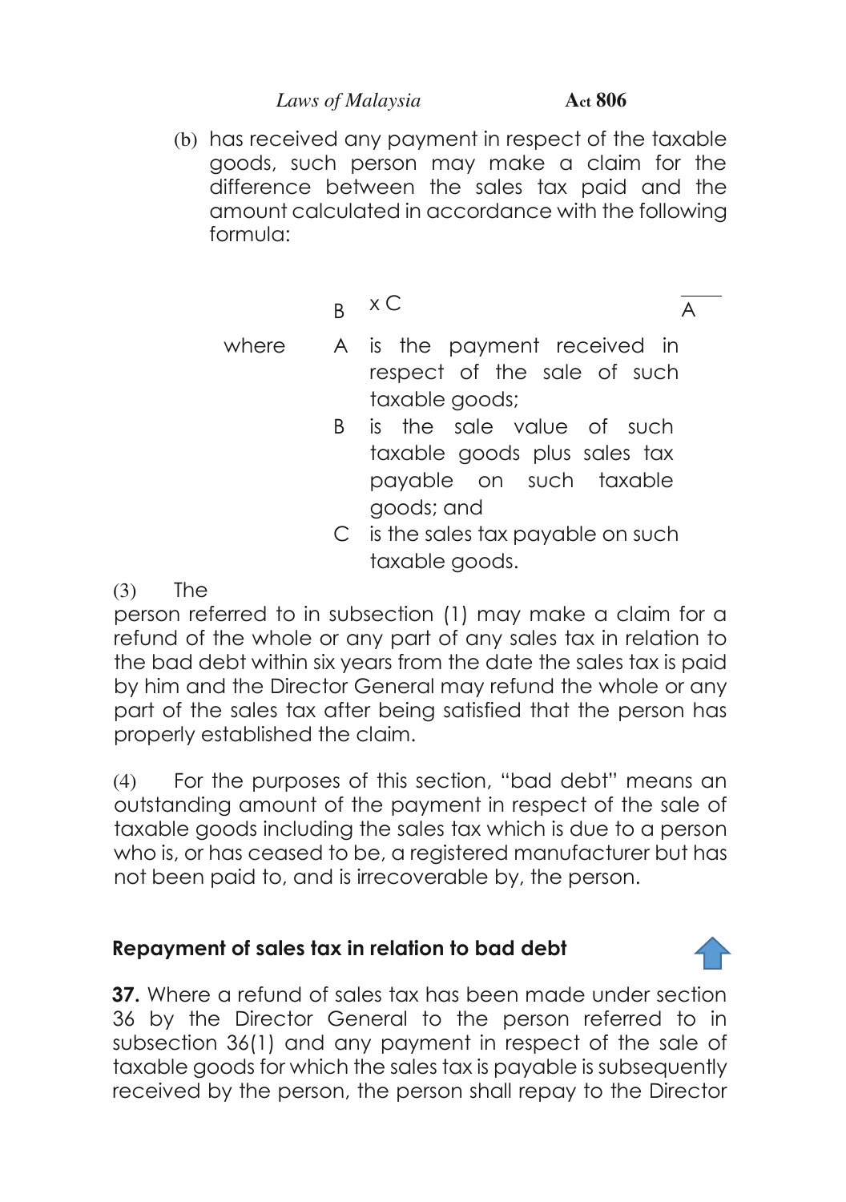(b) has received any payment in respect of the taxable goods, such person may make a claim for the difference between the sales tax paid and the amount calculated in accordance with the following formula:

$$\frac{A}{B} \times C$$

where A is the payment received in respect of the sale of such taxable goods;

B is the sale value of such taxable goods plus sales tax payable on such taxable goods; and

C is the sales tax payable on such taxable goods.

(3) The person referred to in subsection (1) may make a claim for a refund of the whole or any part of any sales tax in relation to the bad debt within six years from the date the sales tax is paid by him and the Director General may refund the whole or any part of the sales tax after being satisfied that the person has properly established the claim.

(4) For the purposes of this section, "bad debt" means an outstanding amount of the payment in respect of the sale of taxable goods including the sales tax which is due to a person who is, or has ceased to be, a registered manufacturer but has not been paid to, and is irrecoverable by, the person.

### Repayment of sales tax in relation to bad debt

**37.** Where a refund of sales tax has been made under section 36 by the Director General to the person referred to in subsection 36(1) and any payment in respect of the sale of taxable goods for which the sales tax is payable is subsequently received by the person, the person shall repay to the Director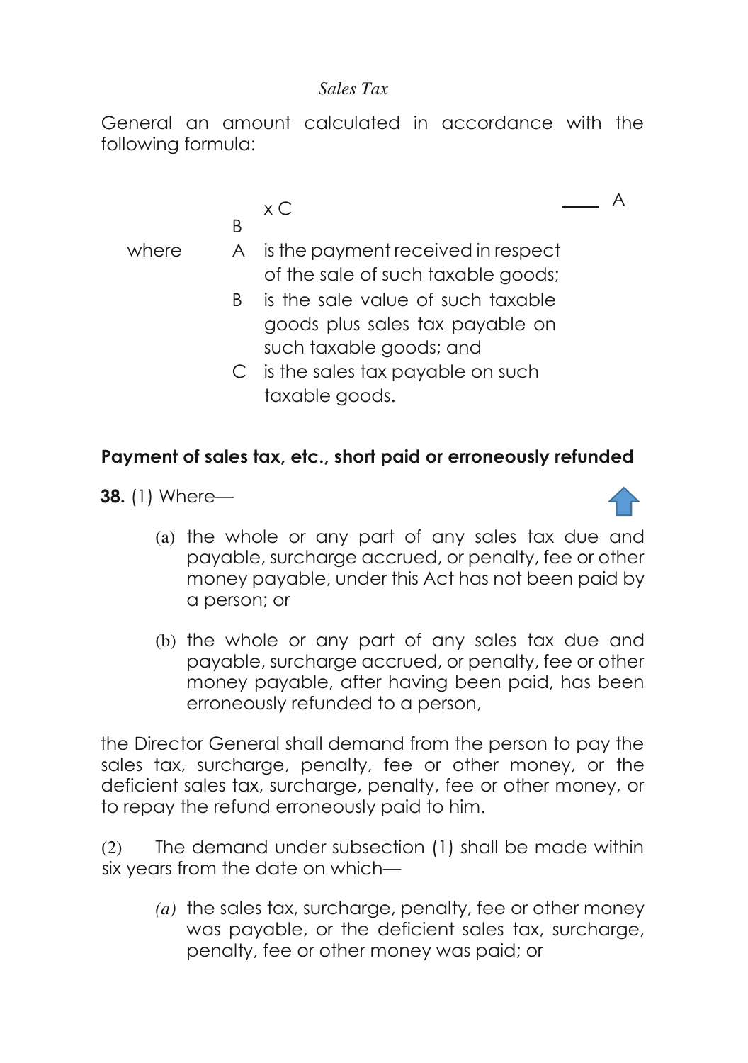General an amount calculated in accordance with the following formula:

$$\frac{A}{B} \times C$$

where A is the payment received in respect of the sale of such taxable goods;

B is the sale value of such taxable goods plus sales tax payable on such taxable goods; and

C is the sales tax payable on such taxable goods.

**Payment of sales tax, etc., short paid or erroneously refunded**

**38.** (1) Where—

(a) the whole or any part of any sales tax due and payable, surcharge accrued, or penalty, fee or other money payable, under this Act has not been paid by a person; or

(b) the whole or any part of any sales tax due and payable, surcharge accrued, or penalty, fee or other money payable, after having been paid, has been erroneously refunded to a person,

the Director General shall demand from the person to pay the sales tax, surcharge, penalty, fee or other money, or the deficient sales tax, surcharge, penalty, fee or other money, or to repay the refund erroneously paid to him.

(2) The demand under subsection (1) shall be made within six years from the date on which—

*(a)* the sales tax, surcharge, penalty, fee or other money was payable, or the deficient sales tax, surcharge, penalty, fee or other money was paid; or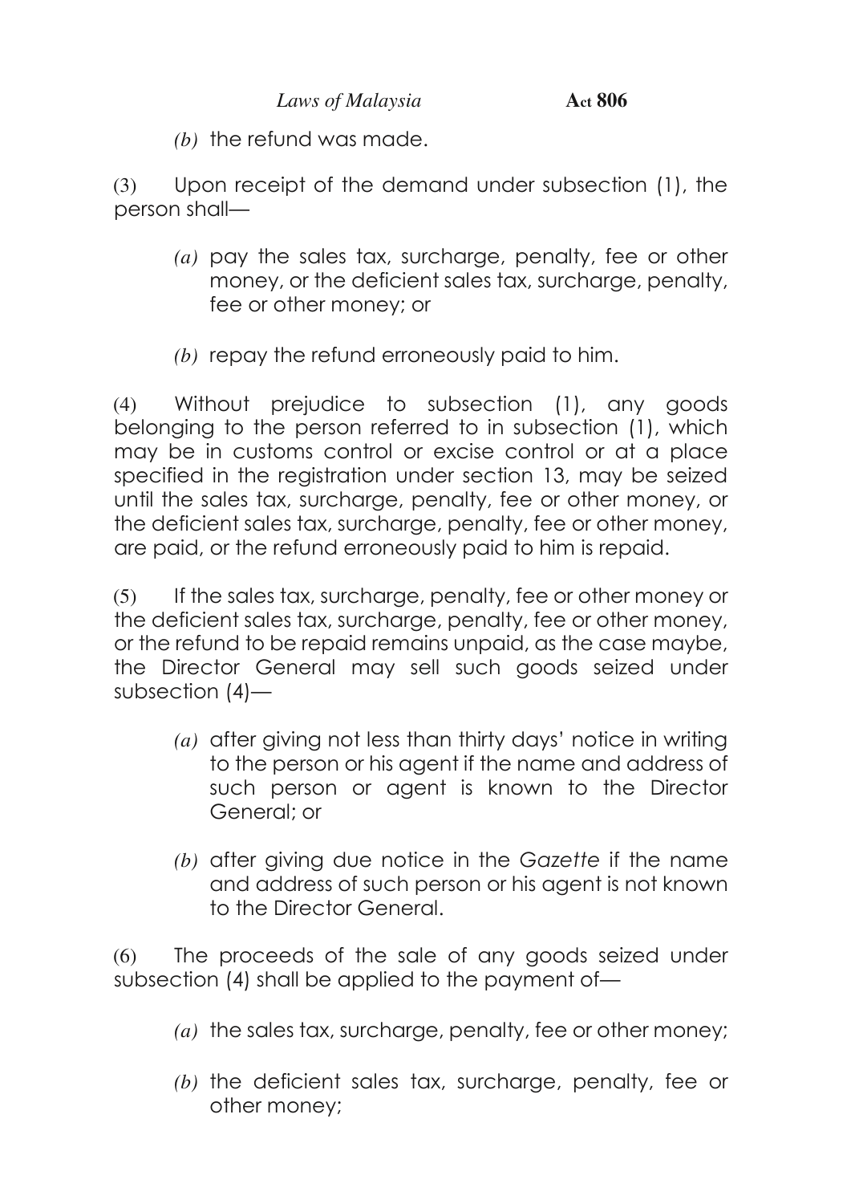*(b)* the refund was made.

(3) Upon receipt of the demand under subsection (1), the person shall—

*(a)* pay the sales tax, surcharge, penalty, fee or other money, or the deficient sales tax, surcharge, penalty, fee or other money; or

*(b)* repay the refund erroneously paid to him.

(4) Without prejudice to subsection (1), any goods belonging to the person referred to in subsection (1), which may be in customs control or excise control or at a place specified in the registration under section 13, may be seized until the sales tax, surcharge, penalty, fee or other money, or the deficient sales tax, surcharge, penalty, fee or other money, are paid, or the refund erroneously paid to him is repaid.

(5) If the sales tax, surcharge, penalty, fee or other money or the deficient sales tax, surcharge, penalty, fee or other money, or the refund to be repaid remains unpaid, as the case maybe, the Director General may sell such goods seized under subsection (4)—

*(a)* after giving not less than thirty days' notice in writing to the person or his agent if the name and address of such person or agent is known to the Director General; or

*(b)* after giving due notice in the *Gazette* if the name and address of such person or his agent is not known to the Director General.

(6) The proceeds of the sale of any goods seized under subsection (4) shall be applied to the payment of—

*(a)* the sales tax, surcharge, penalty, fee or other money;

*(b)* the deficient sales tax, surcharge, penalty, fee or other money;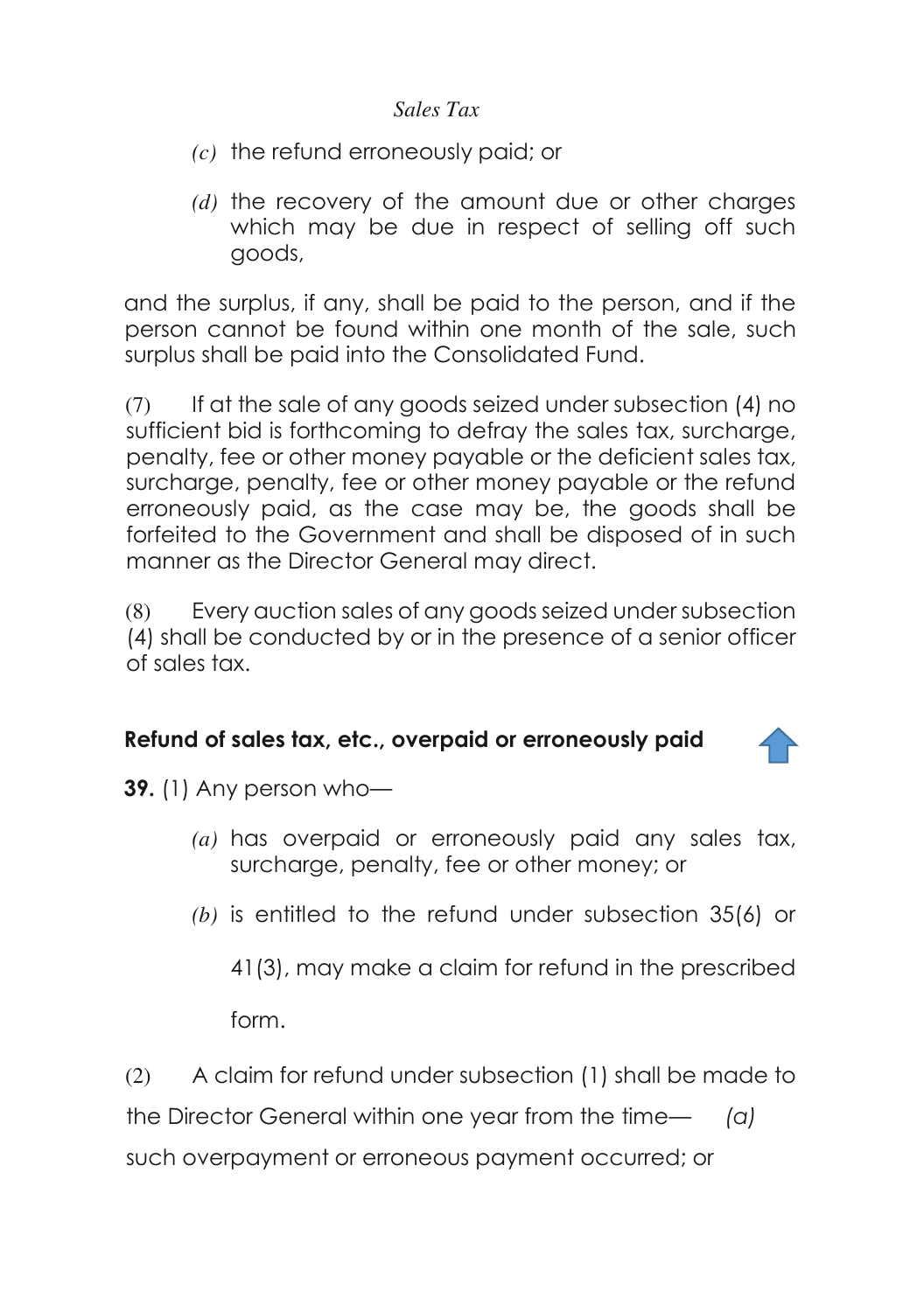*(c)* the refund erroneously paid; or

*(d)* the recovery of the amount due or other charges which may be due in respect of selling off such goods,

and the surplus, if any, shall be paid to the person, and if the person cannot be found within one month of the sale, such surplus shall be paid into the Consolidated Fund.

(7) If at the sale of any goods seized under subsection (4) no sufficient bid is forthcoming to defray the sales tax, surcharge, penalty, fee or other money payable or the deficient sales tax, surcharge, penalty, fee or other money payable or the refund erroneously paid, as the case may be, the goods shall be forfeited to the Government and shall be disposed of in such manner as the Director General may direct.

(8) Every auction sales of any goods seized under subsection (4) shall be conducted by or in the presence of a senior officer of sales tax.

**Refund of sales tax, etc., overpaid or erroneously paid**

**39.** (1) Any person who—

*(a)* has overpaid or erroneously paid any sales tax, surcharge, penalty, fee or other money; or

*(b)* is entitled to the refund under subsection 35(6) or 41(3), may make a claim for refund in the prescribed form.

(2) A claim for refund under subsection (1) shall be made to the Director General within one year from the time— *(a)* such overpayment or erroneous payment occurred; or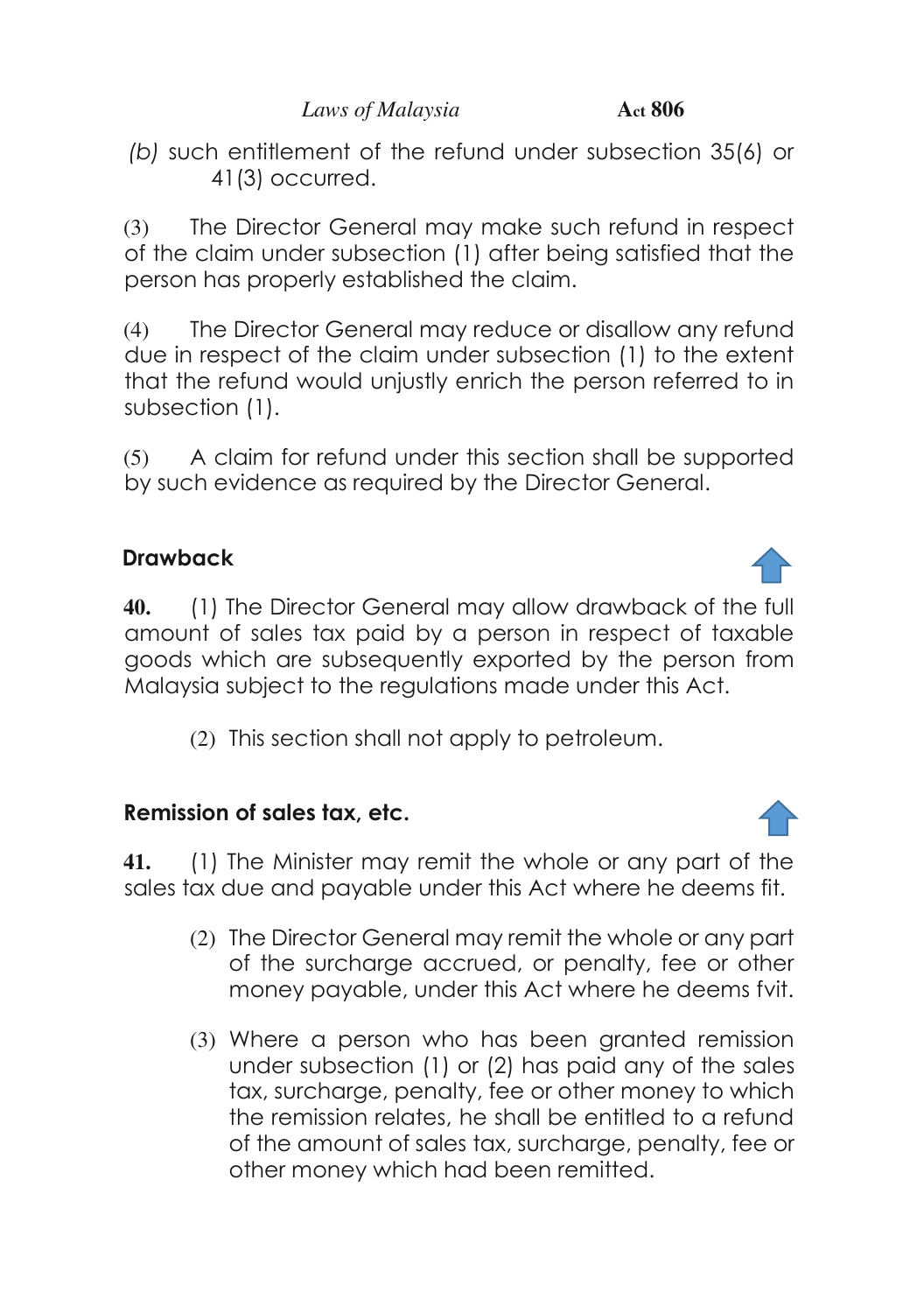*(b)* such entitlement of the refund under subsection 35(6) or 41(3) occurred.

(3) The Director General may make such refund in respect of the claim under subsection (1) after being satisfied that the person has properly established the claim.

(4) The Director General may reduce or disallow any refund due in respect of the claim under subsection (1) to the extent that the refund would unjustly enrich the person referred to in subsection (1).

(5) A claim for refund under this section shall be supported by such evidence as required by the Director General.

### Drawback

**40.** (1) The Director General may allow drawback of the full amount of sales tax paid by a person in respect of taxable goods which are subsequently exported by the person from Malaysia subject to the regulations made under this Act.

(2) This section shall not apply to petroleum.

### Remission of sales tax, etc.

**41.** (1) The Minister may remit the whole or any part of the sales tax due and payable under this Act where he deems fit.

(2) The Director General may remit the whole or any part of the surcharge accrued, or penalty, fee or other money payable, under this Act where he deems fvit.

(3) Where a person who has been granted remission under subsection (1) or (2) has paid any of the sales tax, surcharge, penalty, fee or other money to which the remission relates, he shall be entitled to a refund of the amount of sales tax, surcharge, penalty, fee or other money which had been remitted.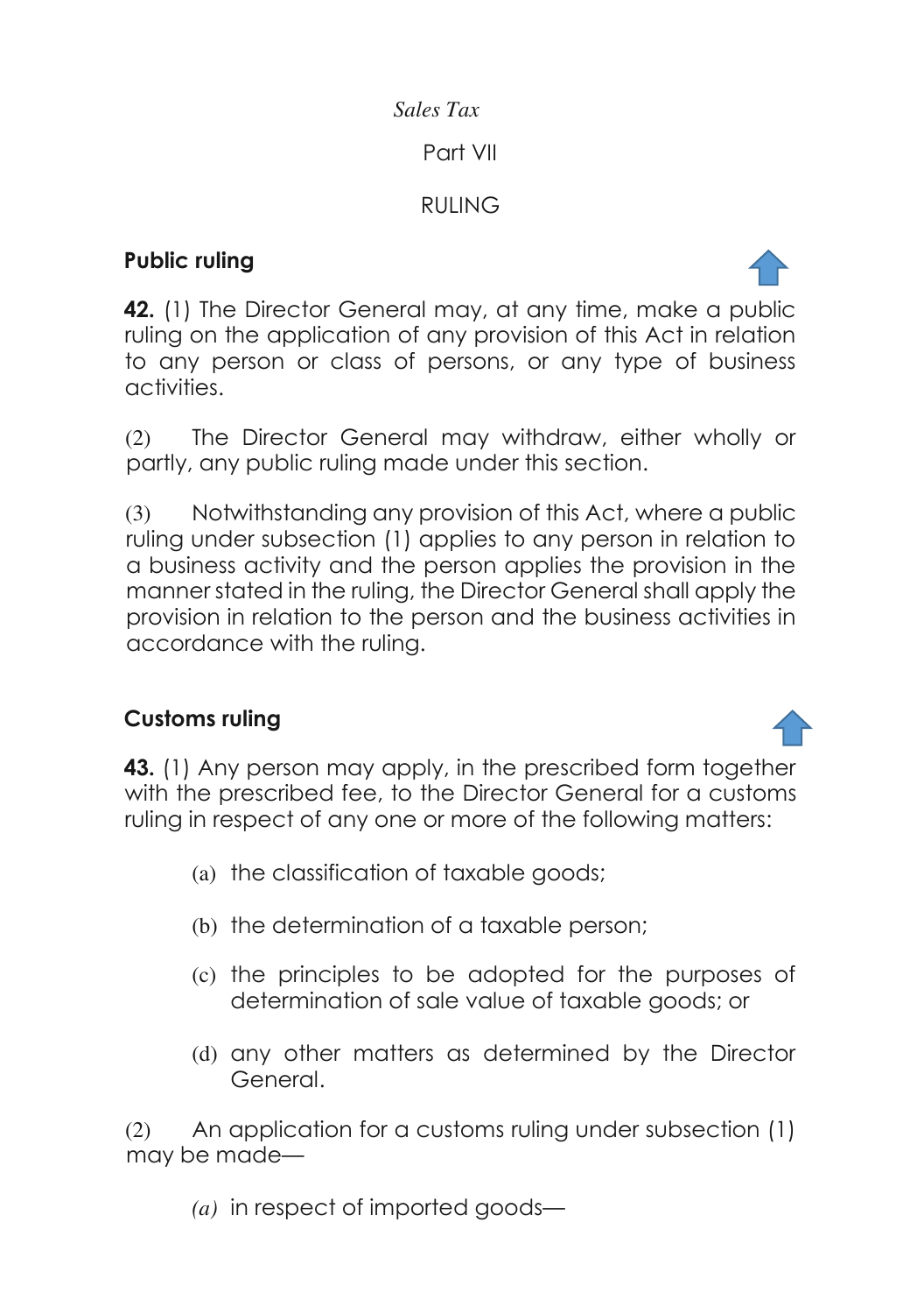Part VII

RULING

**Public ruling**

**42.** (1) The Director General may, at any time, make a public ruling on the application of any provision of this Act in relation to any person or class of persons, or any type of business activities.

(2) The Director General may withdraw, either wholly or partly, any public ruling made under this section.

(3) Notwithstanding any provision of this Act, where a public ruling under subsection (1) applies to any person in relation to a business activity and the person applies the provision in the manner stated in the ruling, the Director General shall apply the provision in relation to the person and the business activities in accordance with the ruling.

**Customs ruling**

**43.** (1) Any person may apply, in the prescribed form together with the prescribed fee, to the Director General for a customs ruling in respect of any one or more of the following matters:

(a) the classification of taxable goods;

(b) the determination of a taxable person;

(c) the principles to be adopted for the purposes of determination of sale value of taxable goods; or

(d) any other matters as determined by the Director General.

(2) An application for a customs ruling under subsection (1) may be made—

*(a)* in respect of imported goods—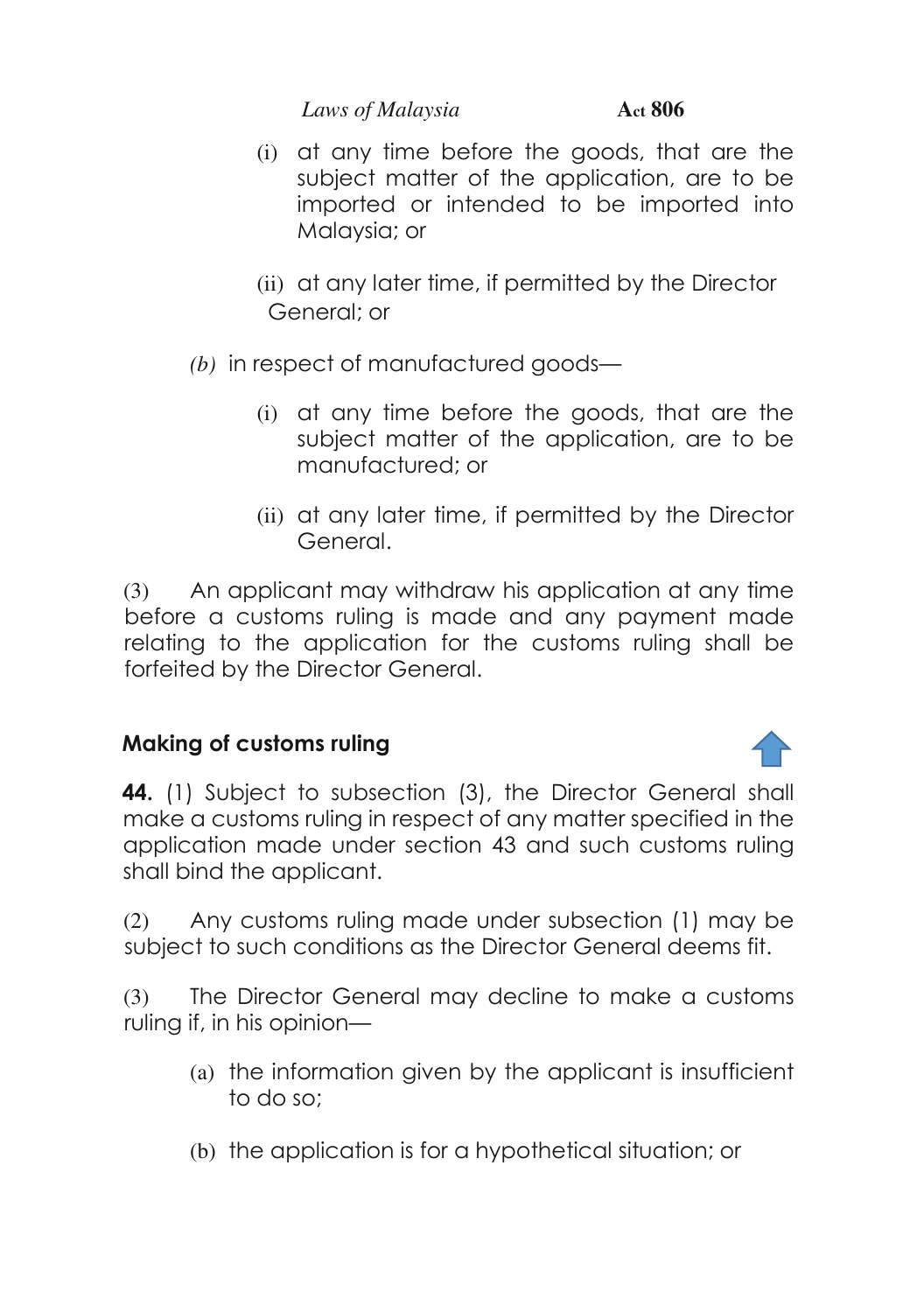(i) at any time before the goods, that are the subject matter of the application, are to be imported or intended to be imported into Malaysia; or

(ii) at any later time, if permitted by the Director General; or

*(b)* in respect of manufactured goods—

(i) at any time before the goods, that are the subject matter of the application, are to be manufactured; or

(ii) at any later time, if permitted by the Director General.

(3) An applicant may withdraw his application at any time before a customs ruling is made and any payment made relating to the application for the customs ruling shall be forfeited by the Director General.

**Making of customs ruling**

**44.** (1) Subject to subsection (3), the Director General shall make a customs ruling in respect of any matter specified in the application made under section 43 and such customs ruling shall bind the applicant.

(2) Any customs ruling made under subsection (1) may be subject to such conditions as the Director General deems fit.

(3) The Director General may decline to make a customs ruling if, in his opinion—

(a) the information given by the applicant is insufficient to do so;

(b) the application is for a hypothetical situation; or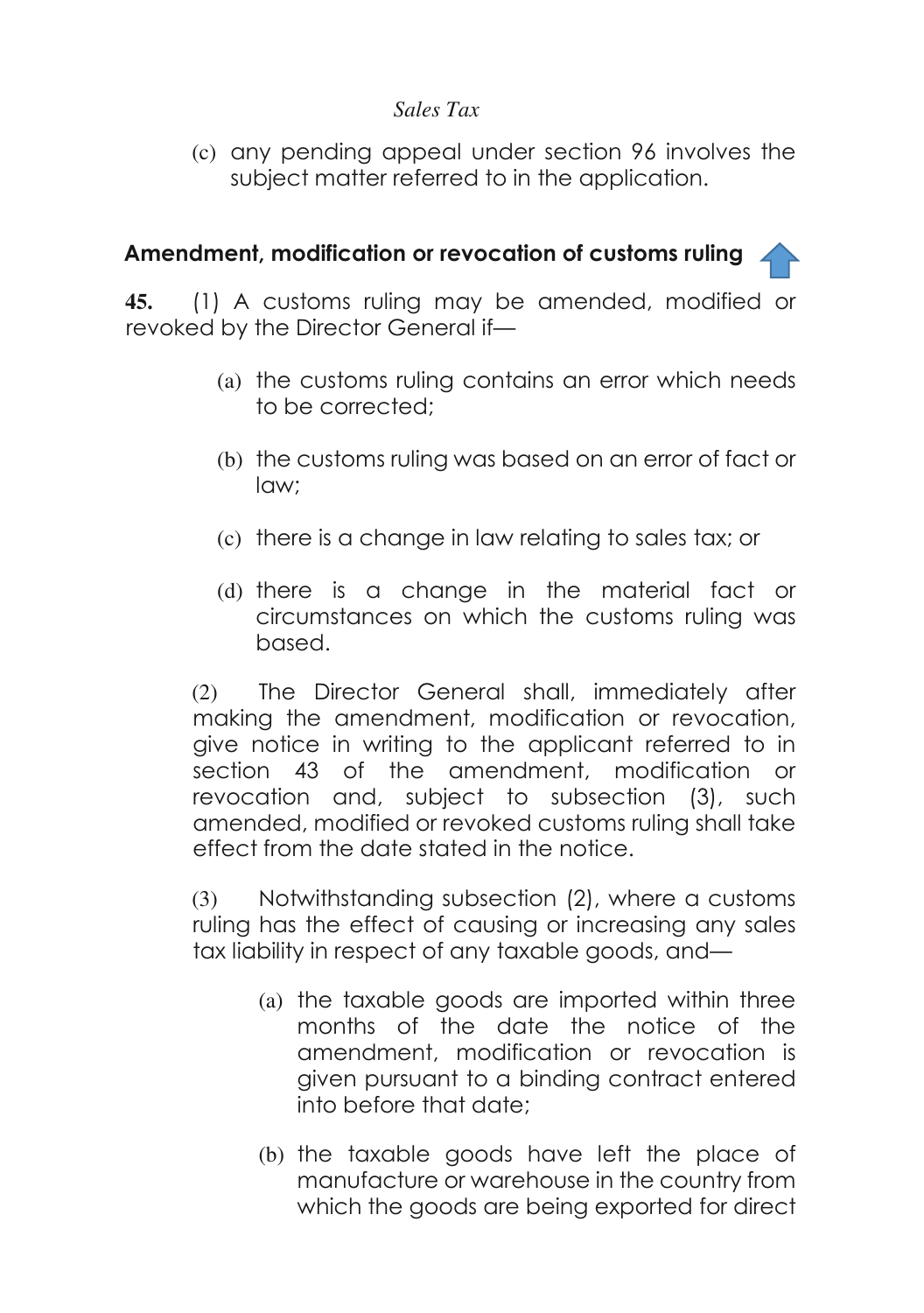(c) any pending appeal under section 96 involves the subject matter referred to in the application.

### Amendment, modification or revocation of customs ruling

**45.** (1) A customs ruling may be amended, modified or revoked by the Director General if—

(a) the customs ruling contains an error which needs to be corrected;

(b) the customs ruling was based on an error of fact or law;

(c) there is a change in law relating to sales tax; or

(d) there is a change in the material fact or circumstances on which the customs ruling was based.

(2) The Director General shall, immediately after making the amendment, modification or revocation, give notice in writing to the applicant referred to in section 43 of the amendment, modification or revocation and, subject to subsection (3), such amended, modified or revoked customs ruling shall take effect from the date stated in the notice.

(3) Notwithstanding subsection (2), where a customs ruling has the effect of causing or increasing any sales tax liability in respect of any taxable goods, and—

(a) the taxable goods are imported within three months of the date the notice of the amendment, modification or revocation is given pursuant to a binding contract entered into before that date;

(b) the taxable goods have left the place of manufacture or warehouse in the country from which the goods are being exported for direct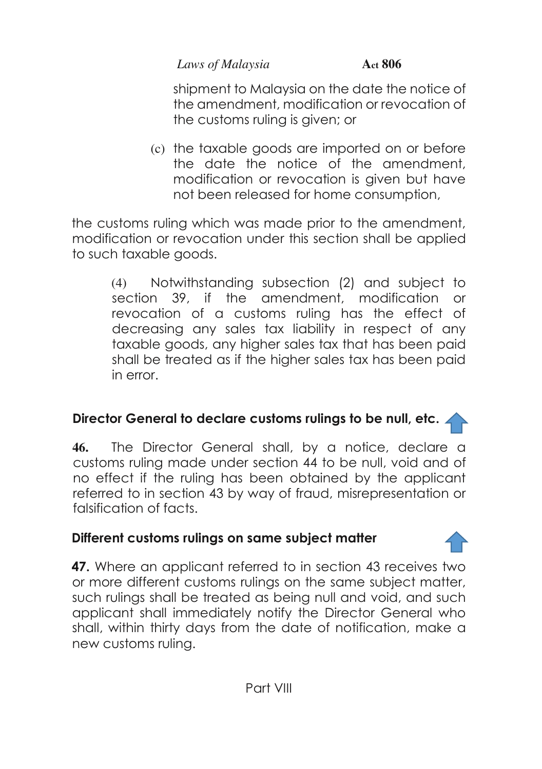shipment to Malaysia on the date the notice of the amendment, modification or revocation of the customs ruling is given; or

(c) the taxable goods are imported on or before the date the notice of the amendment, modification or revocation is given but have not been released for home consumption,

the customs ruling which was made prior to the amendment, modification or revocation under this section shall be applied to such taxable goods.

(4) Notwithstanding subsection (2) and subject to section 39, if the amendment, modification or revocation of a customs ruling has the effect of decreasing any sales tax liability in respect of any taxable goods, any higher sales tax that has been paid shall be treated as if the higher sales tax has been paid in error.

**Director General to declare customs rulings to be null, etc.**

**46.** The Director General shall, by a notice, declare a customs ruling made under section 44 to be null, void and of no effect if the ruling has been obtained by the applicant referred to in section 43 by way of fraud, misrepresentation or falsification of facts.

**Different customs rulings on same subject matter**

**47.** Where an applicant referred to in section 43 receives two or more different customs rulings on the same subject matter, such rulings shall be treated as being null and void, and such applicant shall immediately notify the Director General who shall, within thirty days from the date of notification, make a new customs ruling.

Part VIII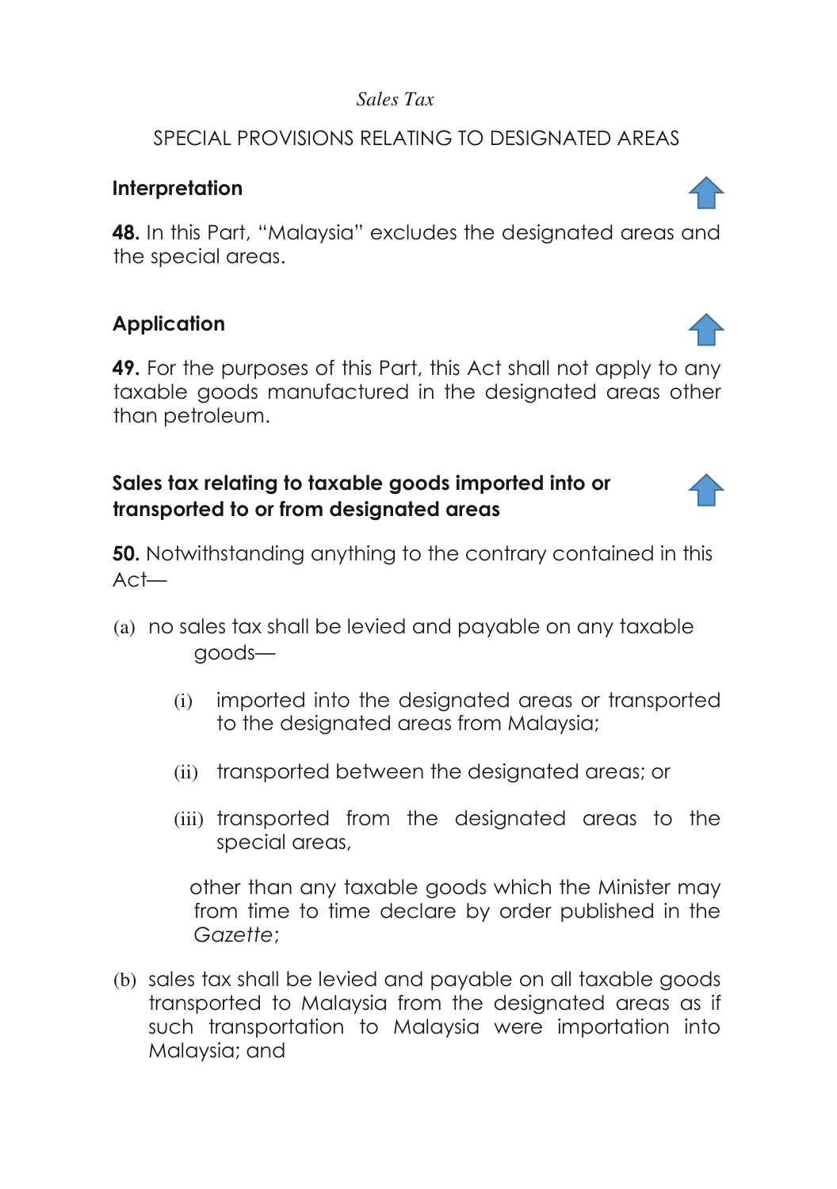*Sales Tax*

SPECIAL PROVISIONS RELATING TO DESIGNATED AREAS

**Interpretation**

**48.** In this Part, "Malaysia" excludes the designated areas and the special areas.

**Application**

**49.** For the purposes of this Part, this Act shall not apply to any taxable goods manufactured in the designated areas other than petroleum.

**Sales tax relating to taxable goods imported into or transported to or from designated areas**

**50.** Notwithstanding anything to the contrary contained in this Act—

(a) no sales tax shall be levied and payable on any taxable goods—

  (i) imported into the designated areas or transported to the designated areas from Malaysia;

  (ii) transported between the designated areas; or

  (iii) transported from the designated areas to the special areas,

  other than any taxable goods which the Minister may from time to time declare by order published in the *Gazette*;

(b) sales tax shall be levied and payable on all taxable goods transported to Malaysia from the designated areas as if such transportation to Malaysia were importation into Malaysia; and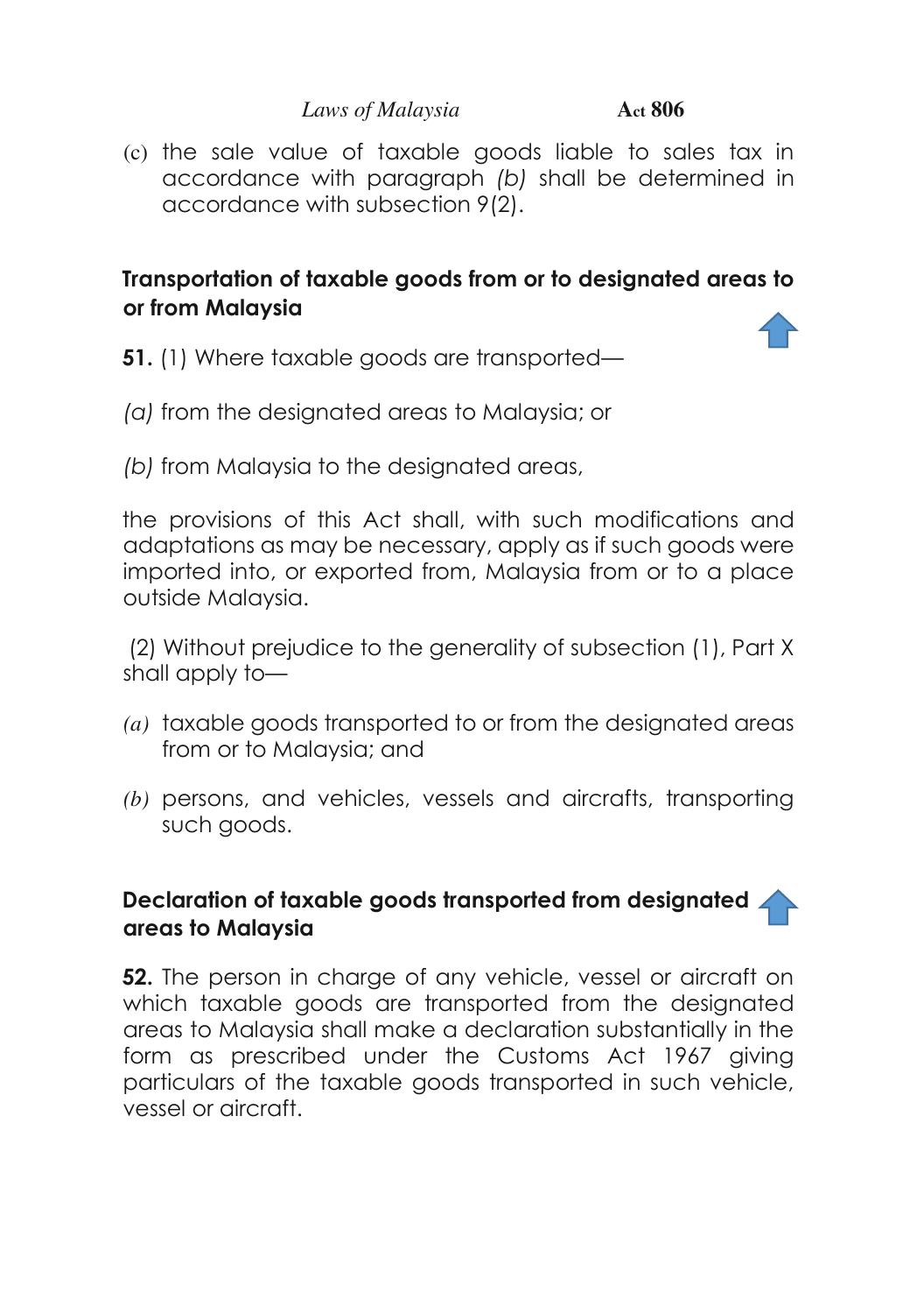(c) the sale value of taxable goods liable to sales tax in accordance with paragraph *(b)* shall be determined in accordance with subsection 9(2).

**Transportation of taxable goods from or to designated areas to or from Malaysia**

**51.** (1) Where taxable goods are transported—

*(a)* from the designated areas to Malaysia; or

*(b)* from Malaysia to the designated areas,

the provisions of this Act shall, with such modifications and adaptations as may be necessary, apply as if such goods were imported into, or exported from, Malaysia from or to a place outside Malaysia.

(2) Without prejudice to the generality of subsection (1), Part X shall apply to—

*(a)* taxable goods transported to or from the designated areas from or to Malaysia; and

*(b)* persons, and vehicles, vessels and aircrafts, transporting such goods.

**Declaration of taxable goods transported from designated areas to Malaysia**

**52.** The person in charge of any vehicle, vessel or aircraft on which taxable goods are transported from the designated areas to Malaysia shall make a declaration substantially in the form as prescribed under the Customs Act 1967 giving particulars of the taxable goods transported in such vehicle, vessel or aircraft.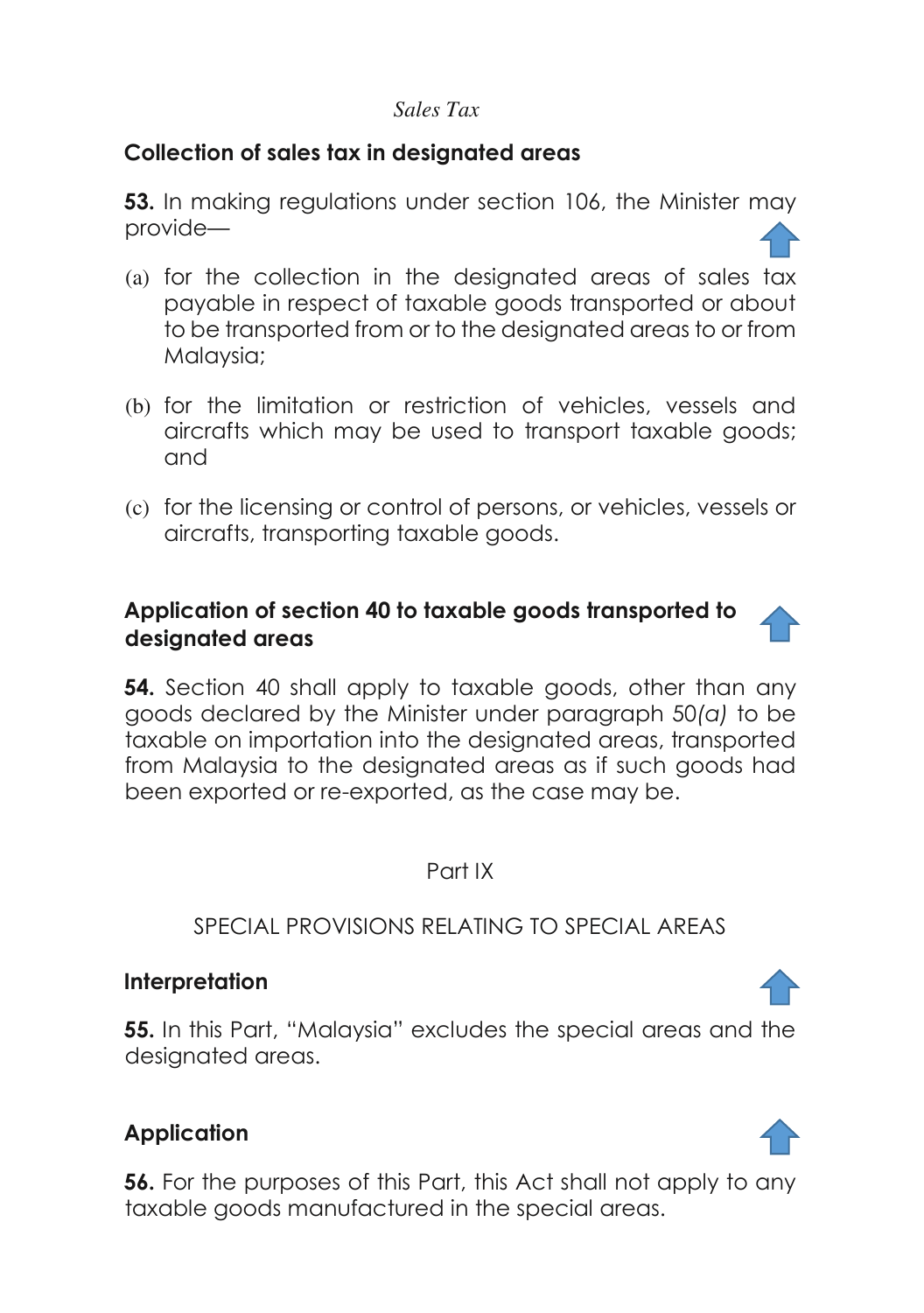**Collection of sales tax in designated areas**

**53.** In making regulations under section 106, the Minister may provide—

(a) for the collection in the designated areas of sales tax payable in respect of taxable goods transported or about to be transported from or to the designated areas to or from Malaysia;

(b) for the limitation or restriction of vehicles, vessels and aircrafts which may be used to transport taxable goods; and

(c) for the licensing or control of persons, or vehicles, vessels or aircrafts, transporting taxable goods.

**Application of section 40 to taxable goods transported to designated areas**

**54.** Section 40 shall apply to taxable goods, other than any goods declared by the Minister under paragraph 50*(a)* to be taxable on importation into the designated areas, transported from Malaysia to the designated areas as if such goods had been exported or re-exported, as the case may be.

## Part IX

## SPECIAL PROVISIONS RELATING TO SPECIAL AREAS

**Interpretation**

**55.** In this Part, "Malaysia" excludes the special areas and the designated areas.

**Application**

**56.** For the purposes of this Part, this Act shall not apply to any taxable goods manufactured in the special areas.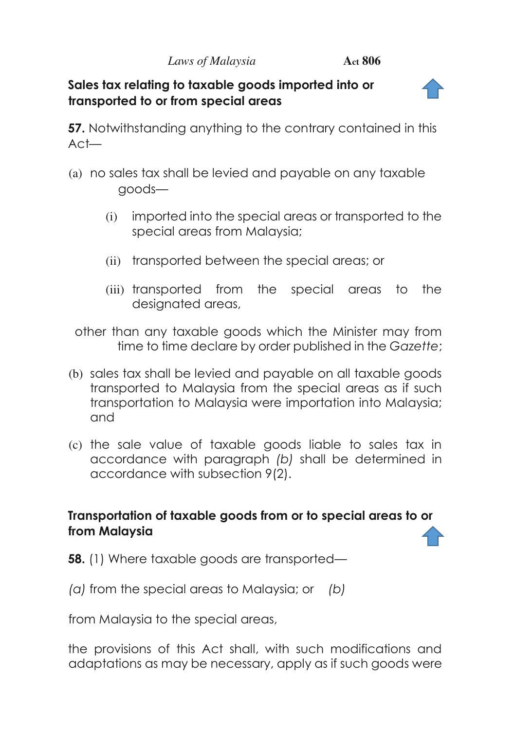**Sales tax relating to taxable goods imported into or transported to or from special areas**

**57.** Notwithstanding anything to the contrary contained in this Act—

(a) no sales tax shall be levied and payable on any taxable goods—

(i) imported into the special areas or transported to the special areas from Malaysia;

(ii) transported between the special areas; or

(iii) transported from the special areas to the designated areas,

other than any taxable goods which the Minister may from time to time declare by order published in the *Gazette*;

(b) sales tax shall be levied and payable on all taxable goods transported to Malaysia from the special areas as if such transportation to Malaysia were importation into Malaysia; and

(c) the sale value of taxable goods liable to sales tax in accordance with paragraph *(b)* shall be determined in accordance with subsection 9(2).

**Transportation of taxable goods from or to special areas to or from Malaysia**

**58.** (1) Where taxable goods are transported—

*(a)* from the special areas to Malaysia; or

*(b)* from Malaysia to the special areas,

the provisions of this Act shall, with such modifications and adaptations as may be necessary, apply as if such goods were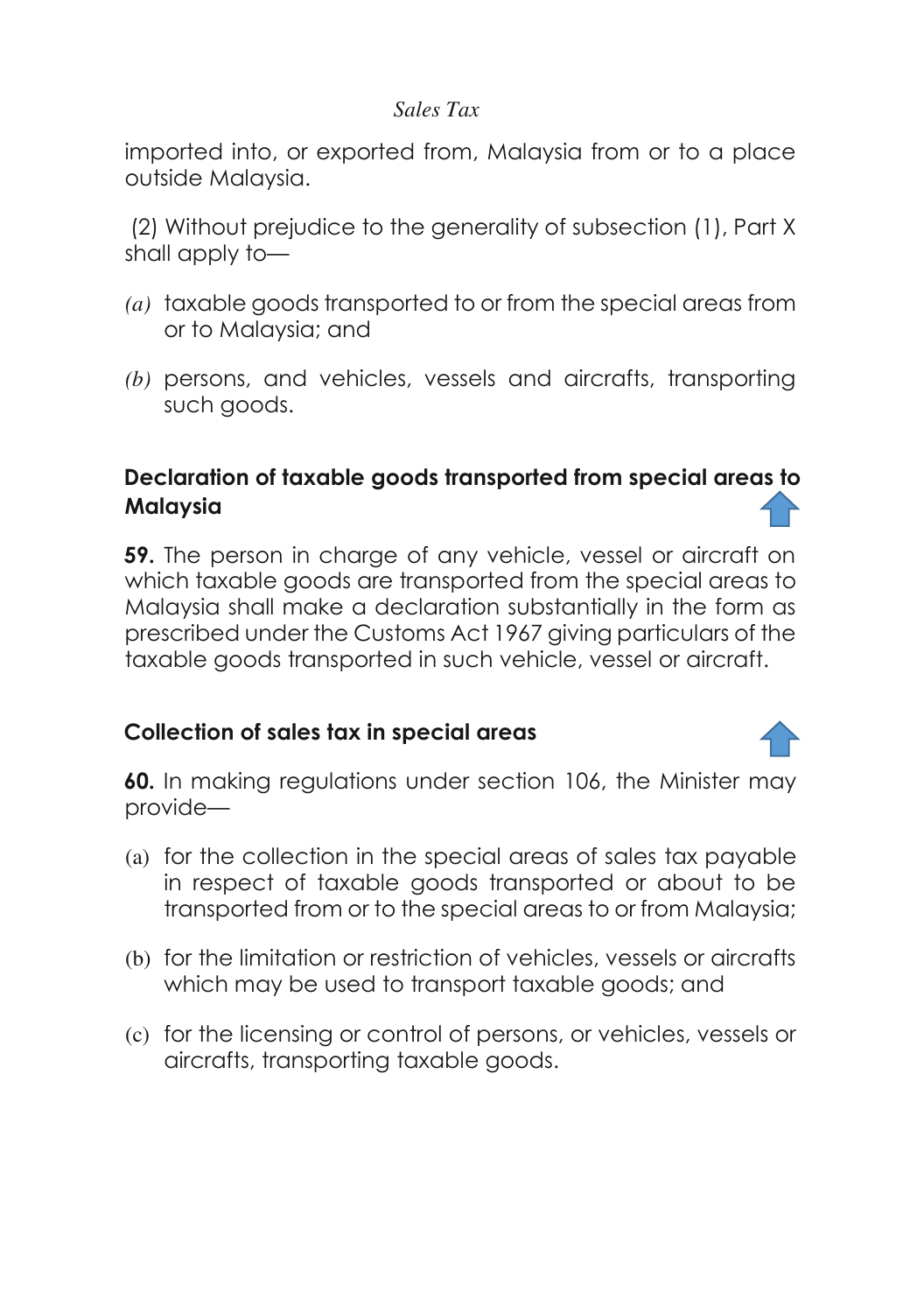imported into, or exported from, Malaysia from or to a place outside Malaysia.

(2) Without prejudice to the generality of subsection (1), Part X shall apply to—

*(a)* taxable goods transported to or from the special areas from or to Malaysia; and

*(b)* persons, and vehicles, vessels and aircrafts, transporting such goods.

### Declaration of taxable goods transported from special areas to Malaysia

**59.** The person in charge of any vehicle, vessel or aircraft on which taxable goods are transported from the special areas to Malaysia shall make a declaration substantially in the form as prescribed under the Customs Act 1967 giving particulars of the taxable goods transported in such vehicle, vessel or aircraft.

### Collection of sales tax in special areas

**60.** In making regulations under section 106, the Minister may provide—

(a) for the collection in the special areas of sales tax payable in respect of taxable goods transported or about to be transported from or to the special areas to or from Malaysia;

(b) for the limitation or restriction of vehicles, vessels or aircrafts which may be used to transport taxable goods; and

(c) for the licensing or control of persons, or vehicles, vessels or aircrafts, transporting taxable goods.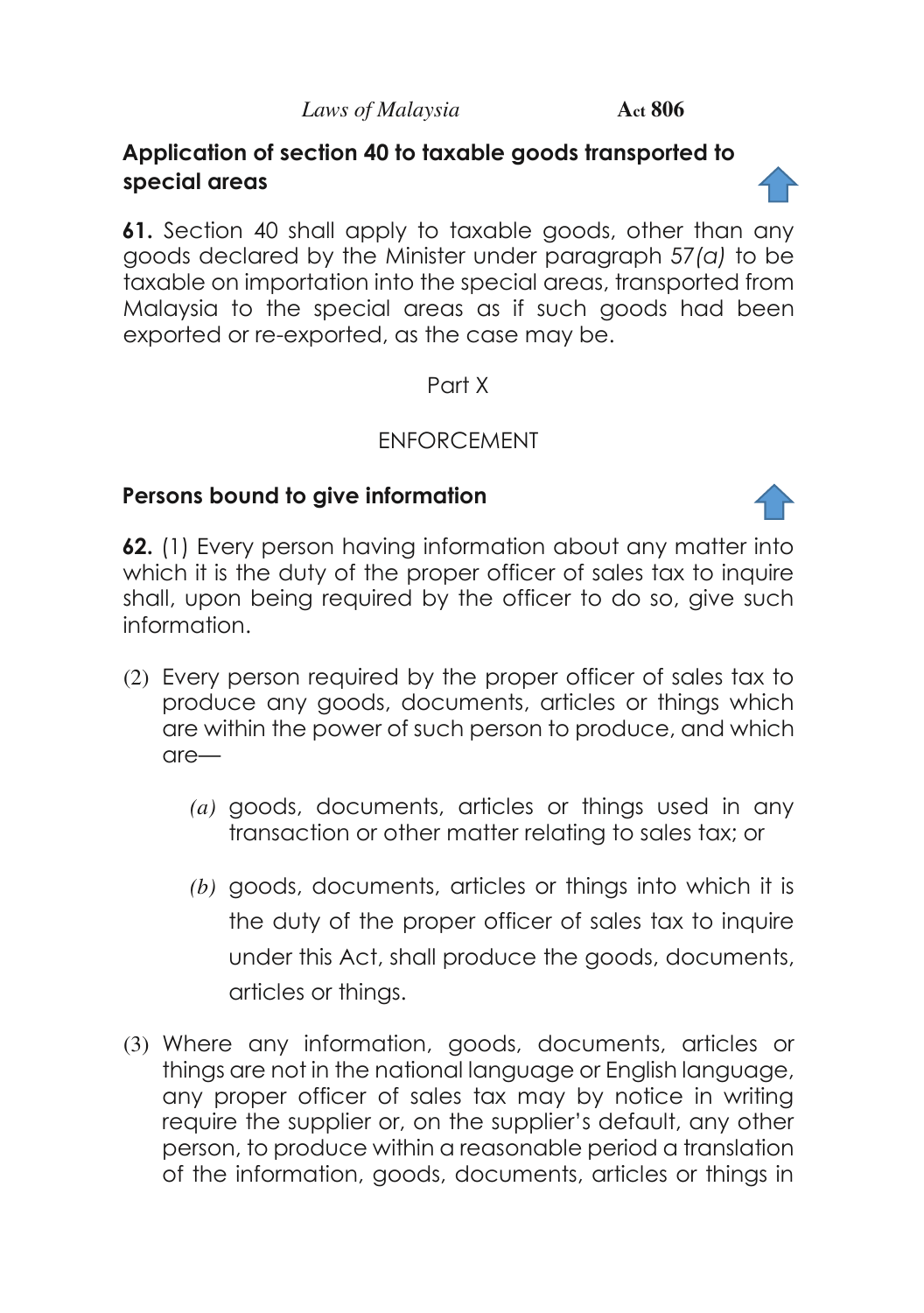**Application of section 40 to taxable goods transported to special areas**

**61.** Section 40 shall apply to taxable goods, other than any goods declared by the Minister under paragraph 57*(a)* to be taxable on importation into the special areas, transported from Malaysia to the special areas as if such goods had been exported or re-exported, as the case may be.

Part X

ENFORCEMENT

**Persons bound to give information**

**62.** (1) Every person having information about any matter into which it is the duty of the proper officer of sales tax to inquire shall, upon being required by the officer to do so, give such information.

(2) Every person required by the proper officer of sales tax to produce any goods, documents, articles or things which are within the power of such person to produce, and which are—

*(a)* goods, documents, articles or things used in any transaction or other matter relating to sales tax; or

*(b)* goods, documents, articles or things into which it is the duty of the proper officer of sales tax to inquire under this Act, shall produce the goods, documents, articles or things.

(3) Where any information, goods, documents, articles or things are not in the national language or English language, any proper officer of sales tax may by notice in writing require the supplier or, on the supplier's default, any other person, to produce within a reasonable period a translation of the information, goods, documents, articles or things in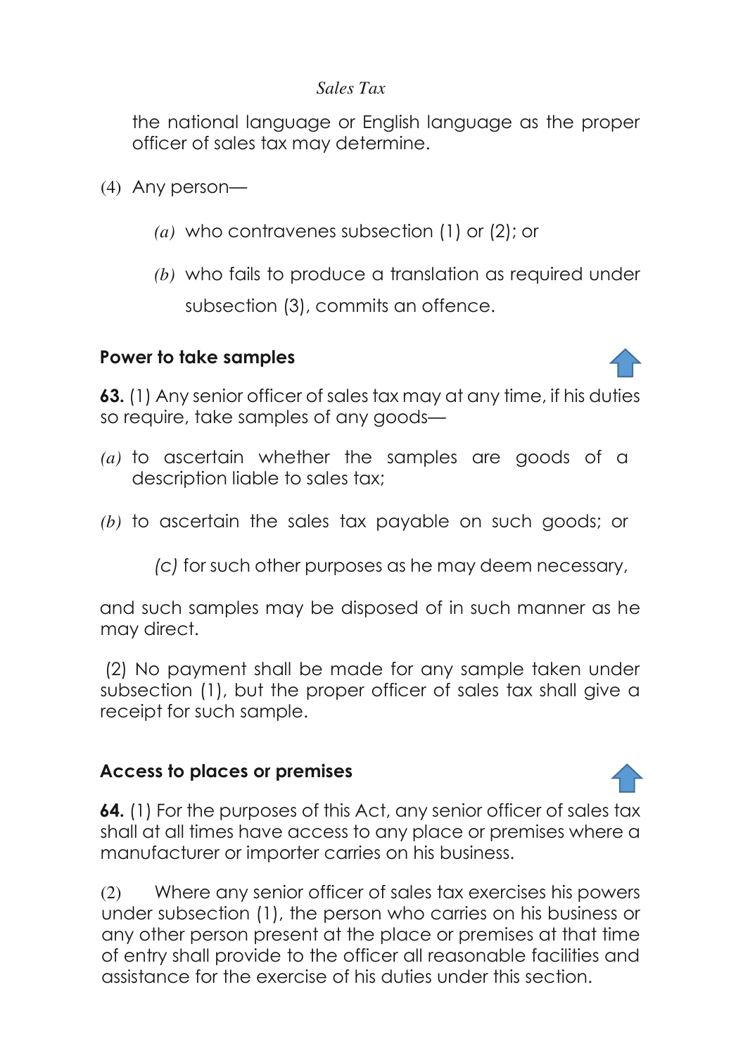the national language or English language as the proper officer of sales tax may determine.

(4) Any person—

*(a)* who contravenes subsection (1) or (2); or

*(b)* who fails to produce a translation as required under subsection (3), commits an offence.

### Power to take samples

**63.** (1) Any senior officer of sales tax may at any time, if his duties so require, take samples of any goods—

*(a)* to ascertain whether the samples are goods of a description liable to sales tax;

*(b)* to ascertain the sales tax payable on such goods; or

*(c)* for such other purposes as he may deem necessary,

and such samples may be disposed of in such manner as he may direct.

(2) No payment shall be made for any sample taken under subsection (1), but the proper officer of sales tax shall give a receipt for such sample.

### Access to places or premises

**64.** (1) For the purposes of this Act, any senior officer of sales tax shall at all times have access to any place or premises where a manufacturer or importer carries on his business.

(2) Where any senior officer of sales tax exercises his powers under subsection (1), the person who carries on his business or any other person present at the place or premises at that time of entry shall provide to the officer all reasonable facilities and assistance for the exercise of his duties under this section.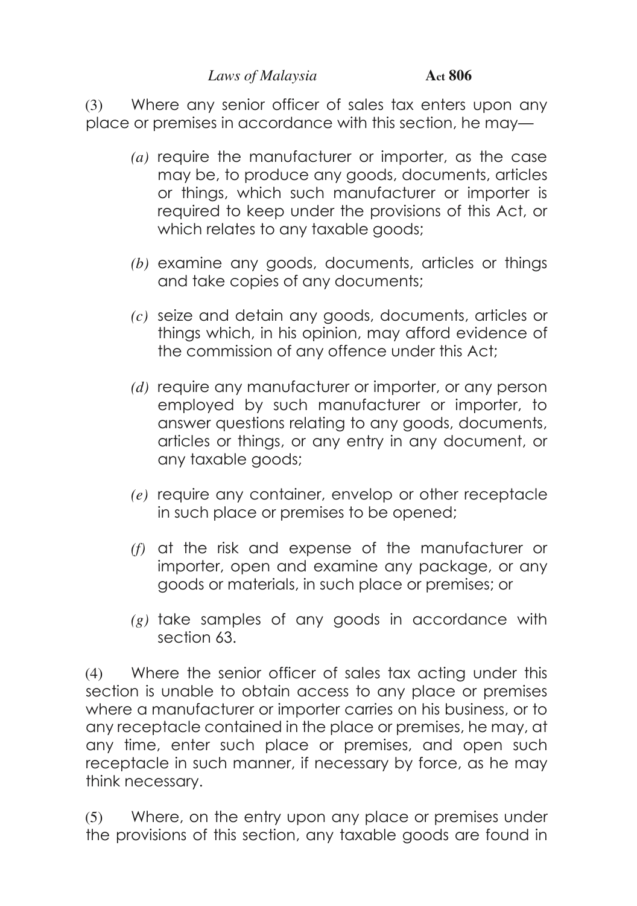(3) Where any senior officer of sales tax enters upon any place or premises in accordance with this section, he may—

*(a)* require the manufacturer or importer, as the case may be, to produce any goods, documents, articles or things, which such manufacturer or importer is required to keep under the provisions of this Act, or which relates to any taxable goods;

*(b)* examine any goods, documents, articles or things and take copies of any documents;

*(c)* seize and detain any goods, documents, articles or things which, in his opinion, may afford evidence of the commission of any offence under this Act;

*(d)* require any manufacturer or importer, or any person employed by such manufacturer or importer, to answer questions relating to any goods, documents, articles or things, or any entry in any document, or any taxable goods;

*(e)* require any container, envelop or other receptacle in such place or premises to be opened;

*(f)* at the risk and expense of the manufacturer or importer, open and examine any package, or any goods or materials, in such place or premises; or

*(g)* take samples of any goods in accordance with section 63.

(4) Where the senior officer of sales tax acting under this section is unable to obtain access to any place or premises where a manufacturer or importer carries on his business, or to any receptacle contained in the place or premises, he may, at any time, enter such place or premises, and open such receptacle in such manner, if necessary by force, as he may think necessary.

(5) Where, on the entry upon any place or premises under the provisions of this section, any taxable goods are found in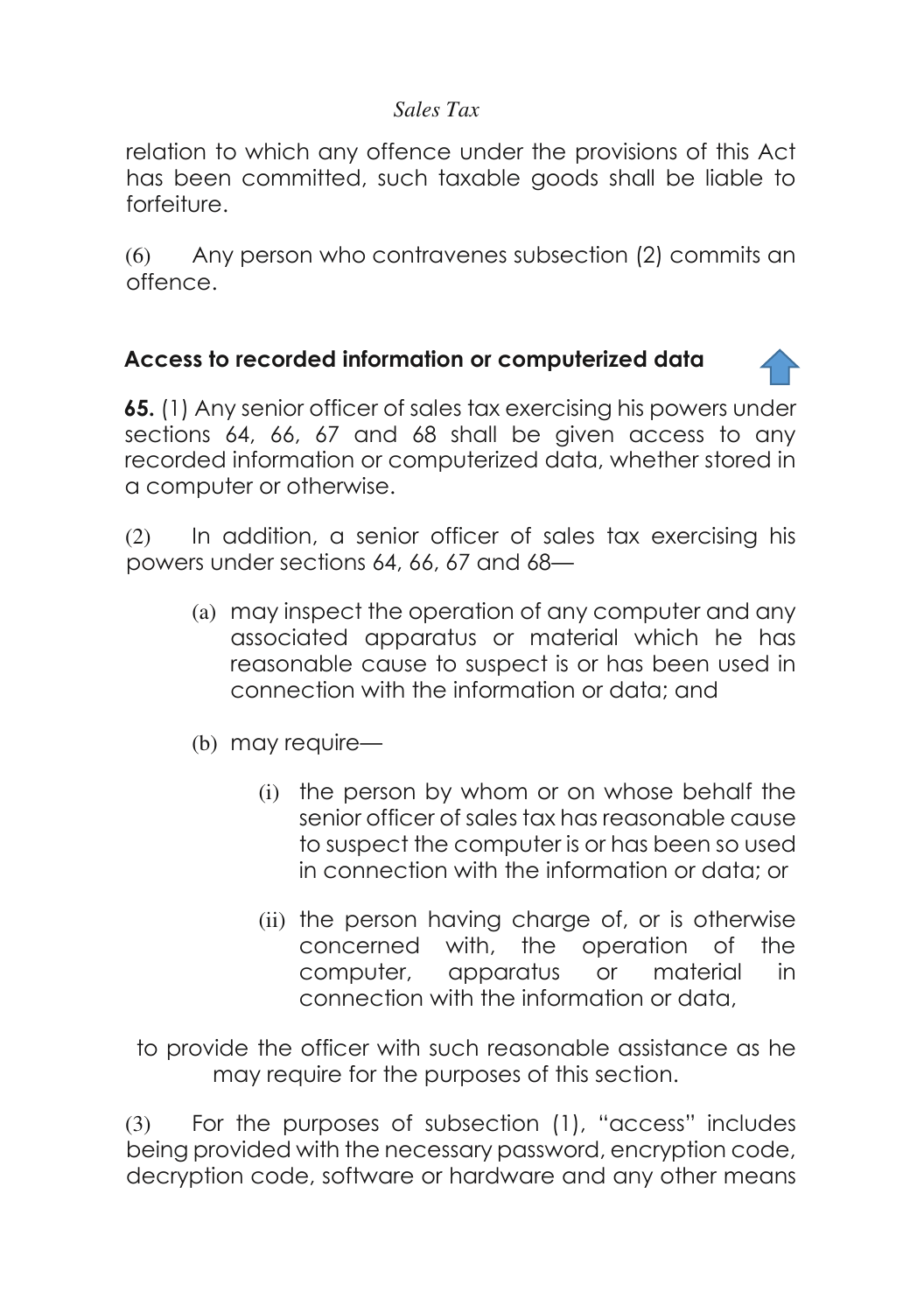relation to which any offence under the provisions of this Act has been committed, such taxable goods shall be liable to forfeiture.

(6) Any person who contravenes subsection (2) commits an offence.

**Access to recorded information or computerized data**

**65.** (1) Any senior officer of sales tax exercising his powers under sections 64, 66, 67 and 68 shall be given access to any recorded information or computerized data, whether stored in a computer or otherwise.

(2) In addition, a senior officer of sales tax exercising his powers under sections 64, 66, 67 and 68—

- (a) may inspect the operation of any computer and any associated apparatus or material which he has reasonable cause to suspect is or has been used in connection with the information or data; and
- (b) may require—
  - (i) the person by whom or on whose behalf the senior officer of sales tax has reasonable cause to suspect the computer is or has been so used in connection with the information or data; or
  - (ii) the person having charge of, or is otherwise concerned with, the operation of the computer, apparatus or material in connection with the information or data,

to provide the officer with such reasonable assistance as he may require for the purposes of this section.

(3) For the purposes of subsection (1), "access" includes being provided with the necessary password, encryption code, decryption code, software or hardware and any other means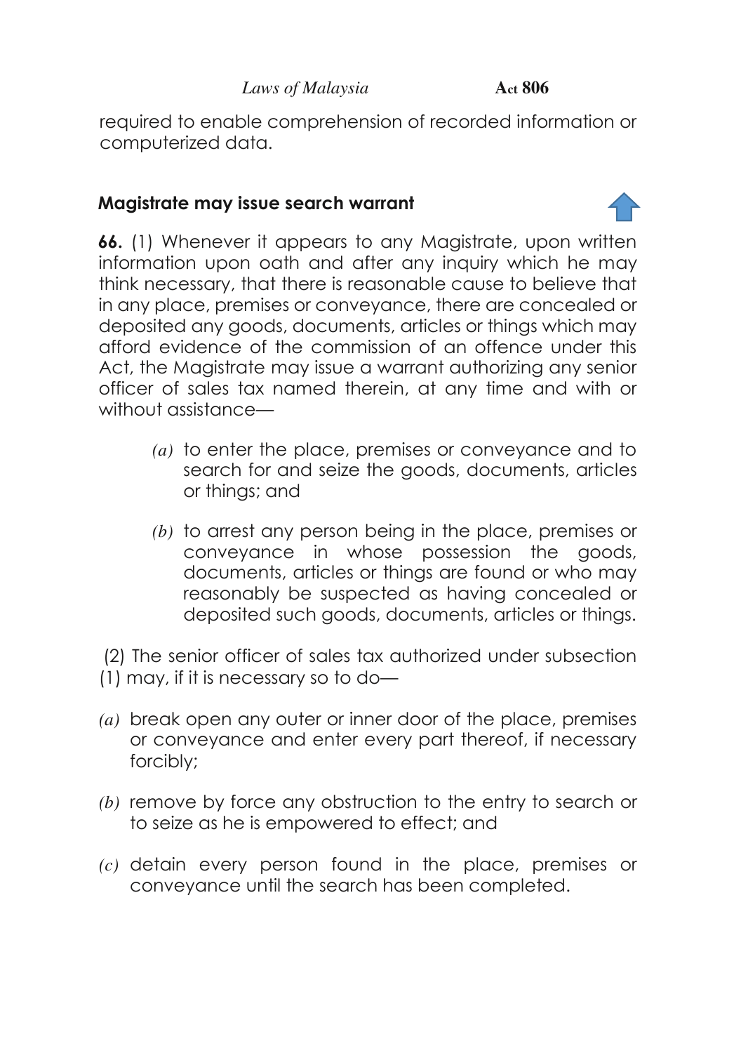required to enable comprehension of recorded information or computerized data.

## Magistrate may issue search warrant

**66.** (1) Whenever it appears to any Magistrate, upon written information upon oath and after any inquiry which he may think necessary, that there is reasonable cause to believe that in any place, premises or conveyance, there are concealed or deposited any goods, documents, articles or things which may afford evidence of the commission of an offence under this Act, the Magistrate may issue a warrant authorizing any senior officer of sales tax named therein, at any time and with or without assistance—

*(a)* to enter the place, premises or conveyance and to search for and seize the goods, documents, articles or things; and

*(b)* to arrest any person being in the place, premises or conveyance in whose possession the goods, documents, articles or things are found or who may reasonably be suspected as having concealed or deposited such goods, documents, articles or things.

(2) The senior officer of sales tax authorized under subsection (1) may, if it is necessary so to do—

*(a)* break open any outer or inner door of the place, premises or conveyance and enter every part thereof, if necessary forcibly;

*(b)* remove by force any obstruction to the entry to search or to seize as he is empowered to effect; and

*(c)* detain every person found in the place, premises or conveyance until the search has been completed.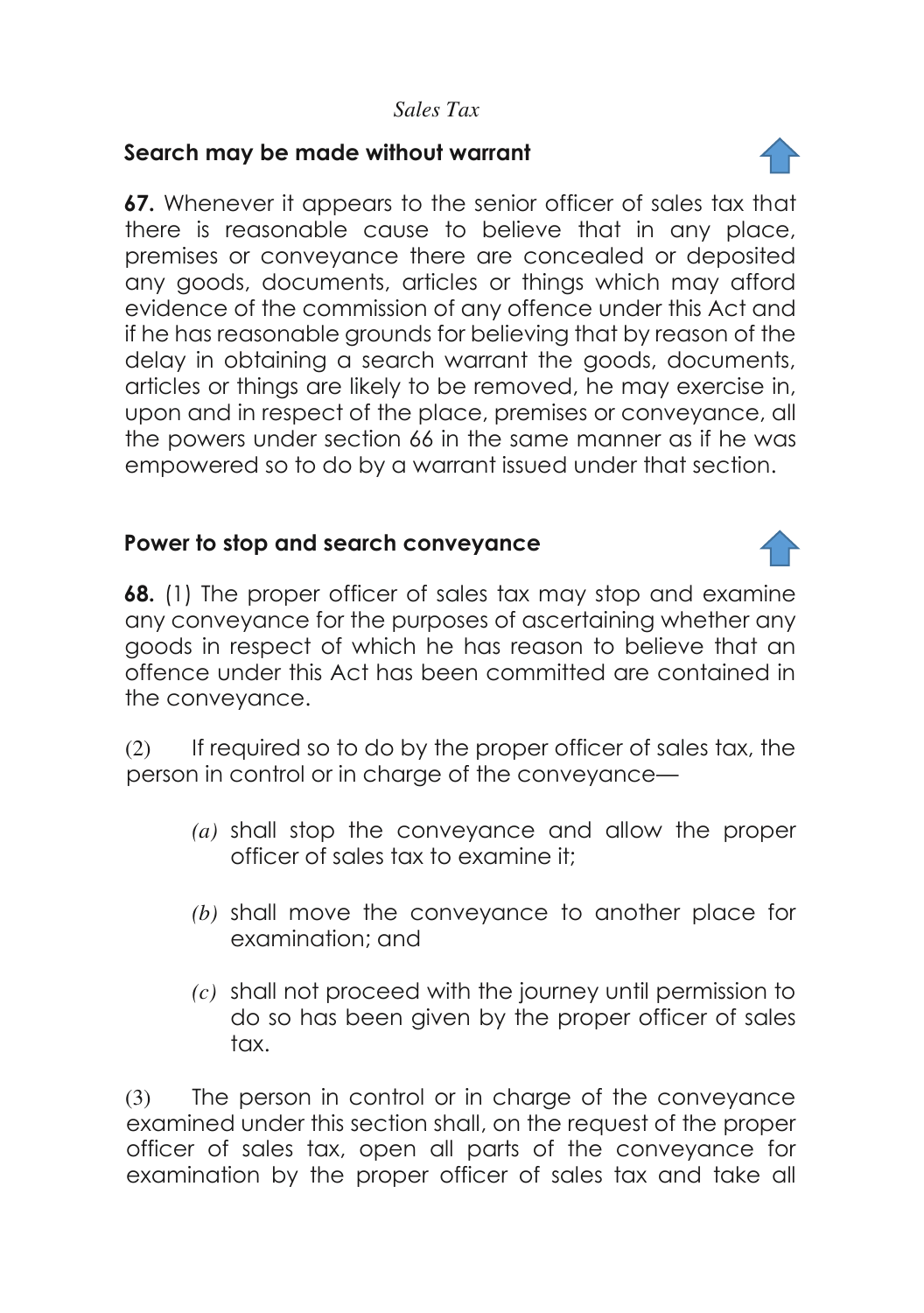### Search may be made without warrant

**67.** Whenever it appears to the senior officer of sales tax that there is reasonable cause to believe that in any place, premises or conveyance there are concealed or deposited any goods, documents, articles or things which may afford evidence of the commission of any offence under this Act and if he has reasonable grounds for believing that by reason of the delay in obtaining a search warrant the goods, documents, articles or things are likely to be removed, he may exercise in, upon and in respect of the place, premises or conveyance, all the powers under section 66 in the same manner as if he was empowered so to do by a warrant issued under that section.

### Power to stop and search conveyance

**68.** (1) The proper officer of sales tax may stop and examine any conveyance for the purposes of ascertaining whether any goods in respect of which he has reason to believe that an offence under this Act has been committed are contained in the conveyance.

(2) If required so to do by the proper officer of sales tax, the person in control or in charge of the conveyance—

- *(a)* shall stop the conveyance and allow the proper officer of sales tax to examine it;
- *(b)* shall move the conveyance to another place for examination; and
- *(c)* shall not proceed with the journey until permission to do so has been given by the proper officer of sales tax.

(3) The person in control or in charge of the conveyance examined under this section shall, on the request of the proper officer of sales tax, open all parts of the conveyance for examination by the proper officer of sales tax and take all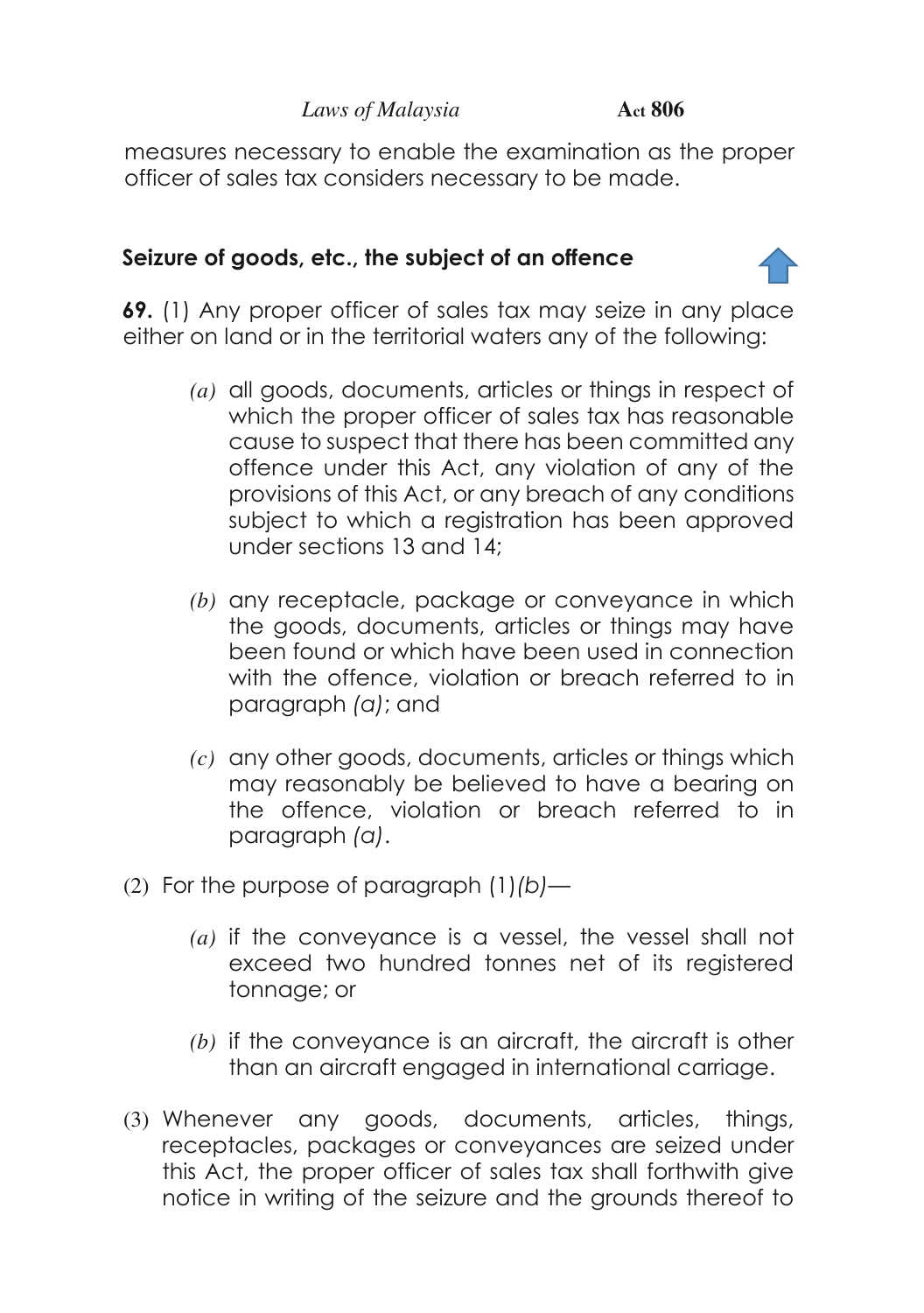measures necessary to enable the examination as the proper officer of sales tax considers necessary to be made.

### Seizure of goods, etc., the subject of an offence

**69.** (1) Any proper officer of sales tax may seize in any place either on land or in the territorial waters any of the following:

- *(a)* all goods, documents, articles or things in respect of which the proper officer of sales tax has reasonable cause to suspect that there has been committed any offence under this Act, any violation of any of the provisions of this Act, or any breach of any conditions subject to which a registration has been approved under sections 13 and 14;
- *(b)* any receptacle, package or conveyance in which the goods, documents, articles or things may have been found or which have been used in connection with the offence, violation or breach referred to in paragraph *(a)*; and
- *(c)* any other goods, documents, articles or things which may reasonably be believed to have a bearing on the offence, violation or breach referred to in paragraph *(a)*.

(2) For the purpose of paragraph (1)*(b)*—

- *(a)* if the conveyance is a vessel, the vessel shall not exceed two hundred tonnes net of its registered tonnage; or
- *(b)* if the conveyance is an aircraft, the aircraft is other than an aircraft engaged in international carriage.

(3) Whenever any goods, documents, articles, things, receptacles, packages or conveyances are seized under this Act, the proper officer of sales tax shall forthwith give notice in writing of the seizure and the grounds thereof to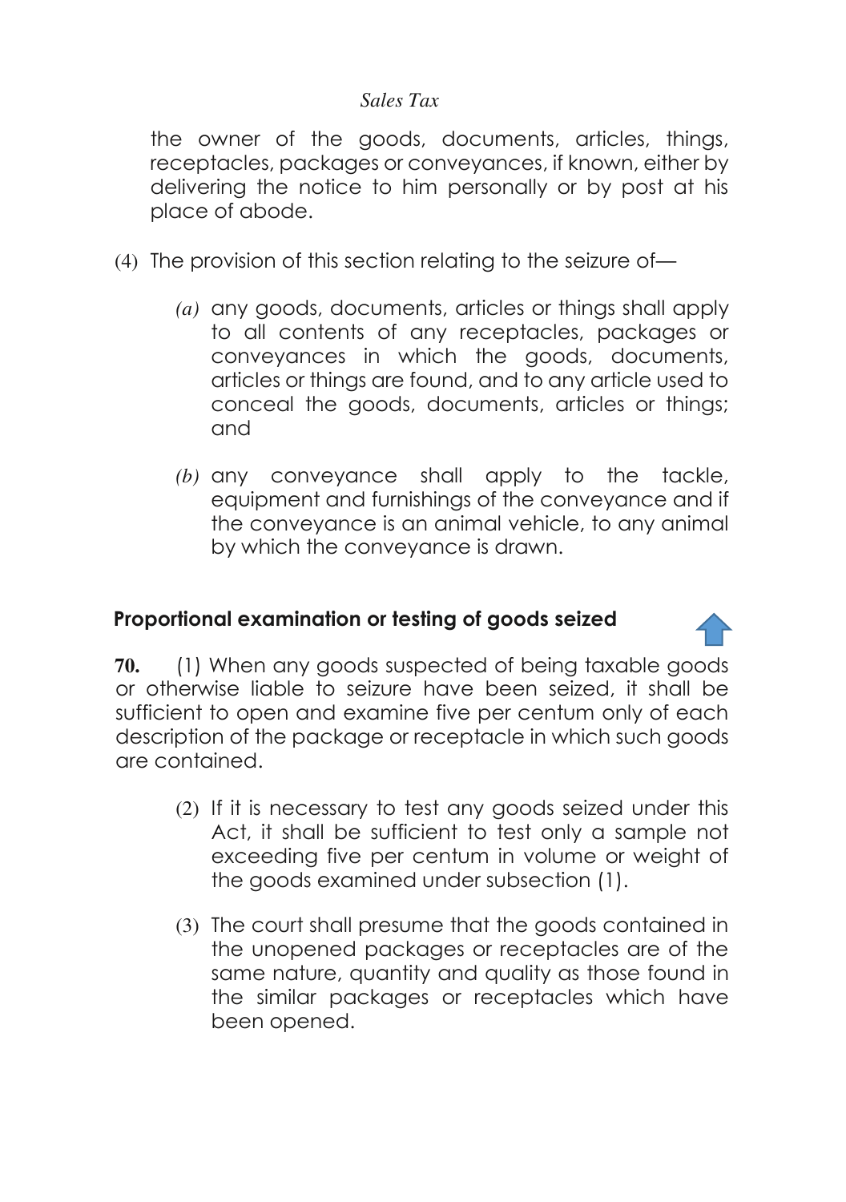the owner of the goods, documents, articles, things, receptacles, packages or conveyances, if known, either by delivering the notice to him personally or by post at his place of abode.

(4) The provision of this section relating to the seizure of—

*(a)* any goods, documents, articles or things shall apply to all contents of any receptacles, packages or conveyances in which the goods, documents, articles or things are found, and to any article used to conceal the goods, documents, articles or things; and

*(b)* any conveyance shall apply to the tackle, equipment and furnishings of the conveyance and if the conveyance is an animal vehicle, to any animal by which the conveyance is drawn.

### Proportional examination or testing of goods seized

**70.** (1) When any goods suspected of being taxable goods or otherwise liable to seizure have been seized, it shall be sufficient to open and examine five per centum only of each description of the package or receptacle in which such goods are contained.

(2) If it is necessary to test any goods seized under this Act, it shall be sufficient to test only a sample not exceeding five per centum in volume or weight of the goods examined under subsection (1).

(3) The court shall presume that the goods contained in the unopened packages or receptacles are of the same nature, quantity and quality as those found in the similar packages or receptacles which have been opened.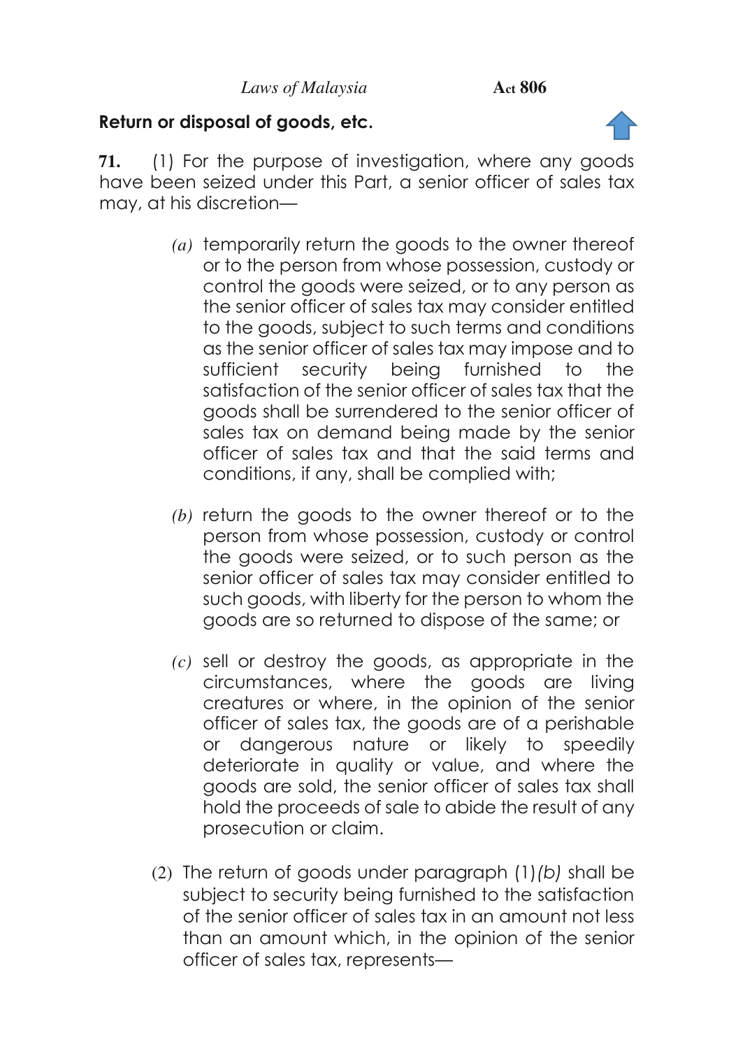**Return or disposal of goods, etc.**

**71.** (1) For the purpose of investigation, where any goods have been seized under this Part, a senior officer of sales tax may, at his discretion—

*(a)* temporarily return the goods to the owner thereof or to the person from whose possession, custody or control the goods were seized, or to any person as the senior officer of sales tax may consider entitled to the goods, subject to such terms and conditions as the senior officer of sales tax may impose and to sufficient security being furnished to the satisfaction of the senior officer of sales tax that the goods shall be surrendered to the senior officer of sales tax on demand being made by the senior officer of sales tax and that the said terms and conditions, if any, shall be complied with;

*(b)* return the goods to the owner thereof or to the person from whose possession, custody or control the goods were seized, or to such person as the senior officer of sales tax may consider entitled to such goods, with liberty for the person to whom the goods are so returned to dispose of the same; or

*(c)* sell or destroy the goods, as appropriate in the circumstances, where the goods are living creatures or where, in the opinion of the senior officer of sales tax, the goods are of a perishable or dangerous nature or likely to speedily deteriorate in quality or value, and where the goods are sold, the senior officer of sales tax shall hold the proceeds of sale to abide the result of any prosecution or claim.

(2) The return of goods under paragraph (1)*(b)* shall be subject to security being furnished to the satisfaction of the senior officer of sales tax in an amount not less than an amount which, in the opinion of the senior officer of sales tax, represents—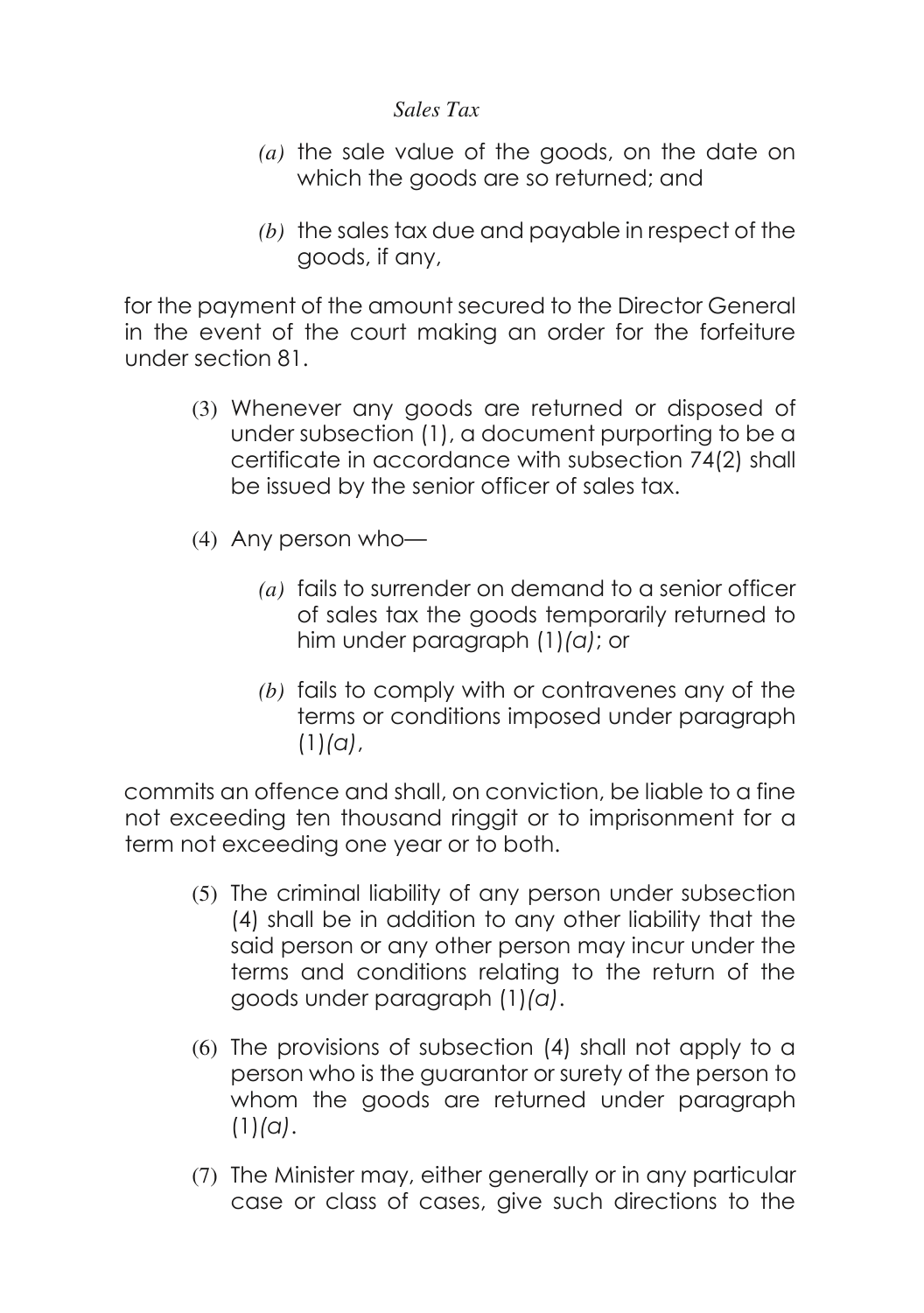*(a)* the sale value of the goods, on the date on which the goods are so returned; and

*(b)* the sales tax due and payable in respect of the goods, if any,

for the payment of the amount secured to the Director General in the event of the court making an order for the forfeiture under section 81.

(3) Whenever any goods are returned or disposed of under subsection (1), a document purporting to be a certificate in accordance with subsection 74(2) shall be issued by the senior officer of sales tax.

(4) Any person who—

*(a)* fails to surrender on demand to a senior officer of sales tax the goods temporarily returned to him under paragraph (1)*(a)*; or

*(b)* fails to comply with or contravenes any of the terms or conditions imposed under paragraph (1)*(a)*,

commits an offence and shall, on conviction, be liable to a fine not exceeding ten thousand ringgit or to imprisonment for a term not exceeding one year or to both.

(5) The criminal liability of any person under subsection (4) shall be in addition to any other liability that the said person or any other person may incur under the terms and conditions relating to the return of the goods under paragraph (1)*(a)*.

(6) The provisions of subsection (4) shall not apply to a person who is the guarantor or surety of the person to whom the goods are returned under paragraph (1)*(a)*.

(7) The Minister may, either generally or in any particular case or class of cases, give such directions to the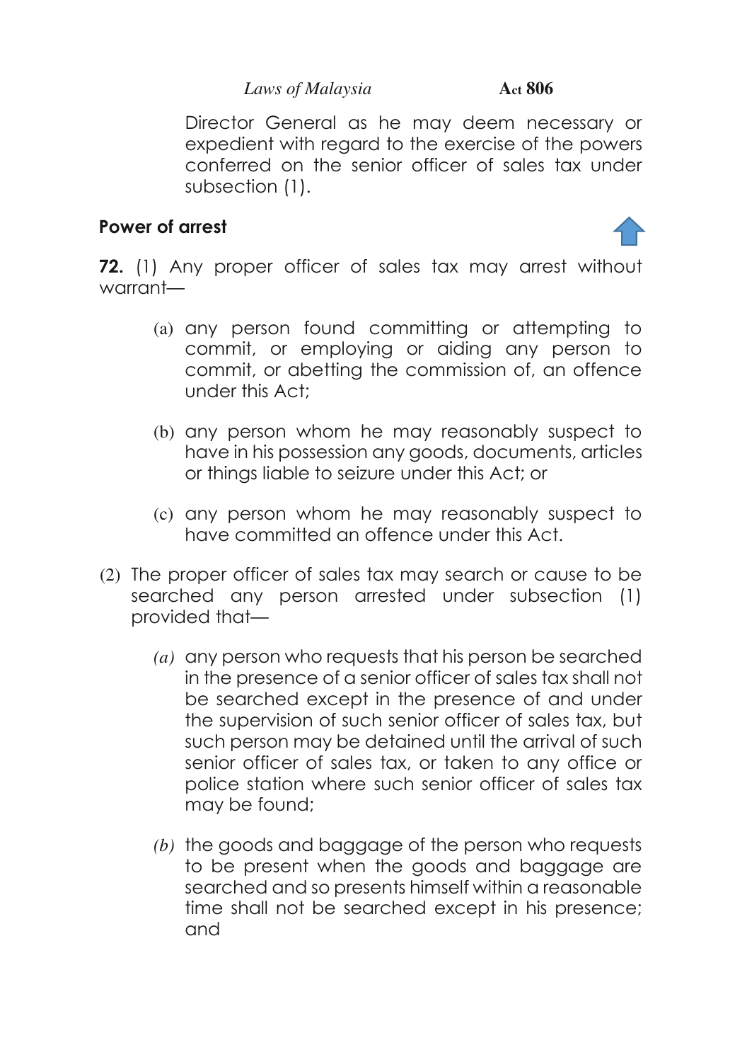Director General as he may deem necessary or expedient with regard to the exercise of the powers conferred on the senior officer of sales tax under subsection (1).

**Power of arrest**

**72.** (1) Any proper officer of sales tax may arrest without warrant—

(a) any person found committing or attempting to commit, or employing or aiding any person to commit, or abetting the commission of, an offence under this Act;

(b) any person whom he may reasonably suspect to have in his possession any goods, documents, articles or things liable to seizure under this Act; or

(c) any person whom he may reasonably suspect to have committed an offence under this Act.

(2) The proper officer of sales tax may search or cause to be searched any person arrested under subsection (1) provided that—

*(a)* any person who requests that his person be searched in the presence of a senior officer of sales tax shall not be searched except in the presence of and under the supervision of such senior officer of sales tax, but such person may be detained until the arrival of such senior officer of sales tax, or taken to any office or police station where such senior officer of sales tax may be found;

*(b)* the goods and baggage of the person who requests to be present when the goods and baggage are searched and so presents himself within a reasonable time shall not be searched except in his presence; and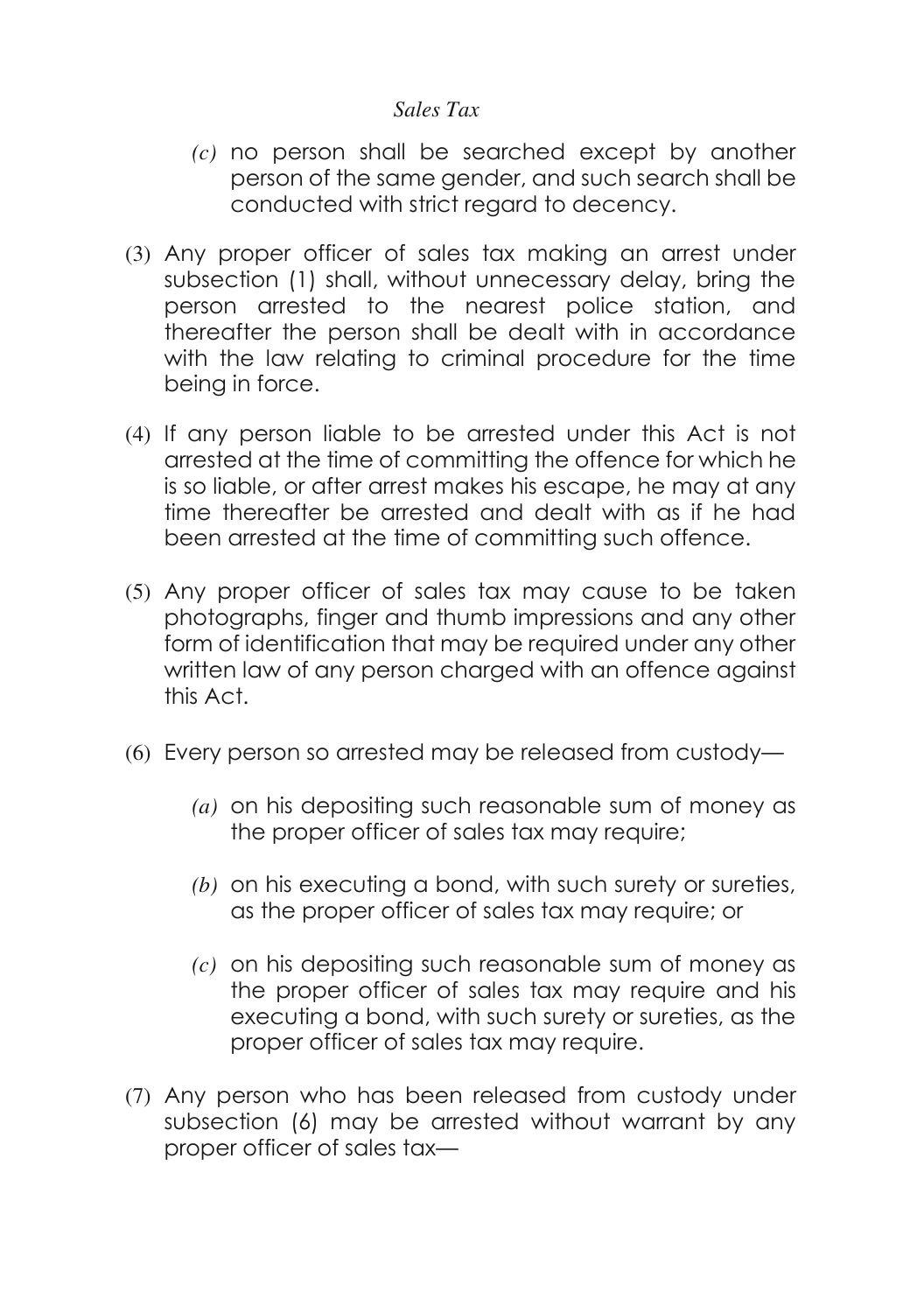*(c)* no person shall be searched except by another person of the same gender, and such search shall be conducted with strict regard to decency.

(3) Any proper officer of sales tax making an arrest under subsection (1) shall, without unnecessary delay, bring the person arrested to the nearest police station, and thereafter the person shall be dealt with in accordance with the law relating to criminal procedure for the time being in force.

(4) If any person liable to be arrested under this Act is not arrested at the time of committing the offence for which he is so liable, or after arrest makes his escape, he may at any time thereafter be arrested and dealt with as if he had been arrested at the time of committing such offence.

(5) Any proper officer of sales tax may cause to be taken photographs, finger and thumb impressions and any other form of identification that may be required under any other written law of any person charged with an offence against this Act.

(6) Every person so arrested may be released from custody—

*(a)* on his depositing such reasonable sum of money as the proper officer of sales tax may require;

*(b)* on his executing a bond, with such surety or sureties, as the proper officer of sales tax may require; or

*(c)* on his depositing such reasonable sum of money as the proper officer of sales tax may require and his executing a bond, with such surety or sureties, as the proper officer of sales tax may require.

(7) Any person who has been released from custody under subsection (6) may be arrested without warrant by any proper officer of sales tax—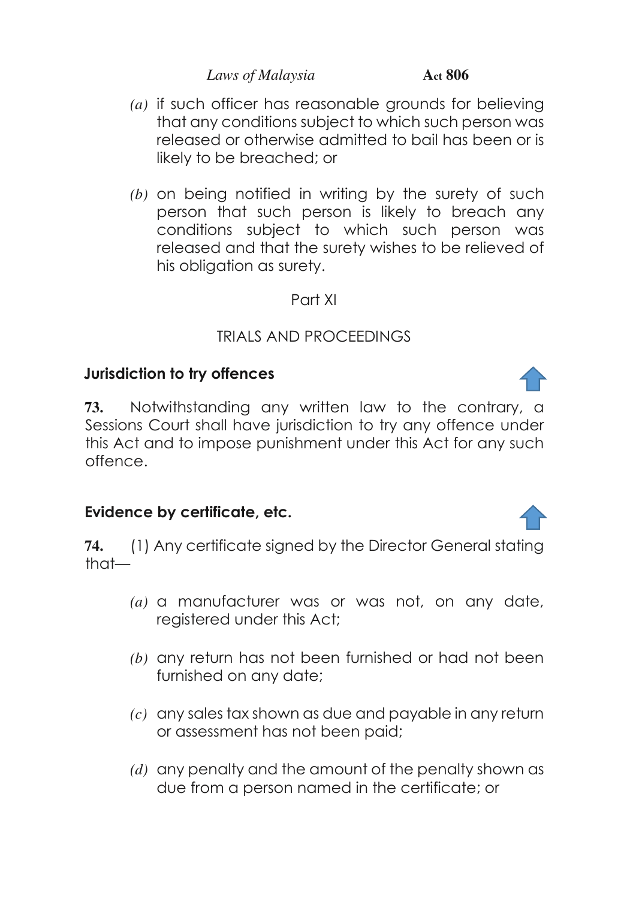(a) if such officer has reasonable grounds for believing that any conditions subject to which such person was released or otherwise admitted to bail has been or is likely to be breached; or

(b) on being notified in writing by the surety of such person that such person is likely to breach any conditions subject to which such person was released and that the surety wishes to be relieved of his obligation as surety.

Part XI

TRIALS AND PROCEEDINGS

**Jurisdiction to try offences**

**73.** Notwithstanding any written law to the contrary, a Sessions Court shall have jurisdiction to try any offence under this Act and to impose punishment under this Act for any such offence.

**Evidence by certificate, etc.**

**74.** (1) Any certificate signed by the Director General stating that—

(a) a manufacturer was or was not, on any date, registered under this Act;

(b) any return has not been furnished or had not been furnished on any date;

(c) any sales tax shown as due and payable in any return or assessment has not been paid;

(d) any penalty and the amount of the penalty shown as due from a person named in the certificate; or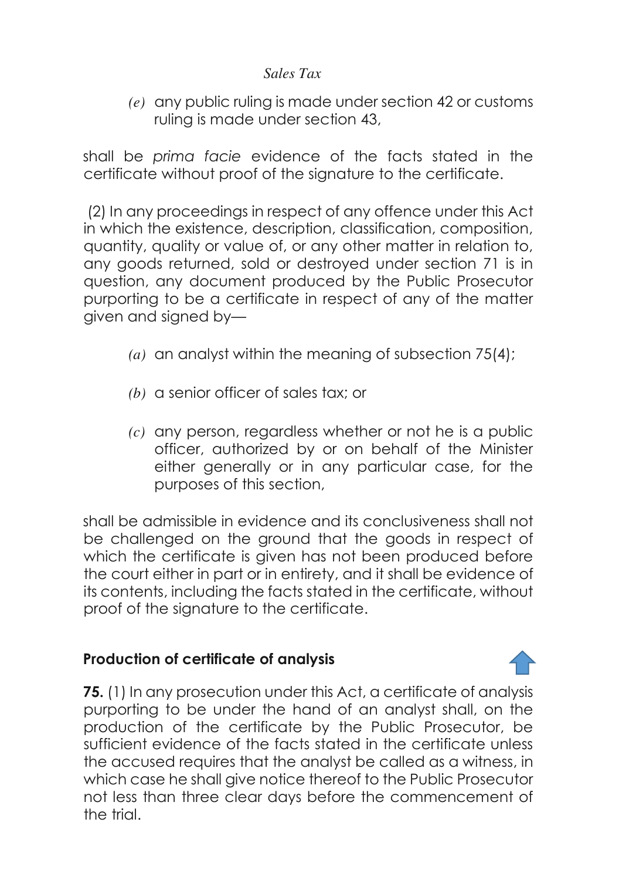*(e)* any public ruling is made under section 42 or customs ruling is made under section 43,

shall be *prima facie* evidence of the facts stated in the certificate without proof of the signature to the certificate.

(2) In any proceedings in respect of any offence under this Act in which the existence, description, classification, composition, quantity, quality or value of, or any other matter in relation to, any goods returned, sold or destroyed under section 71 is in question, any document produced by the Public Prosecutor purporting to be a certificate in respect of any of the matter given and signed by—

*(a)* an analyst within the meaning of subsection 75(4);

*(b)* a senior officer of sales tax; or

*(c)* any person, regardless whether or not he is a public officer, authorized by or on behalf of the Minister either generally or in any particular case, for the purposes of this section,

shall be admissible in evidence and its conclusiveness shall not be challenged on the ground that the goods in respect of which the certificate is given has not been produced before the court either in part or in entirety, and it shall be evidence of its contents, including the facts stated in the certificate, without proof of the signature to the certificate.

### Production of certificate of analysis

**75.** (1) In any prosecution under this Act, a certificate of analysis purporting to be under the hand of an analyst shall, on the production of the certificate by the Public Prosecutor, be sufficient evidence of the facts stated in the certificate unless the accused requires that the analyst be called as a witness, in which case he shall give notice thereof to the Public Prosecutor not less than three clear days before the commencement of the trial.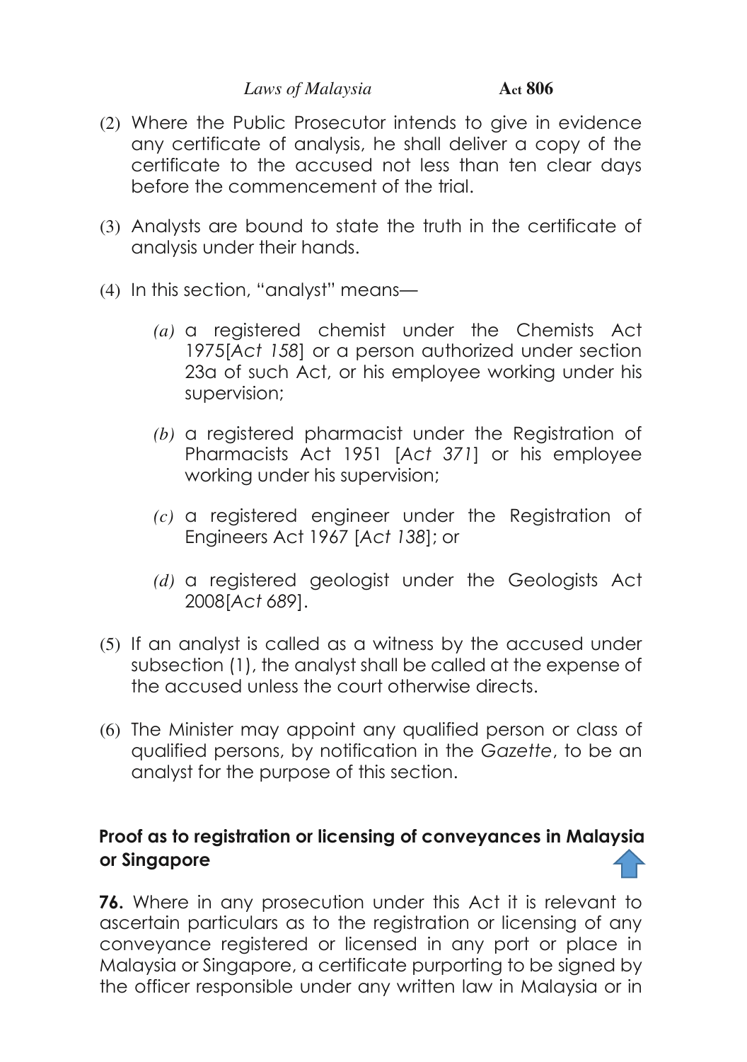(2) Where the Public Prosecutor intends to give in evidence any certificate of analysis, he shall deliver a copy of the certificate to the accused not less than ten clear days before the commencement of the trial.

(3) Analysts are bound to state the truth in the certificate of analysis under their hands.

(4) In this section, "analyst" means—

*(a)* a registered chemist under the Chemists Act 1975[*Act 158*] or a person authorized under section 23a of such Act, or his employee working under his supervision;

*(b)* a registered pharmacist under the Registration of Pharmacists Act 1951 [*Act 371*] or his employee working under his supervision;

*(c)* a registered engineer under the Registration of Engineers Act 1967 [*Act 138*]; or

*(d)* a registered geologist under the Geologists Act 2008[*Act 689*].

(5) If an analyst is called as a witness by the accused under subsection (1), the analyst shall be called at the expense of the accused unless the court otherwise directs.

(6) The Minister may appoint any qualified person or class of qualified persons, by notification in the *Gazette*, to be an analyst for the purpose of this section.

**Proof as to registration or licensing of conveyances in Malaysia or Singapore**

**76.** Where in any prosecution under this Act it is relevant to ascertain particulars as to the registration or licensing of any conveyance registered or licensed in any port or place in Malaysia or Singapore, a certificate purporting to be signed by the officer responsible under any written law in Malaysia or in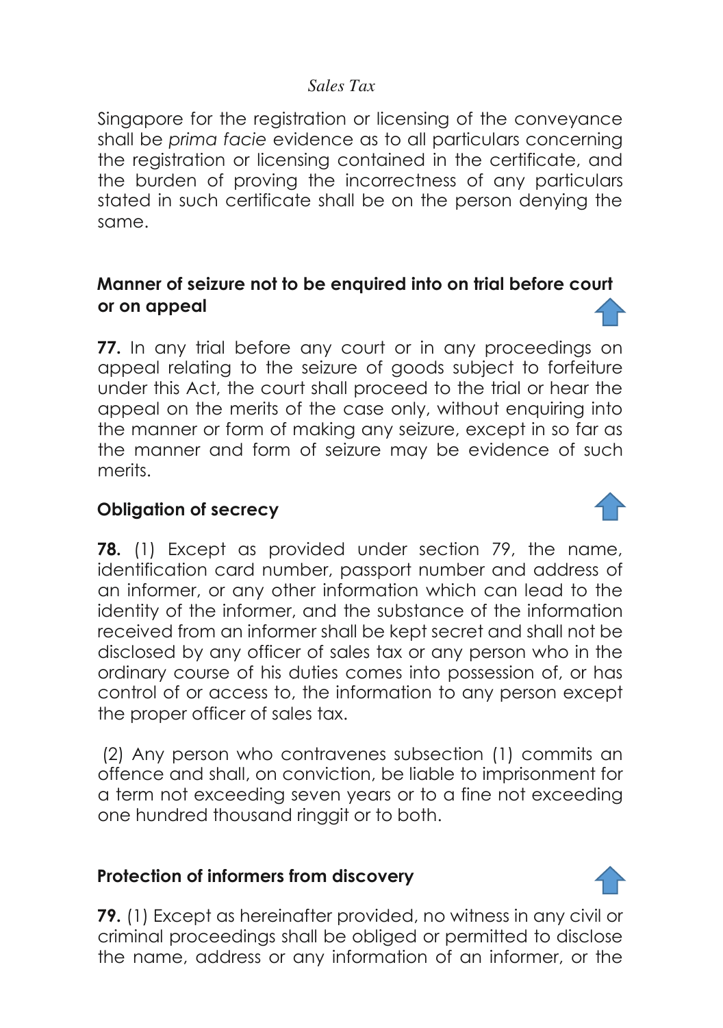Singapore for the registration or licensing of the conveyance shall be *prima facie* evidence as to all particulars concerning the registration or licensing contained in the certificate, and the burden of proving the incorrectness of any particulars stated in such certificate shall be on the person denying the same.

**Manner of seizure not to be enquired into on trial before court or on appeal**

**77.** In any trial before any court or in any proceedings on appeal relating to the seizure of goods subject to forfeiture under this Act, the court shall proceed to the trial or hear the appeal on the merits of the case only, without enquiring into the manner or form of making any seizure, except in so far as the manner and form of seizure may be evidence of such merits.

**Obligation of secrecy**

**78.** (1) Except as provided under section 79, the name, identification card number, passport number and address of an informer, or any other information which can lead to the identity of the informer, and the substance of the information received from an informer shall be kept secret and shall not be disclosed by any officer of sales tax or any person who in the ordinary course of his duties comes into possession of, or has control of or access to, the information to any person except the proper officer of sales tax.

(2) Any person who contravenes subsection (1) commits an offence and shall, on conviction, be liable to imprisonment for a term not exceeding seven years or to a fine not exceeding one hundred thousand ringgit or to both.

**Protection of informers from discovery**

**79.** (1) Except as hereinafter provided, no witness in any civil or criminal proceedings shall be obliged or permitted to disclose the name, address or any information of an informer, or the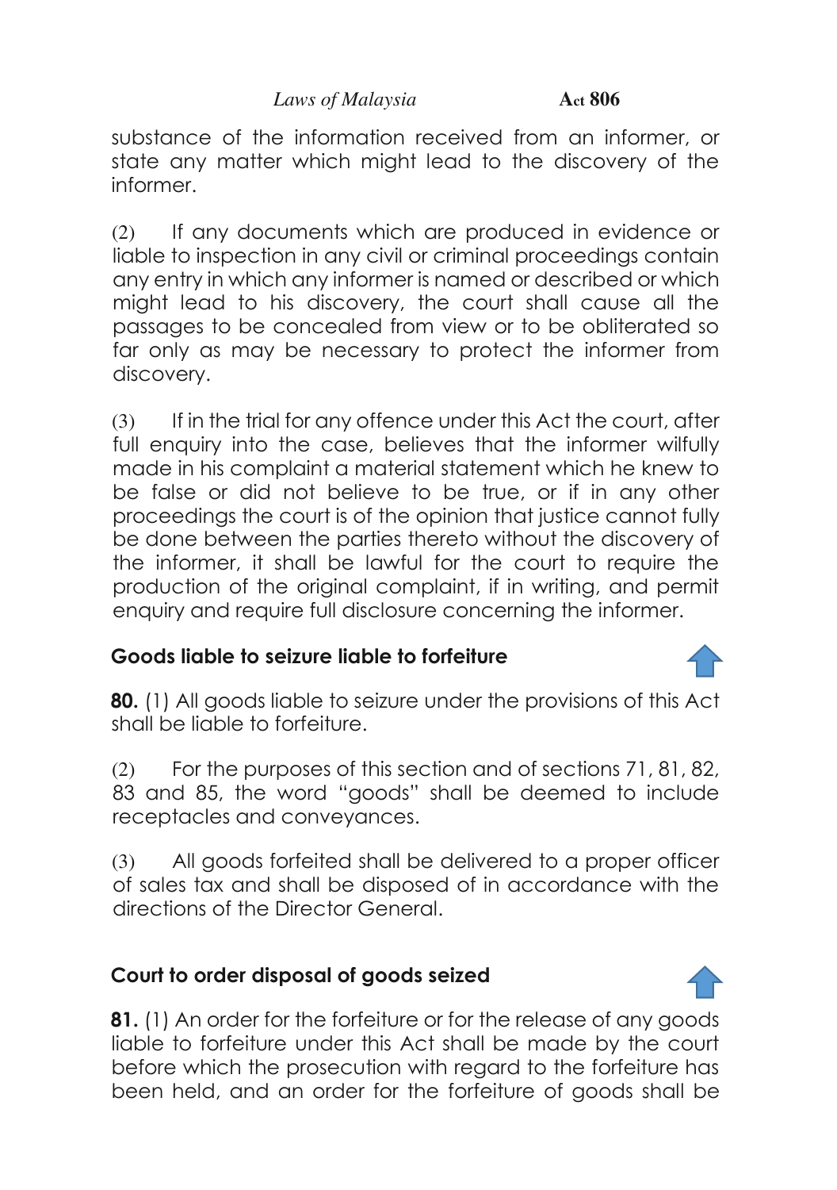substance of the information received from an informer, or state any matter which might lead to the discovery of the informer.

(2) If any documents which are produced in evidence or liable to inspection in any civil or criminal proceedings contain any entry in which any informer is named or described or which might lead to his discovery, the court shall cause all the passages to be concealed from view or to be obliterated so far only as may be necessary to protect the informer from discovery.

(3) If in the trial for any offence under this Act the court, after full enquiry into the case, believes that the informer wilfully made in his complaint a material statement which he knew to be false or did not believe to be true, or if in any other proceedings the court is of the opinion that justice cannot fully be done between the parties thereto without the discovery of the informer, it shall be lawful for the court to require the production of the original complaint, if in writing, and permit enquiry and require full disclosure concerning the informer.

### Goods liable to seizure liable to forfeiture

**80.** (1) All goods liable to seizure under the provisions of this Act shall be liable to forfeiture.

(2) For the purposes of this section and of sections 71, 81, 82, 83 and 85, the word "goods" shall be deemed to include receptacles and conveyances.

(3) All goods forfeited shall be delivered to a proper officer of sales tax and shall be disposed of in accordance with the directions of the Director General.

### Court to order disposal of goods seized

**81.** (1) An order for the forfeiture or for the release of any goods liable to forfeiture under this Act shall be made by the court before which the prosecution with regard to the forfeiture has been held, and an order for the forfeiture of goods shall be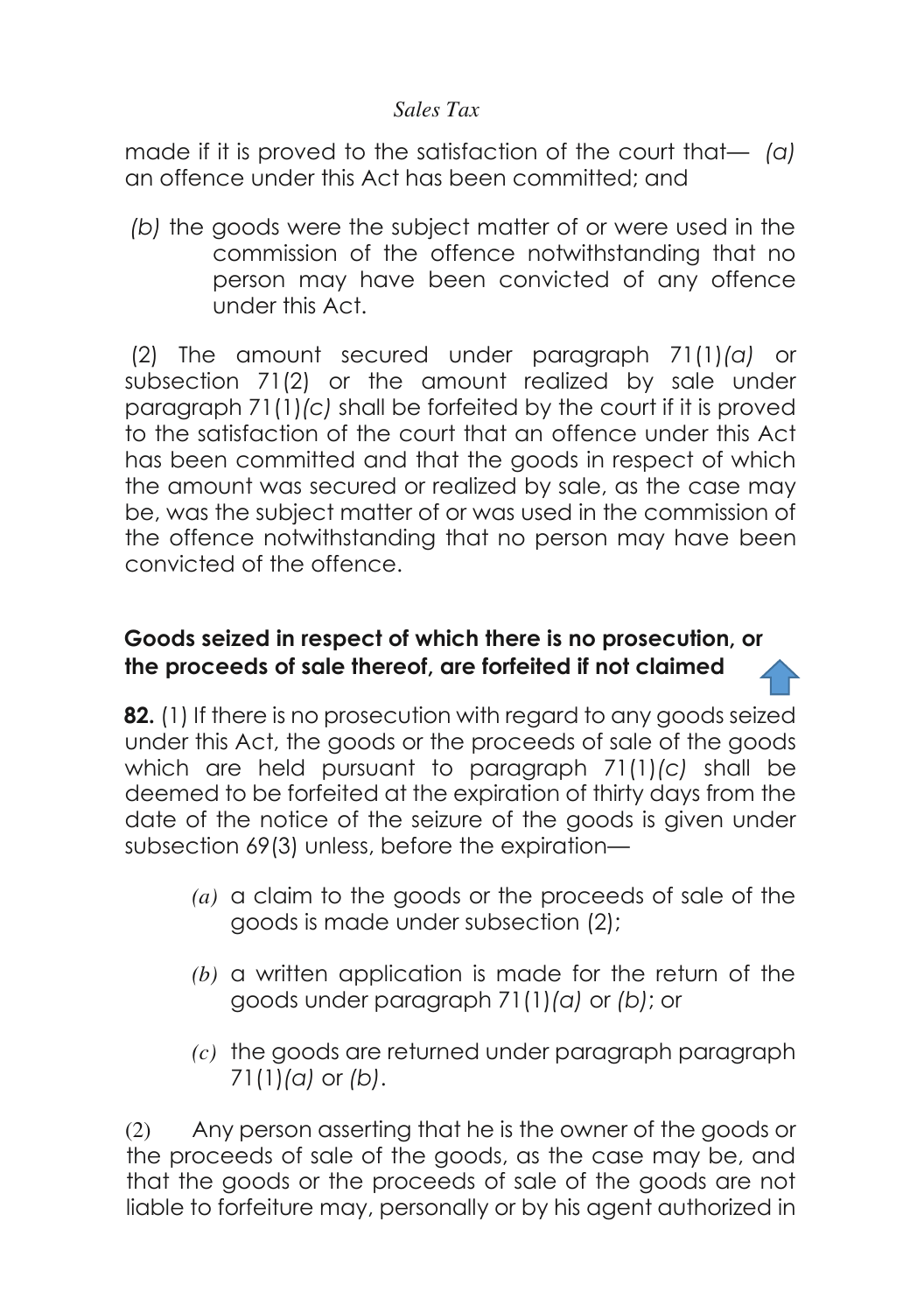made if it is proved to the satisfaction of the court that— *(a)* an offence under this Act has been committed; and

*(b)* the goods were the subject matter of or were used in the commission of the offence notwithstanding that no person may have been convicted of any offence under this Act.

(2) The amount secured under paragraph 71(1)*(a)* or subsection 71(2) or the amount realized by sale under paragraph 71(1)*(c)* shall be forfeited by the court if it is proved to the satisfaction of the court that an offence under this Act has been committed and that the goods in respect of which the amount was secured or realized by sale, as the case may be, was the subject matter of or was used in the commission of the offence notwithstanding that no person may have been convicted of the offence.

**Goods seized in respect of which there is no prosecution, or the proceeds of sale thereof, are forfeited if not claimed**

**82.** (1) If there is no prosecution with regard to any goods seized under this Act, the goods or the proceeds of sale of the goods which are held pursuant to paragraph 71(1)*(c)* shall be deemed to be forfeited at the expiration of thirty days from the date of the notice of the seizure of the goods is given under subsection 69(3) unless, before the expiration—

*(a)* a claim to the goods or the proceeds of sale of the goods is made under subsection (2);

*(b)* a written application is made for the return of the goods under paragraph 71(1)*(a)* or *(b)*; or

*(c)* the goods are returned under paragraph paragraph 71(1)*(a)* or *(b)*.

(2) Any person asserting that he is the owner of the goods or the proceeds of sale of the goods, as the case may be, and that the goods or the proceeds of sale of the goods are not liable to forfeiture may, personally or by his agent authorized in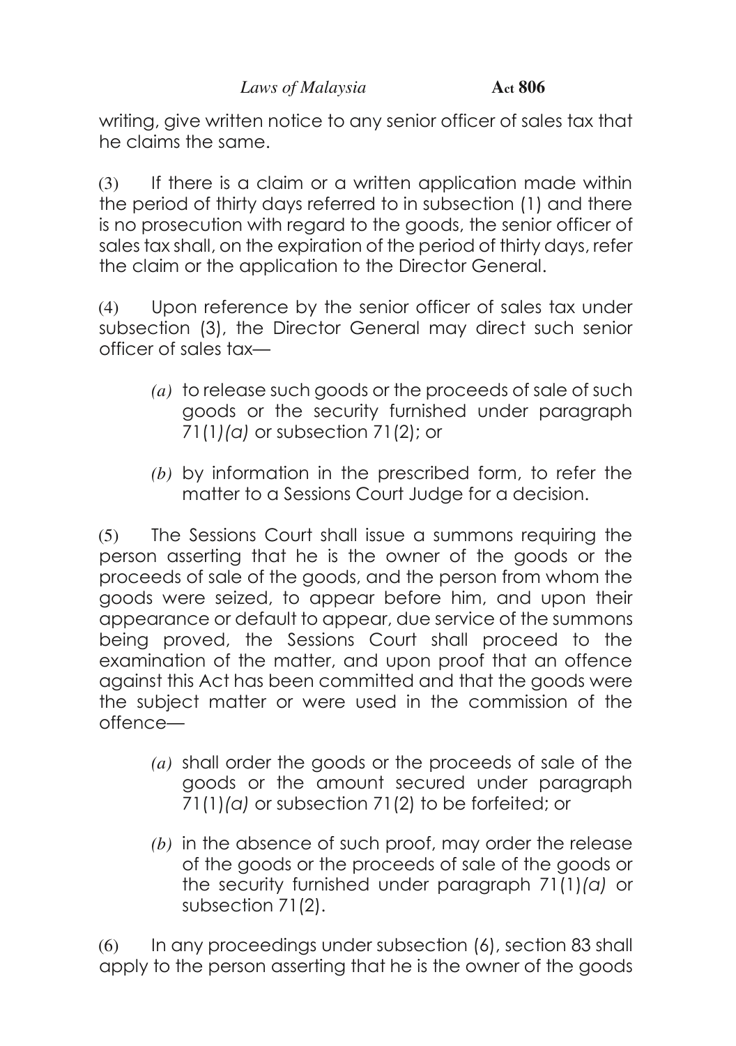writing, give written notice to any senior officer of sales tax that he claims the same.

(3) If there is a claim or a written application made within the period of thirty days referred to in subsection (1) and there is no prosecution with regard to the goods, the senior officer of sales tax shall, on the expiration of the period of thirty days, refer the claim or the application to the Director General.

(4) Upon reference by the senior officer of sales tax under subsection (3), the Director General may direct such senior officer of sales tax—

*(a)* to release such goods or the proceeds of sale of such goods or the security furnished under paragraph 71(1)*(a)* or subsection 71(2); or

*(b)* by information in the prescribed form, to refer the matter to a Sessions Court Judge for a decision.

(5) The Sessions Court shall issue a summons requiring the person asserting that he is the owner of the goods or the proceeds of sale of the goods, and the person from whom the goods were seized, to appear before him, and upon their appearance or default to appear, due service of the summons being proved, the Sessions Court shall proceed to the examination of the matter, and upon proof that an offence against this Act has been committed and that the goods were the subject matter or were used in the commission of the offence—

*(a)* shall order the goods or the proceeds of sale of the goods or the amount secured under paragraph 71(1)*(a)* or subsection 71(2) to be forfeited; or

*(b)* in the absence of such proof, may order the release of the goods or the proceeds of sale of the goods or the security furnished under paragraph 71(1)*(a)* or subsection 71(2).

(6) In any proceedings under subsection (6), section 83 shall apply to the person asserting that he is the owner of the goods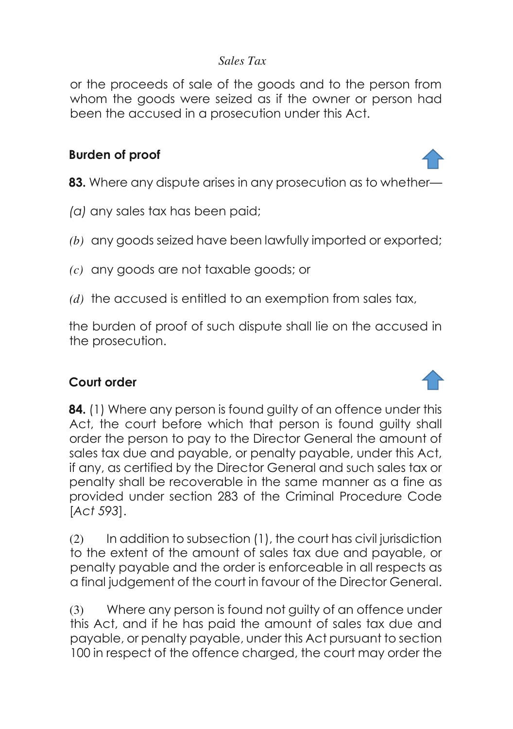or the proceeds of sale of the goods and to the person from whom the goods were seized as if the owner or person had been the accused in a prosecution under this Act.

**Burden of proof**

**83.** Where any dispute arises in any prosecution as to whether—

*(a)* any sales tax has been paid;

*(b)* any goods seized have been lawfully imported or exported;

*(c)* any goods are not taxable goods; or

*(d)* the accused is entitled to an exemption from sales tax,

the burden of proof of such dispute shall lie on the accused in the prosecution.

**Court order**

**84.** (1) Where any person is found guilty of an offence under this Act, the court before which that person is found guilty shall order the person to pay to the Director General the amount of sales tax due and payable, or penalty payable, under this Act, if any, as certified by the Director General and such sales tax or penalty shall be recoverable in the same manner as a fine as provided under section 283 of the Criminal Procedure Code [*Act 593*].

(2) In addition to subsection (1), the court has civil jurisdiction to the extent of the amount of sales tax due and payable, or penalty payable and the order is enforceable in all respects as a final judgement of the court in favour of the Director General.

(3) Where any person is found not guilty of an offence under this Act, and if he has paid the amount of sales tax due and payable, or penalty payable, under this Act pursuant to section 100 in respect of the offence charged, the court may order the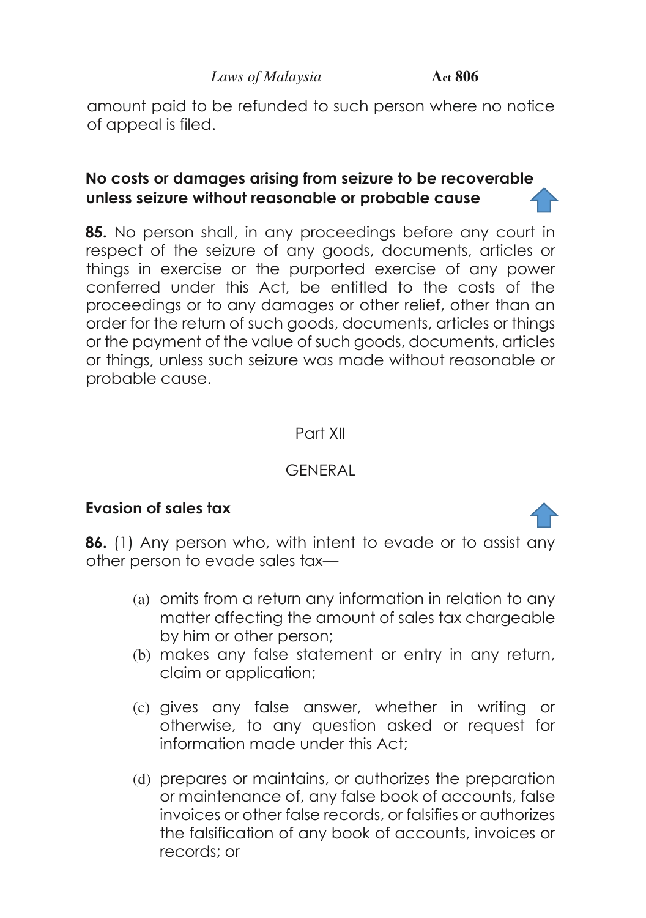amount paid to be refunded to such person where no notice of appeal is filed.

**No costs or damages arising from seizure to be recoverable unless seizure without reasonable or probable cause**

**85.** No person shall, in any proceedings before any court in respect of the seizure of any goods, documents, articles or things in exercise or the purported exercise of any power conferred under this Act, be entitled to the costs of the proceedings or to any damages or other relief, other than an order for the return of such goods, documents, articles or things or the payment of the value of such goods, documents, articles or things, unless such seizure was made without reasonable or probable cause.

## Part XII

## GENERAL

**Evasion of sales tax**

**86.** (1) Any person who, with intent to evade or to assist any other person to evade sales tax—

- (a) omits from a return any information in relation to any matter affecting the amount of sales tax chargeable by him or other person;
- (b) makes any false statement or entry in any return, claim or application;
- (c) gives any false answer, whether in writing or otherwise, to any question asked or request for information made under this Act;
- (d) prepares or maintains, or authorizes the preparation or maintenance of, any false book of accounts, false invoices or other false records, or falsifies or authorizes the falsification of any book of accounts, invoices or records; or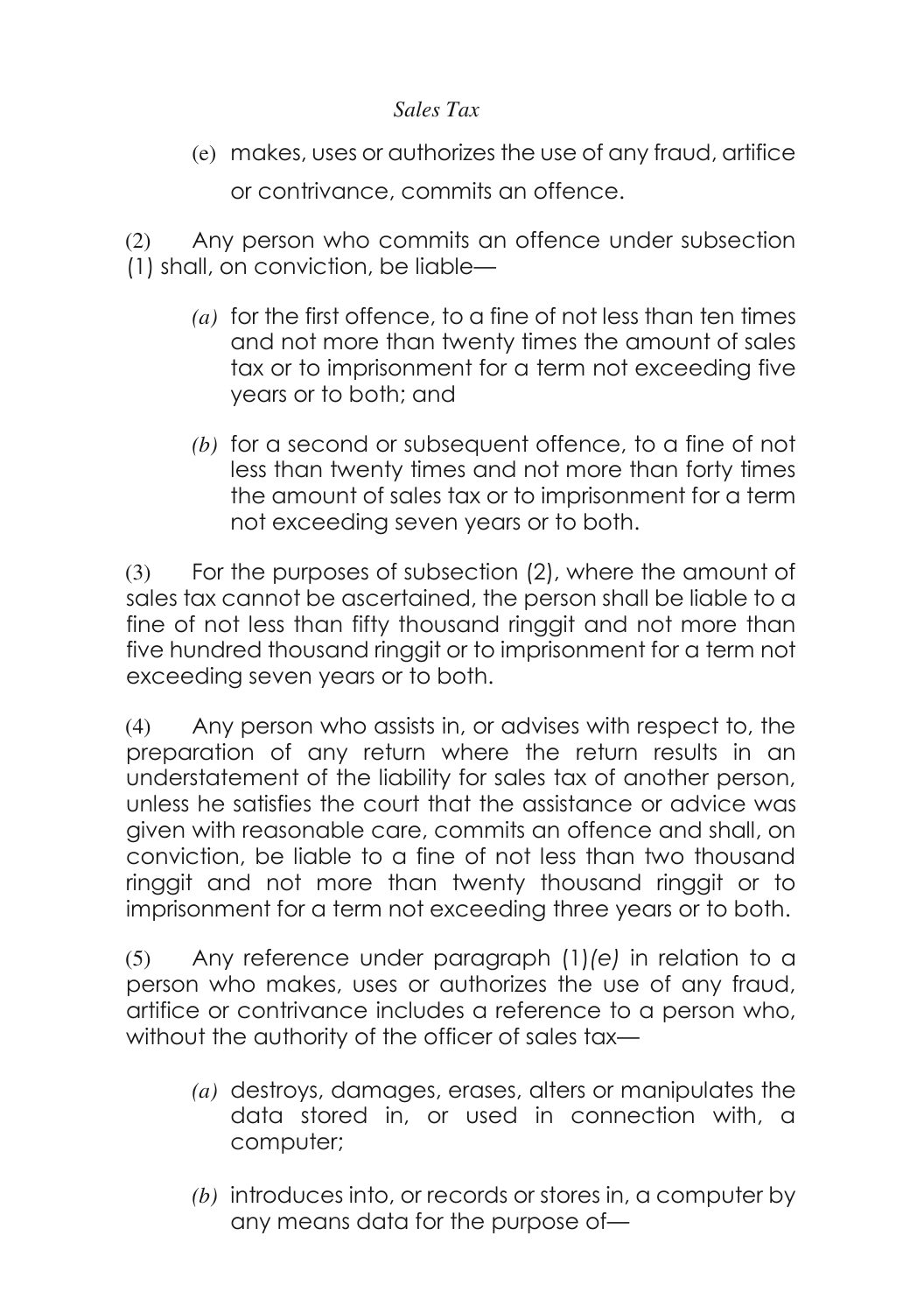(e) makes, uses or authorizes the use of any fraud, artifice or contrivance, commits an offence.

(2) Any person who commits an offence under subsection (1) shall, on conviction, be liable—

*(a)* for the first offence, to a fine of not less than ten times and not more than twenty times the amount of sales tax or to imprisonment for a term not exceeding five years or to both; and

*(b)* for a second or subsequent offence, to a fine of not less than twenty times and not more than forty times the amount of sales tax or to imprisonment for a term not exceeding seven years or to both.

(3) For the purposes of subsection (2), where the amount of sales tax cannot be ascertained, the person shall be liable to a fine of not less than fifty thousand ringgit and not more than five hundred thousand ringgit or to imprisonment for a term not exceeding seven years or to both.

(4) Any person who assists in, or advises with respect to, the preparation of any return where the return results in an understatement of the liability for sales tax of another person, unless he satisfies the court that the assistance or advice was given with reasonable care, commits an offence and shall, on conviction, be liable to a fine of not less than two thousand ringgit and not more than twenty thousand ringgit or to imprisonment for a term not exceeding three years or to both.

(5) Any reference under paragraph (1)*(e)* in relation to a person who makes, uses or authorizes the use of any fraud, artifice or contrivance includes a reference to a person who, without the authority of the officer of sales tax—

*(a)* destroys, damages, erases, alters or manipulates the data stored in, or used in connection with, a computer;

*(b)* introduces into, or records or stores in, a computer by any means data for the purpose of—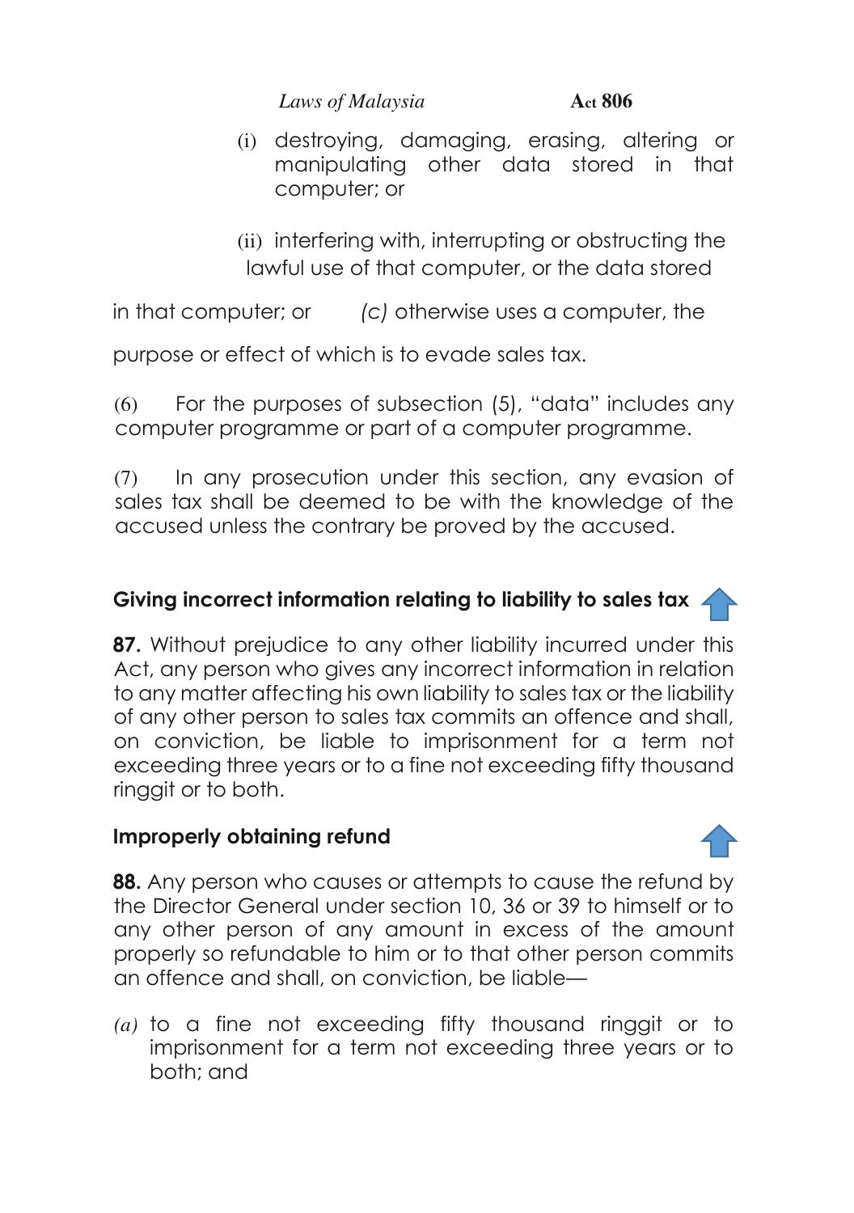(i) destroying, damaging, erasing, altering or manipulating other data stored in that computer; or

(ii) interfering with, interrupting or obstructing the lawful use of that computer, or the data stored in that computer; or

*(c)* otherwise uses a computer, the purpose or effect of which is to evade sales tax.

(6) For the purposes of subsection (5), "data" includes any computer programme or part of a computer programme.

(7) In any prosecution under this section, any evasion of sales tax shall be deemed to be with the knowledge of the accused unless the contrary be proved by the accused.

### Giving incorrect information relating to liability to sales tax

**87.** Without prejudice to any other liability incurred under this Act, any person who gives any incorrect information in relation to any matter affecting his own liability to sales tax or the liability of any other person to sales tax commits an offence and shall, on conviction, be liable to imprisonment for a term not exceeding three years or to a fine not exceeding fifty thousand ringgit or to both.

### Improperly obtaining refund

**88.** Any person who causes or attempts to cause the refund by the Director General under section 10, 36 or 39 to himself or to any other person of any amount in excess of the amount properly so refundable to him or to that other person commits an offence and shall, on conviction, be liable—

*(a)* to a fine not exceeding fifty thousand ringgit or to imprisonment for a term not exceeding three years or to both; and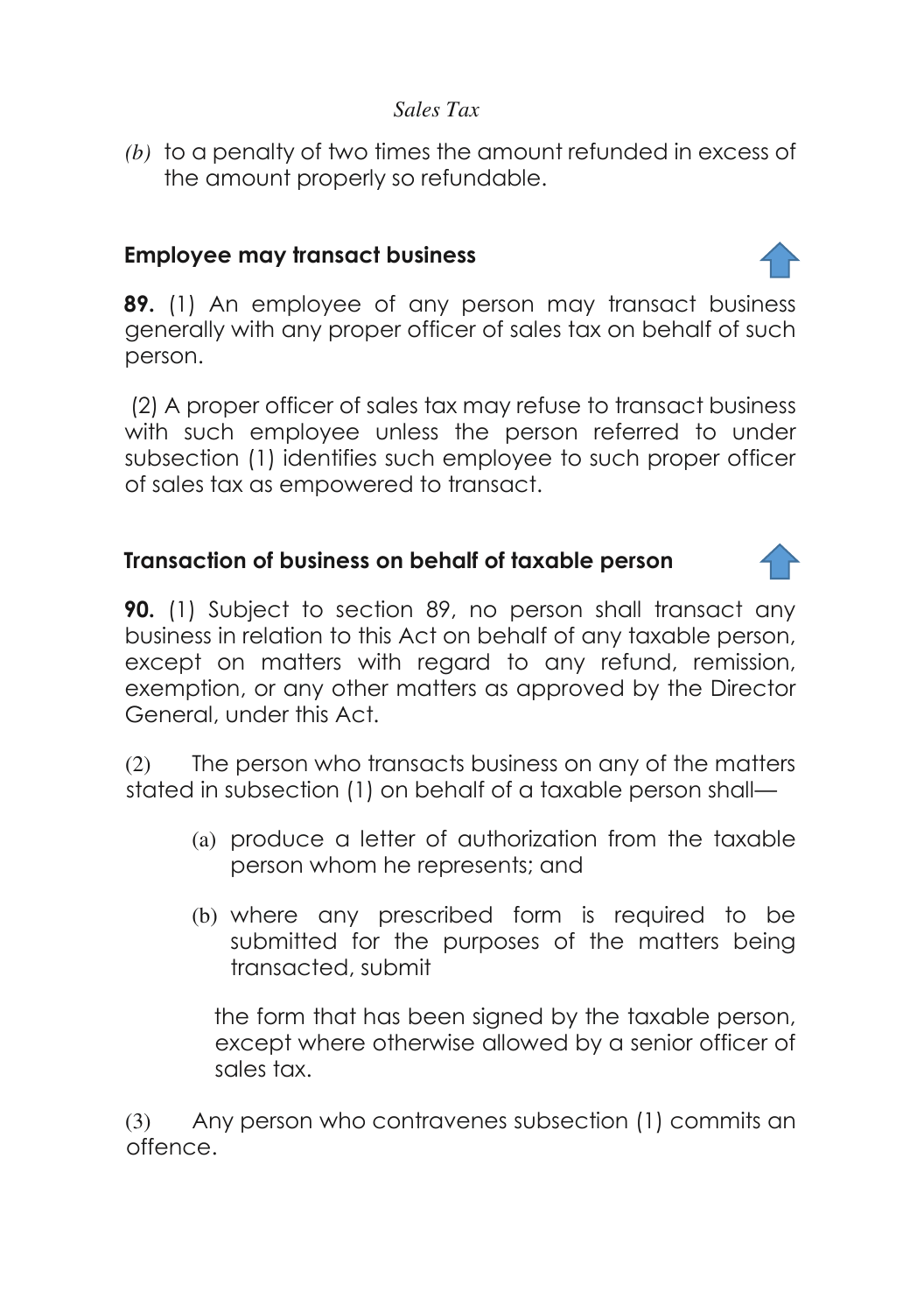*(b)* to a penalty of two times the amount refunded in excess of the amount properly so refundable.

### Employee may transact business

**89.** (1) An employee of any person may transact business generally with any proper officer of sales tax on behalf of such person.

(2) A proper officer of sales tax may refuse to transact business with such employee unless the person referred to under subsection (1) identifies such employee to such proper officer of sales tax as empowered to transact.

### Transaction of business on behalf of taxable person

**90.** (1) Subject to section 89, no person shall transact any business in relation to this Act on behalf of any taxable person, except on matters with regard to any refund, remission, exemption, or any other matters as approved by the Director General, under this Act.

(2) The person who transacts business on any of the matters stated in subsection (1) on behalf of a taxable person shall—

(a) produce a letter of authorization from the taxable person whom he represents; and

(b) where any prescribed form is required to be submitted for the purposes of the matters being transacted, submit

the form that has been signed by the taxable person, except where otherwise allowed by a senior officer of sales tax.

(3) Any person who contravenes subsection (1) commits an offence.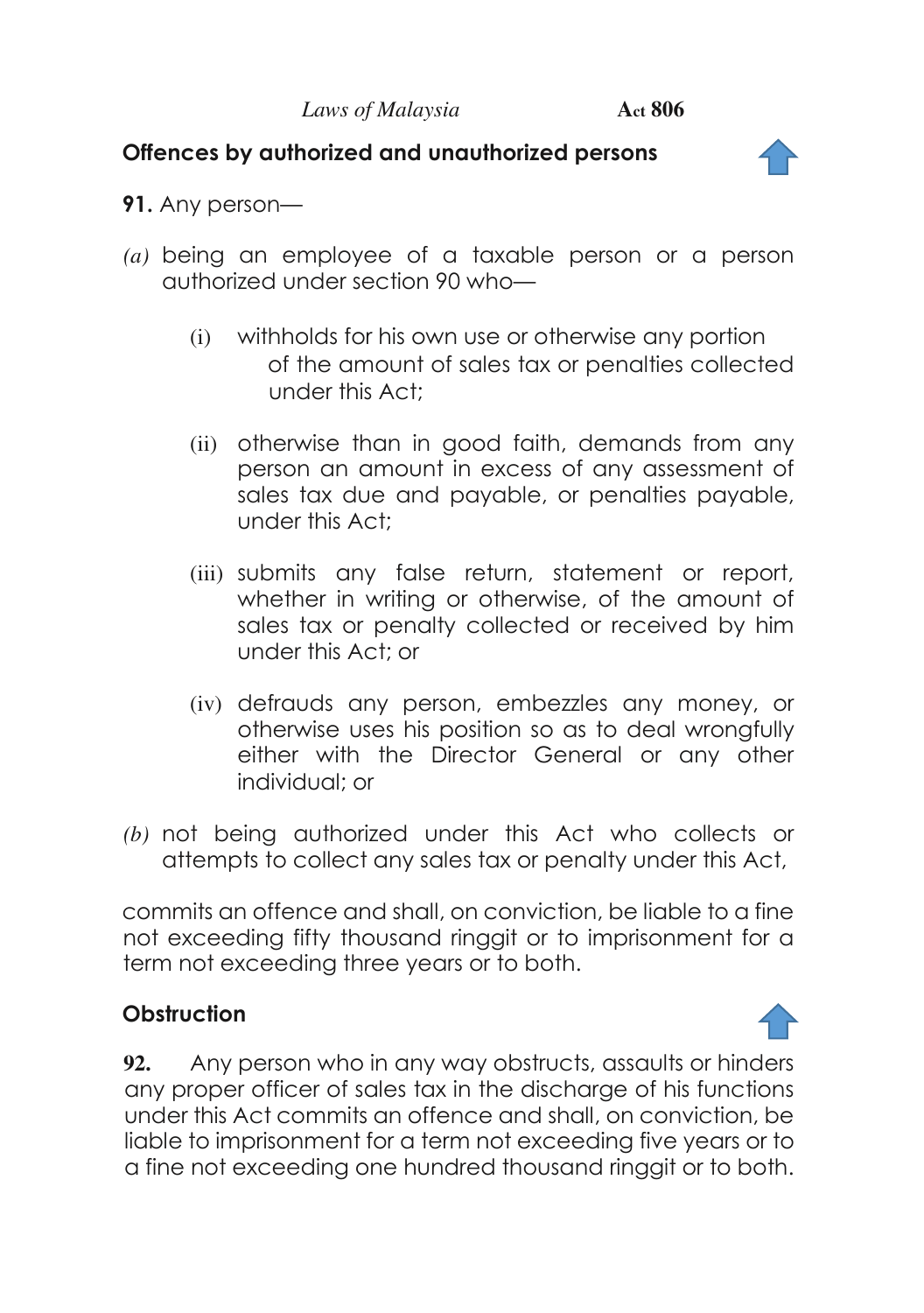## Offences by authorized and unauthorized persons

**91.** Any person—

*(a)* being an employee of a taxable person or a person authorized under section 90 who—

(i) withholds for his own use or otherwise any portion of the amount of sales tax or penalties collected under this Act;

(ii) otherwise than in good faith, demands from any person an amount in excess of any assessment of sales tax due and payable, or penalties payable, under this Act;

(iii) submits any false return, statement or report, whether in writing or otherwise, of the amount of sales tax or penalty collected or received by him under this Act; or

(iv) defrauds any person, embezzles any money, or otherwise uses his position so as to deal wrongfully either with the Director General or any other individual; or

*(b)* not being authorized under this Act who collects or attempts to collect any sales tax or penalty under this Act,

commits an offence and shall, on conviction, be liable to a fine not exceeding fifty thousand ringgit or to imprisonment for a term not exceeding three years or to both.

## Obstruction

**92.** Any person who in any way obstructs, assaults or hinders any proper officer of sales tax in the discharge of his functions under this Act commits an offence and shall, on conviction, be liable to imprisonment for a term not exceeding five years or to a fine not exceeding one hundred thousand ringgit or to both.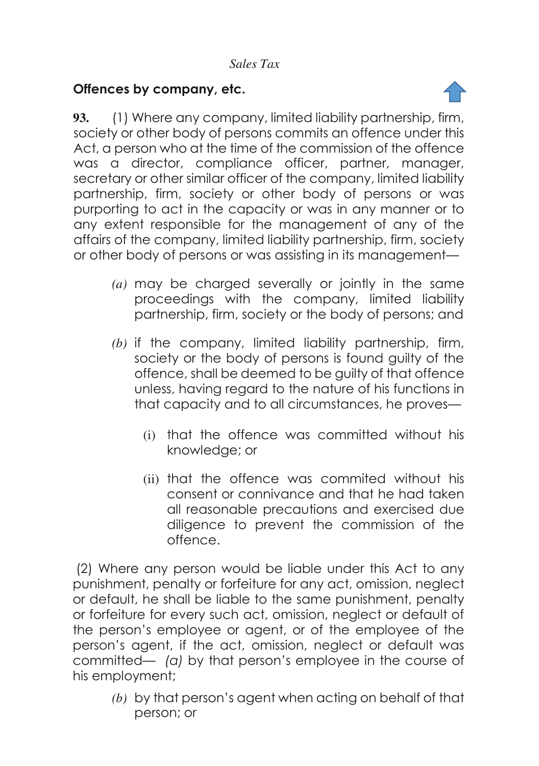## Offences by company, etc.

**93.** (1) Where any company, limited liability partnership, firm, society or other body of persons commits an offence under this Act, a person who at the time of the commission of the offence was a director, compliance officer, partner, manager, secretary or other similar officer of the company, limited liability partnership, firm, society or other body of persons or was purporting to act in the capacity or was in any manner or to any extent responsible for the management of any of the affairs of the company, limited liability partnership, firm, society or other body of persons or was assisting in its management—

> *(a)* may be charged severally or jointly in the same proceedings with the company, limited liability partnership, firm, society or the body of persons; and
>
> *(b)* if the company, limited liability partnership, firm, society or the body of persons is found guilty of the offence, shall be deemed to be guilty of that offence unless, having regard to the nature of his functions in that capacity and to all circumstances, he proves—
>
> > (i) that the offence was committed without his knowledge; or
> >
> > (ii) that the offence was commited without his consent or connivance and that he had taken all reasonable precautions and exercised due diligence to prevent the commission of the offence.

(2) Where any person would be liable under this Act to any punishment, penalty or forfeiture for any act, omission, neglect or default, he shall be liable to the same punishment, penalty or forfeiture for every such act, omission, neglect or default of the person's employee or agent, or of the employee of the person's agent, if the act, omission, neglect or default was committed— *(a)* by that person's employee in the course of his employment;

> *(b)* by that person's agent when acting on behalf of that person; or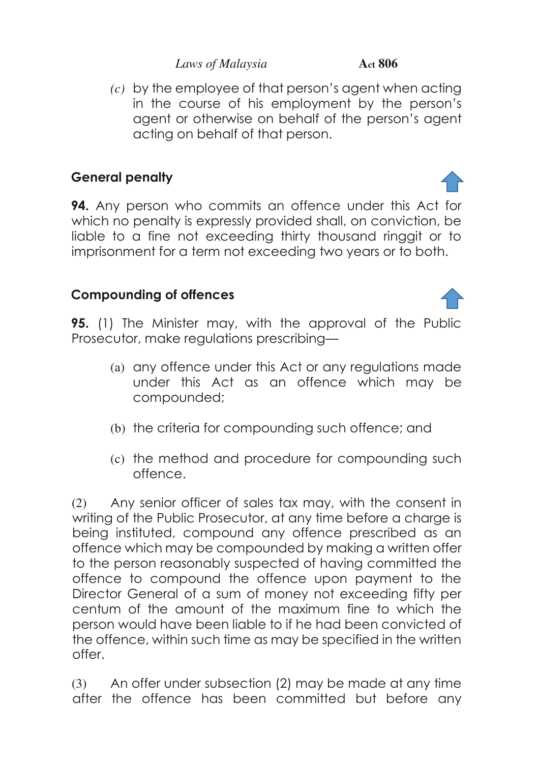*(c)* by the employee of that person's agent when acting in the course of his employment by the person's agent or otherwise on behalf of the person's agent acting on behalf of that person.

## General penalty

**94.** Any person who commits an offence under this Act for which no penalty is expressly provided shall, on conviction, be liable to a fine not exceeding thirty thousand ringgit or to imprisonment for a term not exceeding two years or to both.

## Compounding of offences

**95.** (1) The Minister may, with the approval of the Public Prosecutor, make regulations prescribing—

(a) any offence under this Act or any regulations made under this Act as an offence which may be compounded;

(b) the criteria for compounding such offence; and

(c) the method and procedure for compounding such offence.

(2) Any senior officer of sales tax may, with the consent in writing of the Public Prosecutor, at any time before a charge is being instituted, compound any offence prescribed as an offence which may be compounded by making a written offer to the person reasonably suspected of having committed the offence to compound the offence upon payment to the Director General of a sum of money not exceeding fifty per centum of the amount of the maximum fine to which the person would have been liable to if he had been convicted of the offence, within such time as may be specified in the written offer.

(3) An offer under subsection (2) may be made at any time after the offence has been committed but before any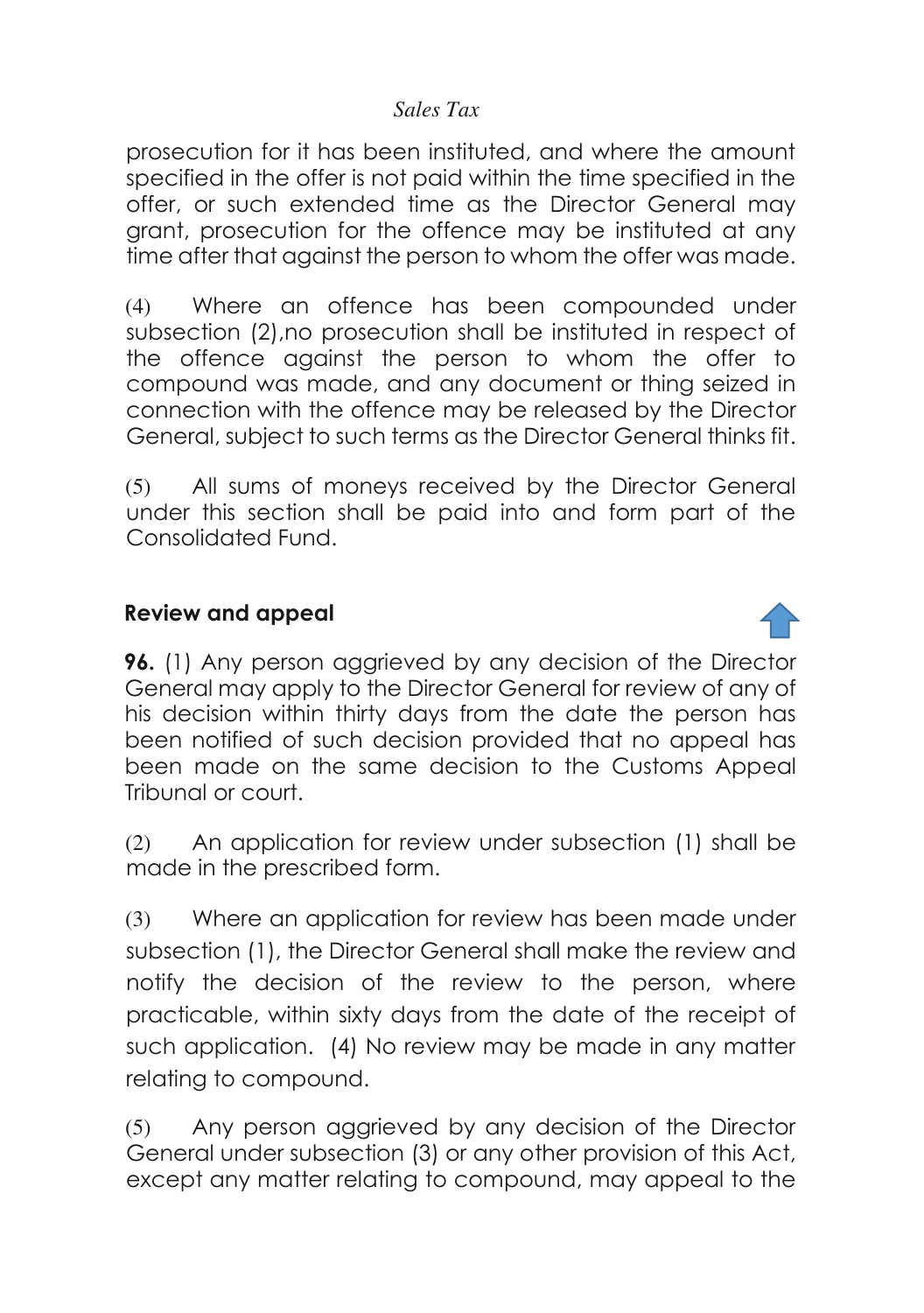prosecution for it has been instituted, and where the amount specified in the offer is not paid within the time specified in the offer, or such extended time as the Director General may grant, prosecution for the offence may be instituted at any time after that against the person to whom the offer was made.

(4) Where an offence has been compounded under subsection (2),no prosecution shall be instituted in respect of the offence against the person to whom the offer to compound was made, and any document or thing seized in connection with the offence may be released by the Director General, subject to such terms as the Director General thinks fit.

(5) All sums of moneys received by the Director General under this section shall be paid into and form part of the Consolidated Fund.

**Review and appeal**

**96.** (1) Any person aggrieved by any decision of the Director General may apply to the Director General for review of any of his decision within thirty days from the date the person has been notified of such decision provided that no appeal has been made on the same decision to the Customs Appeal Tribunal or court.

(2) An application for review under subsection (1) shall be made in the prescribed form.

(3) Where an application for review has been made under subsection (1), the Director General shall make the review and notify the decision of the review to the person, where practicable, within sixty days from the date of the receipt of such application. (4) No review may be made in any matter relating to compound.

(5) Any person aggrieved by any decision of the Director General under subsection (3) or any other provision of this Act, except any matter relating to compound, may appeal to the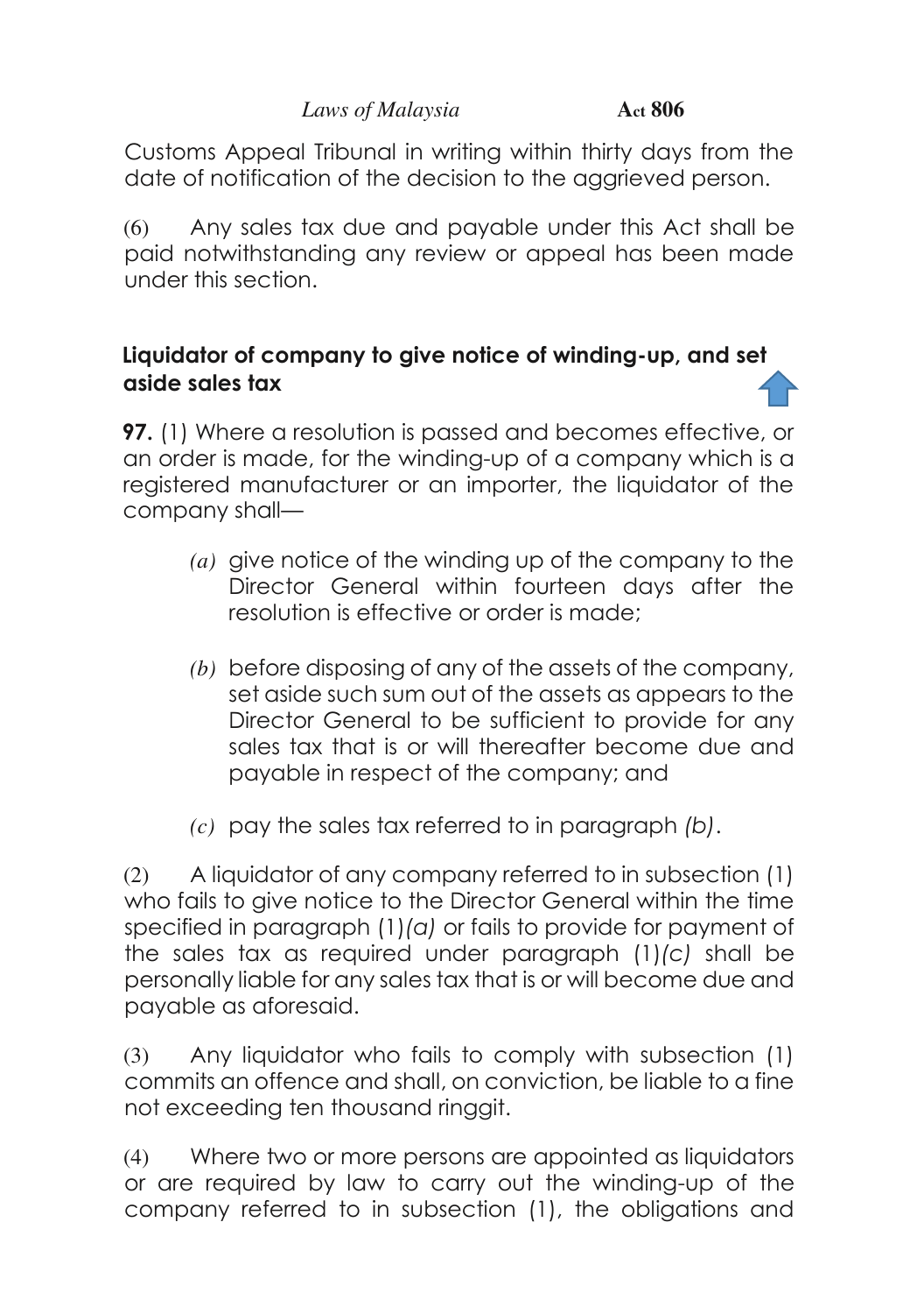Customs Appeal Tribunal in writing within thirty days from the date of notification of the decision to the aggrieved person.

(6) Any sales tax due and payable under this Act shall be paid notwithstanding any review or appeal has been made under this section.

### Liquidator of company to give notice of winding-up, and set aside sales tax

**97.** (1) Where a resolution is passed and becomes effective, or an order is made, for the winding-up of a company which is a registered manufacturer or an importer, the liquidator of the company shall—

*(a)* give notice of the winding up of the company to the Director General within fourteen days after the resolution is effective or order is made;

*(b)* before disposing of any of the assets of the company, set aside such sum out of the assets as appears to the Director General to be sufficient to provide for any sales tax that is or will thereafter become due and payable in respect of the company; and

*(c)* pay the sales tax referred to in paragraph *(b)*.

(2) A liquidator of any company referred to in subsection (1) who fails to give notice to the Director General within the time specified in paragraph (1)*(a)* or fails to provide for payment of the sales tax as required under paragraph (1)*(c)* shall be personally liable for any sales tax that is or will become due and payable as aforesaid.

(3) Any liquidator who fails to comply with subsection (1) commits an offence and shall, on conviction, be liable to a fine not exceeding ten thousand ringgit.

(4) Where two or more persons are appointed as liquidators or are required by law to carry out the winding-up of the company referred to in subsection (1), the obligations and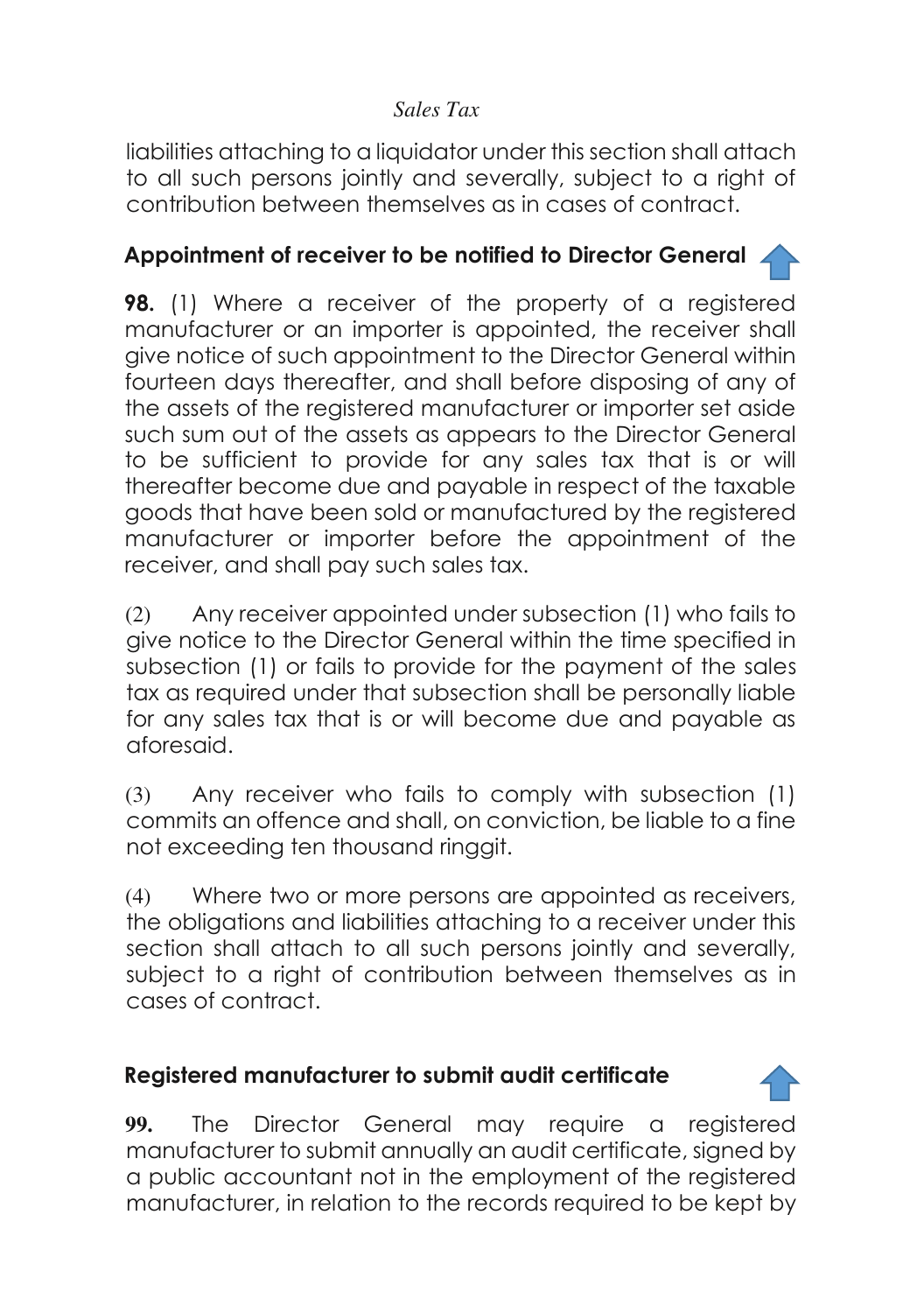liabilities attaching to a liquidator under this section shall attach to all such persons jointly and severally, subject to a right of contribution between themselves as in cases of contract.

### Appointment of receiver to be notified to Director General

**98.** (1) Where a receiver of the property of a registered manufacturer or an importer is appointed, the receiver shall give notice of such appointment to the Director General within fourteen days thereafter, and shall before disposing of any of the assets of the registered manufacturer or importer set aside such sum out of the assets as appears to the Director General to be sufficient to provide for any sales tax that is or will thereafter become due and payable in respect of the taxable goods that have been sold or manufactured by the registered manufacturer or importer before the appointment of the receiver, and shall pay such sales tax.

(2) Any receiver appointed under subsection (1) who fails to give notice to the Director General within the time specified in subsection (1) or fails to provide for the payment of the sales tax as required under that subsection shall be personally liable for any sales tax that is or will become due and payable as aforesaid.

(3) Any receiver who fails to comply with subsection (1) commits an offence and shall, on conviction, be liable to a fine not exceeding ten thousand ringgit.

(4) Where two or more persons are appointed as receivers, the obligations and liabilities attaching to a receiver under this section shall attach to all such persons jointly and severally, subject to a right of contribution between themselves as in cases of contract.

### Registered manufacturer to submit audit certificate

**99.** The Director General may require a registered manufacturer to submit annually an audit certificate, signed by a public accountant not in the employment of the registered manufacturer, in relation to the records required to be kept by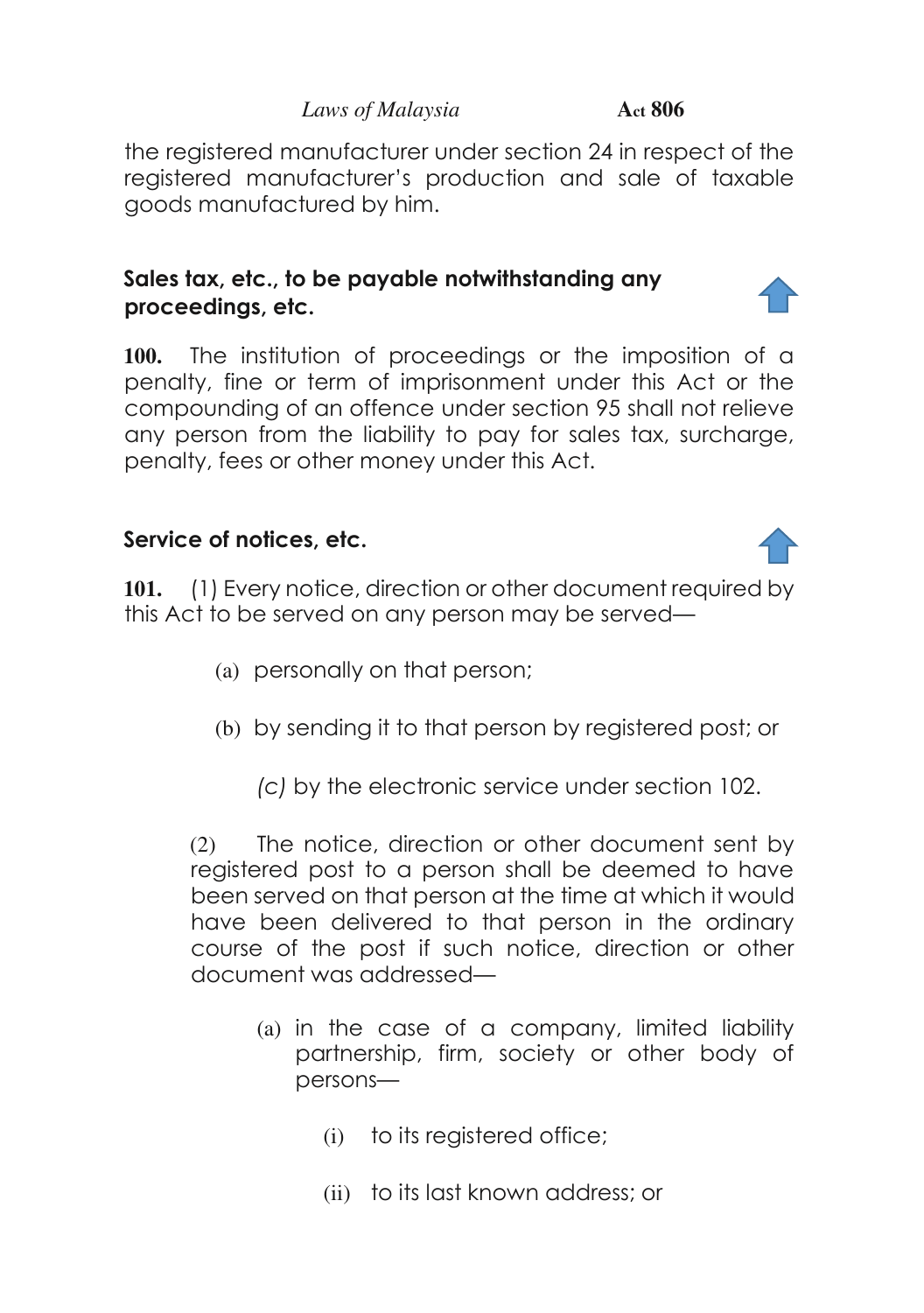the registered manufacturer under section 24 in respect of the registered manufacturer's production and sale of taxable goods manufactured by him.

### Sales tax, etc., to be payable notwithstanding any proceedings, etc.

**100.** The institution of proceedings or the imposition of a penalty, fine or term of imprisonment under this Act or the compounding of an offence under section 95 shall not relieve any person from the liability to pay for sales tax, surcharge, penalty, fees or other money under this Act.

### Service of notices, etc.

**101.** (1) Every notice, direction or other document required by this Act to be served on any person may be served—

(a) personally on that person;

(b) by sending it to that person by registered post; or

*(c)* by the electronic service under section 102.

(2) The notice, direction or other document sent by registered post to a person shall be deemed to have been served on that person at the time at which it would have been delivered to that person in the ordinary course of the post if such notice, direction or other document was addressed—

(a) in the case of a company, limited liability partnership, firm, society or other body of persons—

(i) to its registered office;

(ii) to its last known address; or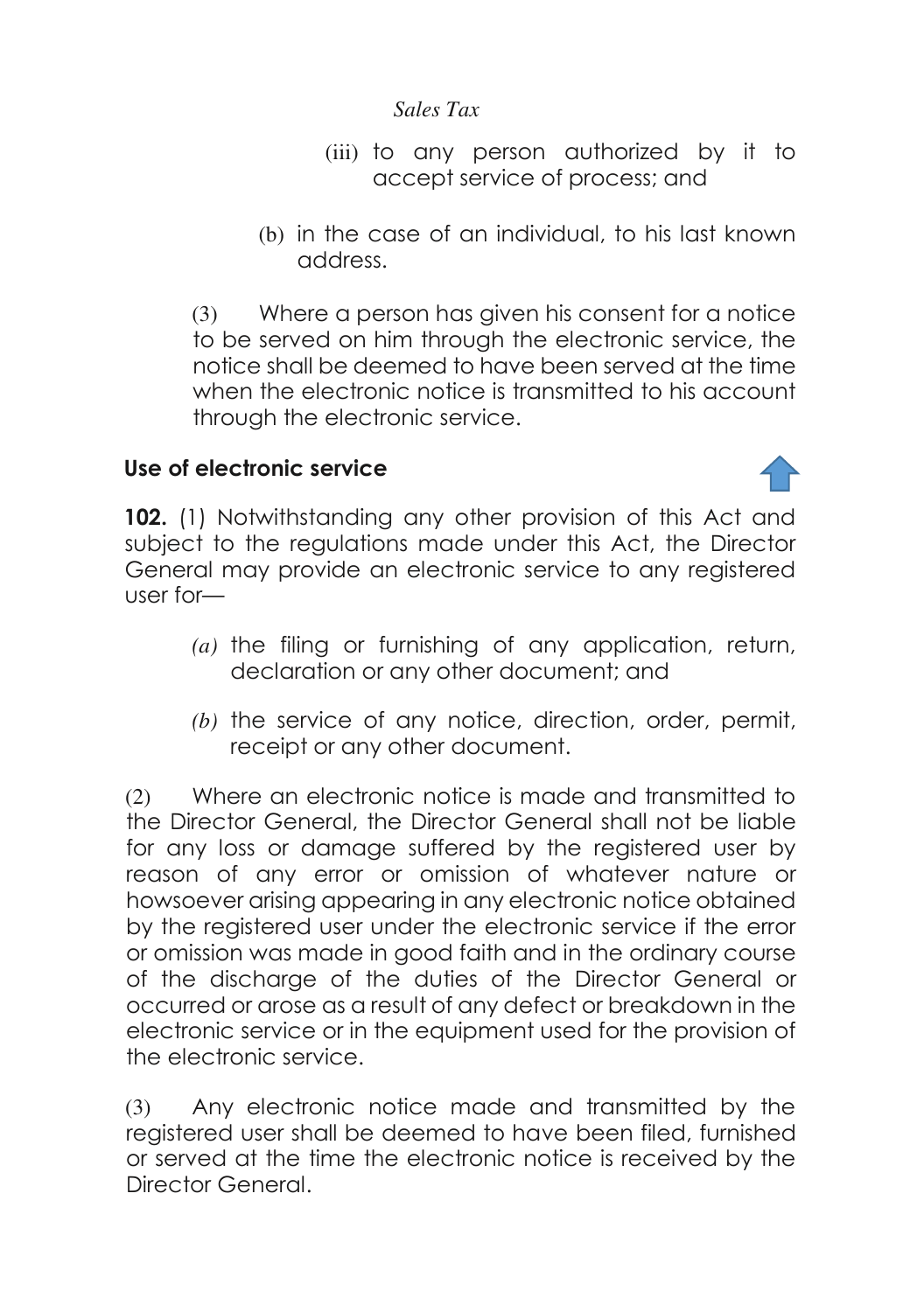(iii) to any person authorized by it to accept service of process; and

(b) in the case of an individual, to his last known address.

(3) Where a person has given his consent for a notice to be served on him through the electronic service, the notice shall be deemed to have been served at the time when the electronic notice is transmitted to his account through the electronic service.

**Use of electronic service**

**102.** (1) Notwithstanding any other provision of this Act and subject to the regulations made under this Act, the Director General may provide an electronic service to any registered user for—

*(a)* the filing or furnishing of any application, return, declaration or any other document; and

*(b)* the service of any notice, direction, order, permit, receipt or any other document.

(2) Where an electronic notice is made and transmitted to the Director General, the Director General shall not be liable for any loss or damage suffered by the registered user by reason of any error or omission of whatever nature or howsoever arising appearing in any electronic notice obtained by the registered user under the electronic service if the error or omission was made in good faith and in the ordinary course of the discharge of the duties of the Director General or occurred or arose as a result of any defect or breakdown in the electronic service or in the equipment used for the provision of the electronic service.

(3) Any electronic notice made and transmitted by the registered user shall be deemed to have been filed, furnished or served at the time the electronic notice is received by the Director General.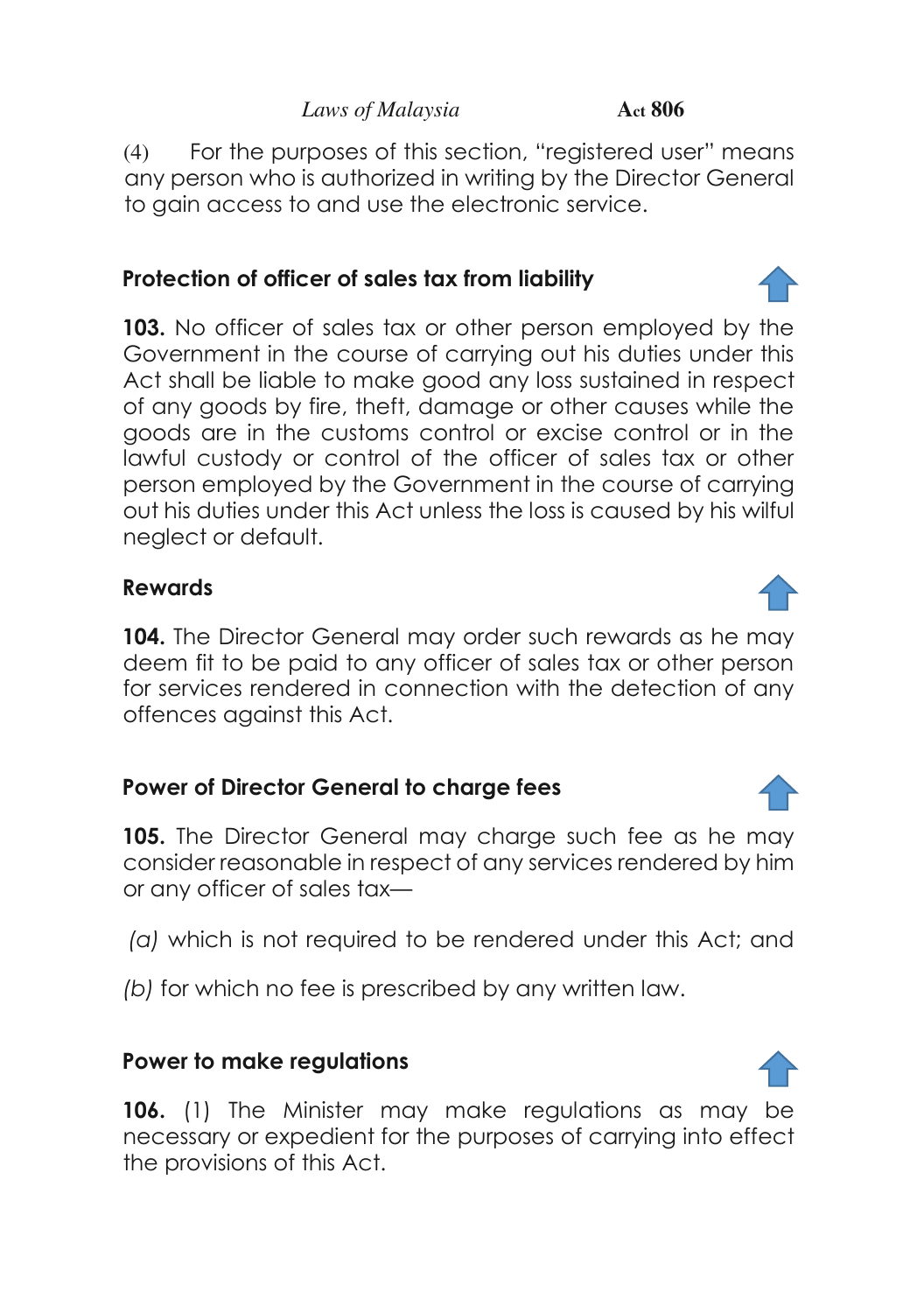(4) For the purposes of this section, "registered user" means any person who is authorized in writing by the Director General to gain access to and use the electronic service.

### Protection of officer of sales tax from liability

**103.** No officer of sales tax or other person employed by the Government in the course of carrying out his duties under this Act shall be liable to make good any loss sustained in respect of any goods by fire, theft, damage or other causes while the goods are in the customs control or excise control or in the lawful custody or control of the officer of sales tax or other person employed by the Government in the course of carrying out his duties under this Act unless the loss is caused by his wilful neglect or default.

### Rewards

**104.** The Director General may order such rewards as he may deem fit to be paid to any officer of sales tax or other person for services rendered in connection with the detection of any offences against this Act.

### Power of Director General to charge fees

**105.** The Director General may charge such fee as he may consider reasonable in respect of any services rendered by him or any officer of sales tax—

*(a)* which is not required to be rendered under this Act; and

*(b)* for which no fee is prescribed by any written law.

### Power to make regulations

**106.** (1) The Minister may make regulations as may be necessary or expedient for the purposes of carrying into effect the provisions of this Act.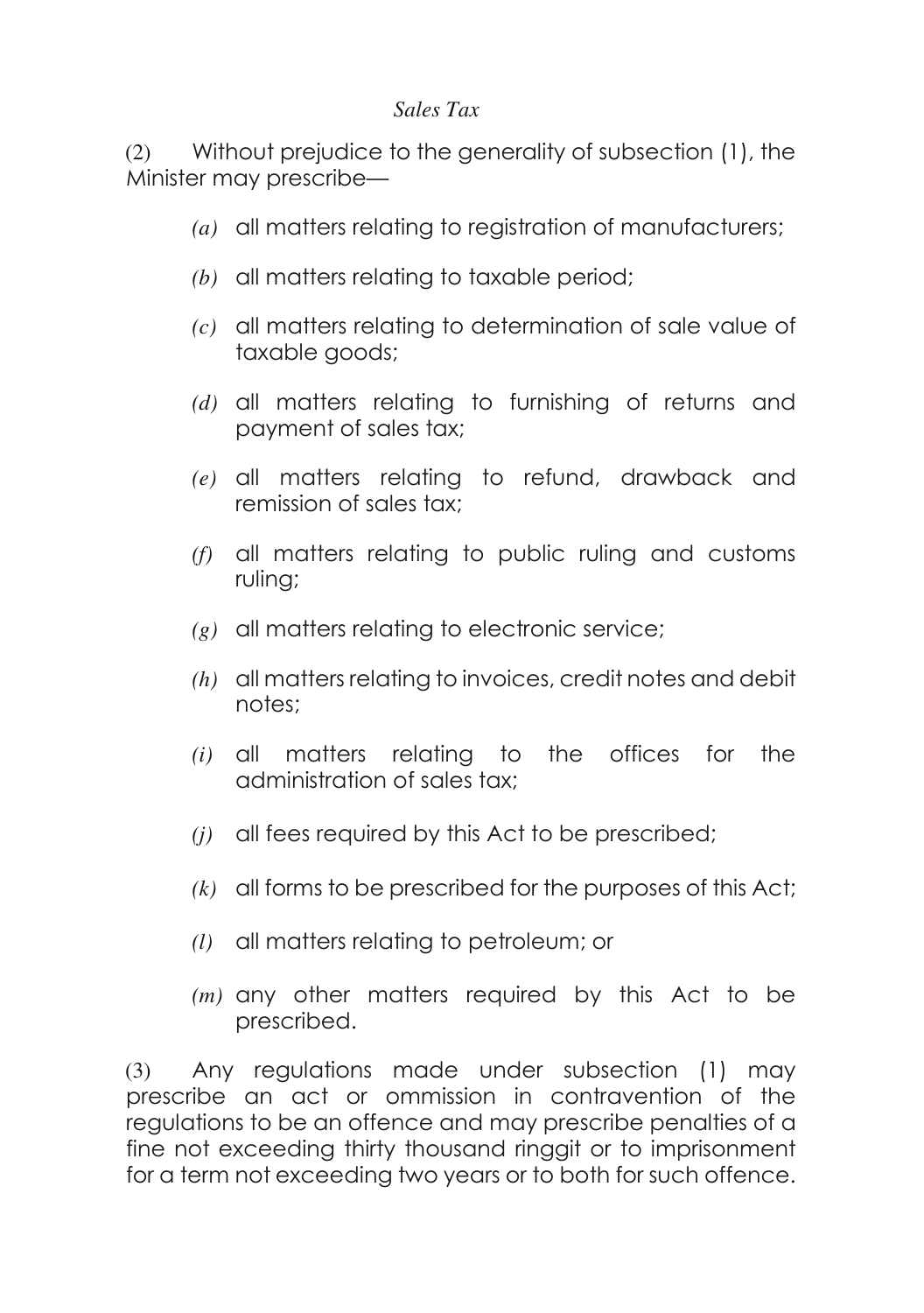(2) Without prejudice to the generality of subsection (1), the Minister may prescribe—

*(a)* all matters relating to registration of manufacturers;

*(b)* all matters relating to taxable period;

*(c)* all matters relating to determination of sale value of taxable goods;

*(d)* all matters relating to furnishing of returns and payment of sales tax;

*(e)* all matters relating to refund, drawback and remission of sales tax;

*(f)* all matters relating to public ruling and customs ruling;

*(g)* all matters relating to electronic service;

*(h)* all matters relating to invoices, credit notes and debit notes;

*(i)* all matters relating to the offices for the administration of sales tax;

*(j)* all fees required by this Act to be prescribed;

*(k)* all forms to be prescribed for the purposes of this Act;

*(l)* all matters relating to petroleum; or

*(m)* any other matters required by this Act to be prescribed.

(3) Any regulations made under subsection (1) may prescribe an act or ommission in contravention of the regulations to be an offence and may prescribe penalties of a fine not exceeding thirty thousand ringgit or to imprisonment for a term not exceeding two years or to both for such offence.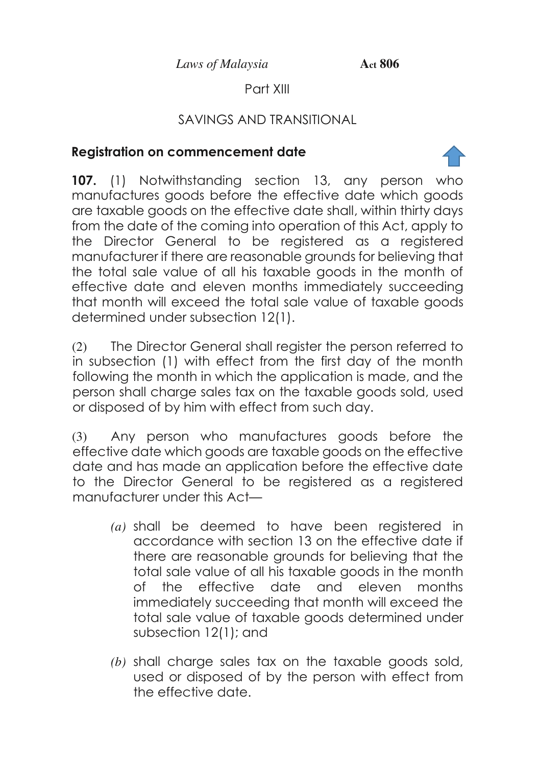## Part XIII

## SAVINGS AND TRANSITIONAL

### Registration on commencement date

**107.** (1) Notwithstanding section 13, any person who manufactures goods before the effective date which goods are taxable goods on the effective date shall, within thirty days from the date of the coming into operation of this Act, apply to the Director General to be registered as a registered manufacturer if there are reasonable grounds for believing that the total sale value of all his taxable goods in the month of effective date and eleven months immediately succeeding that month will exceed the total sale value of taxable goods determined under subsection 12(1).

(2) The Director General shall register the person referred to in subsection (1) with effect from the first day of the month following the month in which the application is made, and the person shall charge sales tax on the taxable goods sold, used or disposed of by him with effect from such day.

(3) Any person who manufactures goods before the effective date which goods are taxable goods on the effective date and has made an application before the effective date to the Director General to be registered as a registered manufacturer under this Act—

*(a)* shall be deemed to have been registered in accordance with section 13 on the effective date if there are reasonable grounds for believing that the total sale value of all his taxable goods in the month of the effective date and eleven months immediately succeeding that month will exceed the total sale value of taxable goods determined under subsection 12(1); and

*(b)* shall charge sales tax on the taxable goods sold, used or disposed of by the person with effect from the effective date.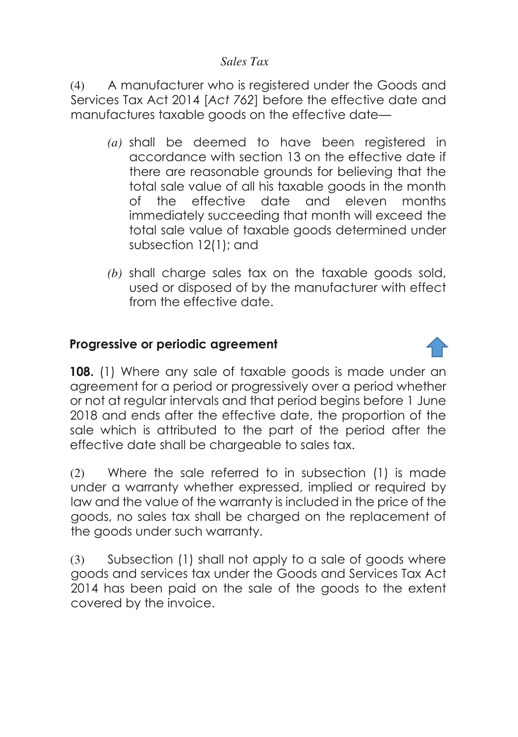(4) A manufacturer who is registered under the Goods and Services Tax Act 2014 [*Act 762*] before the effective date and manufactures taxable goods on the effective date—

*(a)* shall be deemed to have been registered in accordance with section 13 on the effective date if there are reasonable grounds for believing that the total sale value of all his taxable goods in the month of the effective date and eleven months immediately succeeding that month will exceed the total sale value of taxable goods determined under subsection 12(1); and

*(b)* shall charge sales tax on the taxable goods sold, used or disposed of by the manufacturer with effect from the effective date.

## Progressive or periodic agreement

**108.** (1) Where any sale of taxable goods is made under an agreement for a period or progressively over a period whether or not at regular intervals and that period begins before 1 June 2018 and ends after the effective date, the proportion of the sale which is attributed to the part of the period after the effective date shall be chargeable to sales tax.

(2) Where the sale referred to in subsection (1) is made under a warranty whether expressed, implied or required by law and the value of the warranty is included in the price of the goods, no sales tax shall be charged on the replacement of the goods under such warranty.

(3) Subsection (1) shall not apply to a sale of goods where goods and services tax under the Goods and Services Tax Act 2014 has been paid on the sale of the goods to the extent covered by the invoice.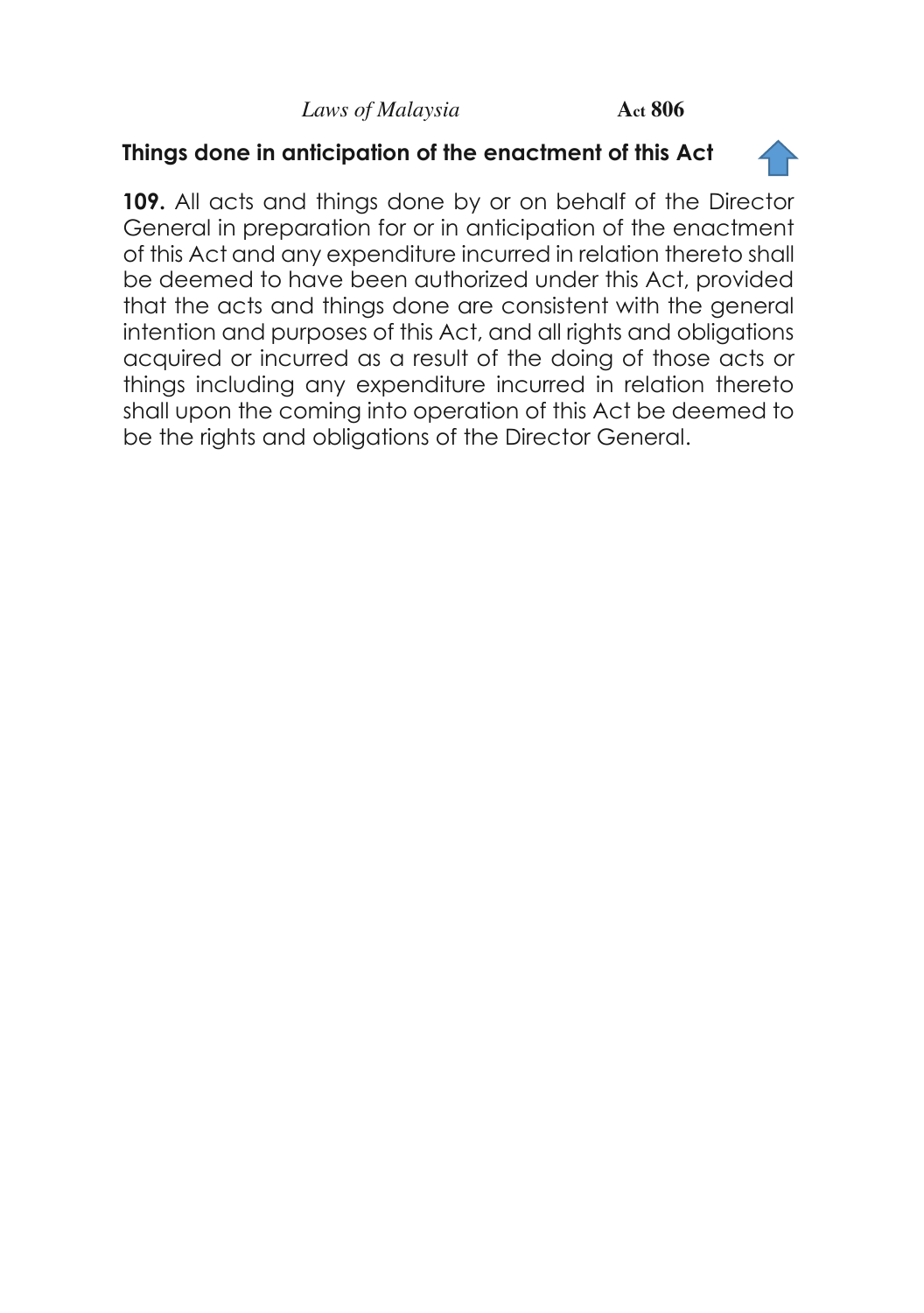### Things done in anticipation of the enactment of this Act

**109.** All acts and things done by or on behalf of the Director General in preparation for or in anticipation of the enactment of this Act and any expenditure incurred in relation thereto shall be deemed to have been authorized under this Act, provided that the acts and things done are consistent with the general intention and purposes of this Act, and all rights and obligations acquired or incurred as a result of the doing of those acts or things including any expenditure incurred in relation thereto shall upon the coming into operation of this Act be deemed to be the rights and obligations of the Director General.